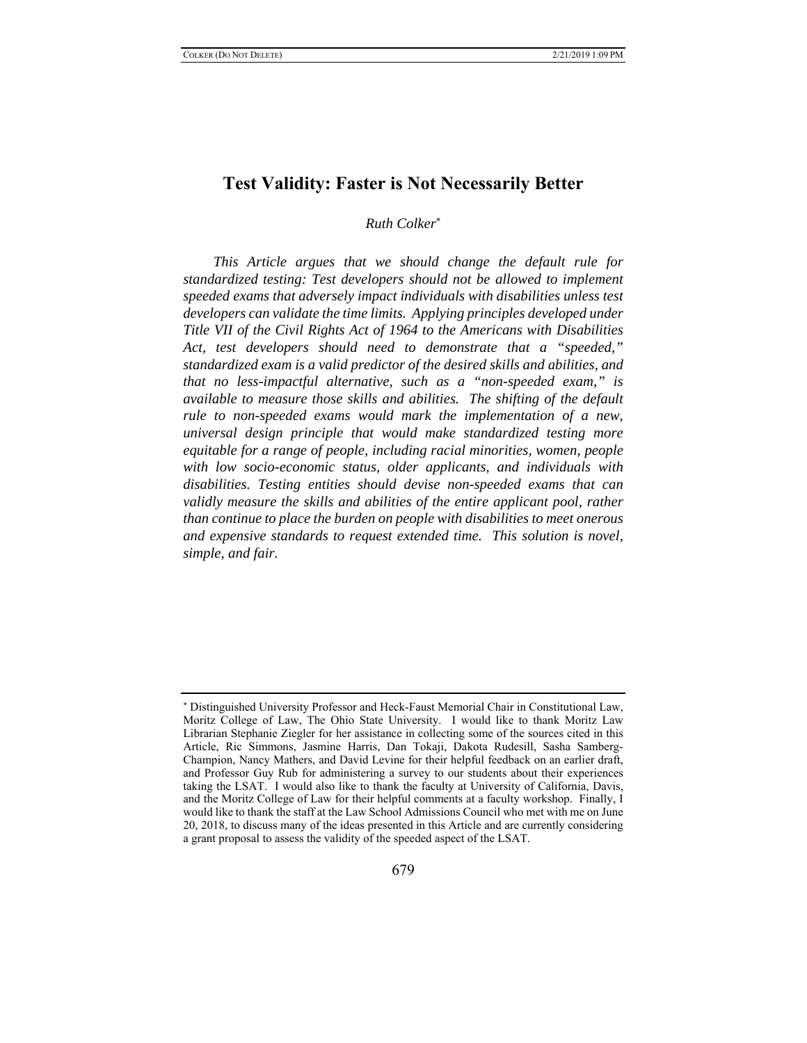# Test Validity: Faster is Not Necessarily Better

*Ruth Colker*[*]

*This Article argues that we should change the default rule for standardized testing: Test developers should not be allowed to implement speeded exams that adversely impact individuals with disabilities unless test developers can validate the time limits. Applying principles developed under Title VII of the Civil Rights Act of 1964 to the Americans with Disabilities Act, test developers should need to demonstrate that a "speeded," standardized exam is a valid predictor of the desired skills and abilities, and that no less-impactful alternative, such as a "non-speeded exam," is available to measure those skills and abilities. The shifting of the default rule to non-speeded exams would mark the implementation of a new, universal design principle that would make standardized testing more equitable for a range of people, including racial minorities, women, people with low socio-economic status, older applicants, and individuals with disabilities. Testing entities should devise non-speeded exams that can validly measure the skills and abilities of the entire applicant pool, rather than continue to place the burden on people with disabilities to meet onerous and expensive standards to request extended time. This solution is novel, simple, and fair.*

---

[*] Distinguished University Professor and Heck-Faust Memorial Chair in Constitutional Law, Moritz College of Law, The Ohio State University. I would like to thank Moritz Law Librarian Stephanie Ziegler for her assistance in collecting some of the sources cited in this Article, Ric Simmons, Jasmine Harris, Dan Tokaji, Dakota Rudesill, Sasha Samberg-Champion, Nancy Mathers, and David Levine for their helpful feedback on an earlier draft, and Professor Guy Rub for administering a survey to our students about their experiences taking the LSAT. I would also like to thank the faculty at University of California, Davis, and the Moritz College of Law for their helpful comments at a faculty workshop. Finally, I would like to thank the staff at the Law School Admissions Council who met with me on June 20, 2018, to discuss many of the ideas presented in this Article and are currently considering a grant proposal to assess the validity of the speeded aspect of the LSAT.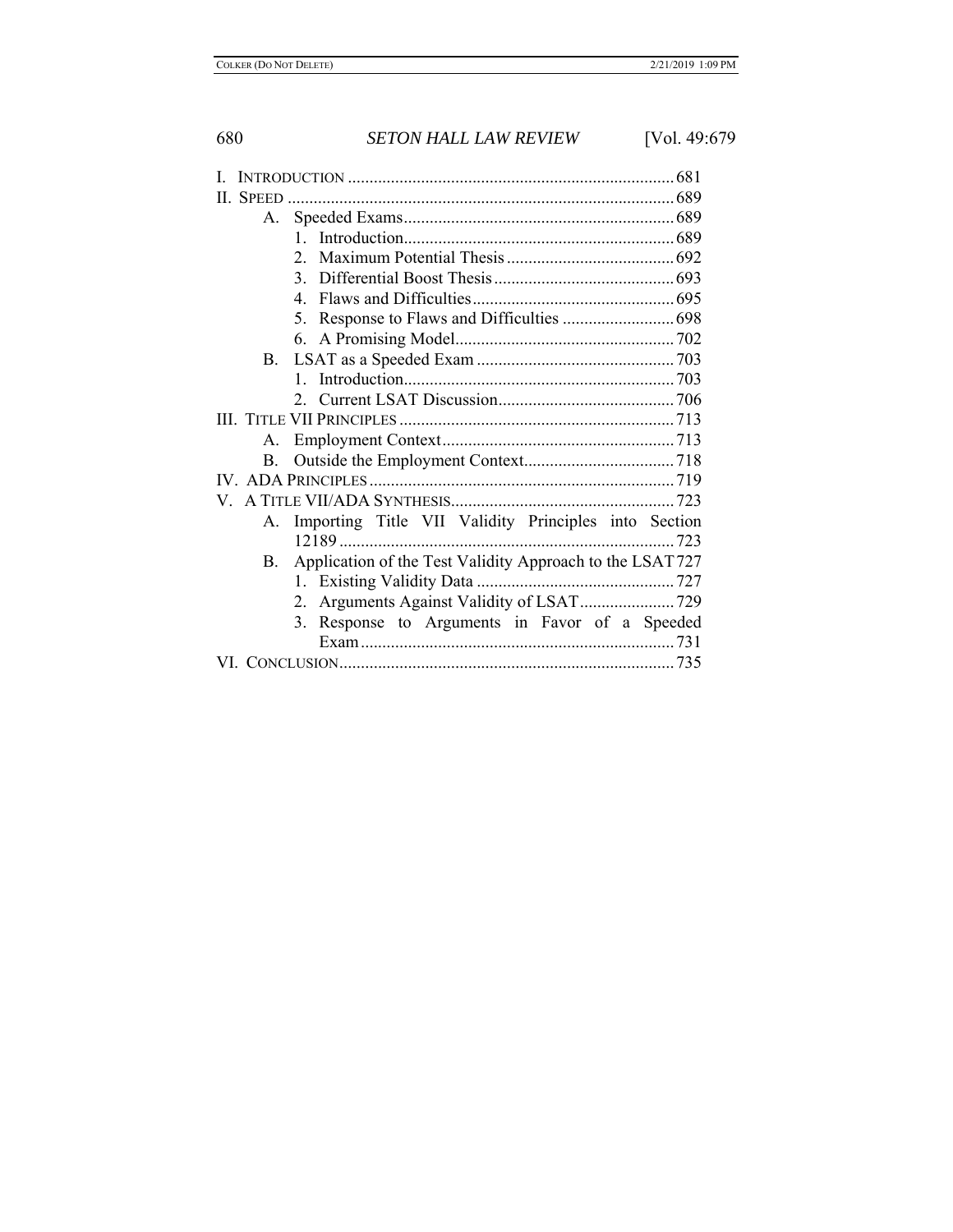I. INTRODUCTION ........................................................................... 681
II. SPEED ......................................................................................... 689
  A. Speeded Exams .............................................................. 689
    1. Introduction .............................................................. 689
    2. Maximum Potential Thesis ....................................... 692
    3. Differential Boost Thesis .......................................... 693
    4. Flaws and Difficulties ............................................... 695
    5. Response to Flaws and Difficulties .......................... 698
    6. A Promising Model ................................................... 702
  B. LSAT as a Speeded Exam .............................................. 703
    1. Introduction .............................................................. 703
    2. Current LSAT Discussion ......................................... 706
III. TITLE VII PRINCIPLES ................................................................ 713
  A. Employment Context ...................................................... 713
  B. Outside the Employment Context ................................... 718
IV. ADA PRINCIPLES ...................................................................... 719
V. A TITLE VII/ADA SYNTHESIS .................................................... 723
  A. Importing Title VII Validity Principles into Section 12189 ............................................................................. 723
  B. Application of the Test Validity Approach to the LSAT 727
    1. Existing Validity Data .............................................. 727
    2. Arguments Against Validity of LSAT ...................... 729
    3. Response to Arguments in Favor of a Speeded Exam ......................................................................... 731
VI. CONCLUSION ............................................................................. 735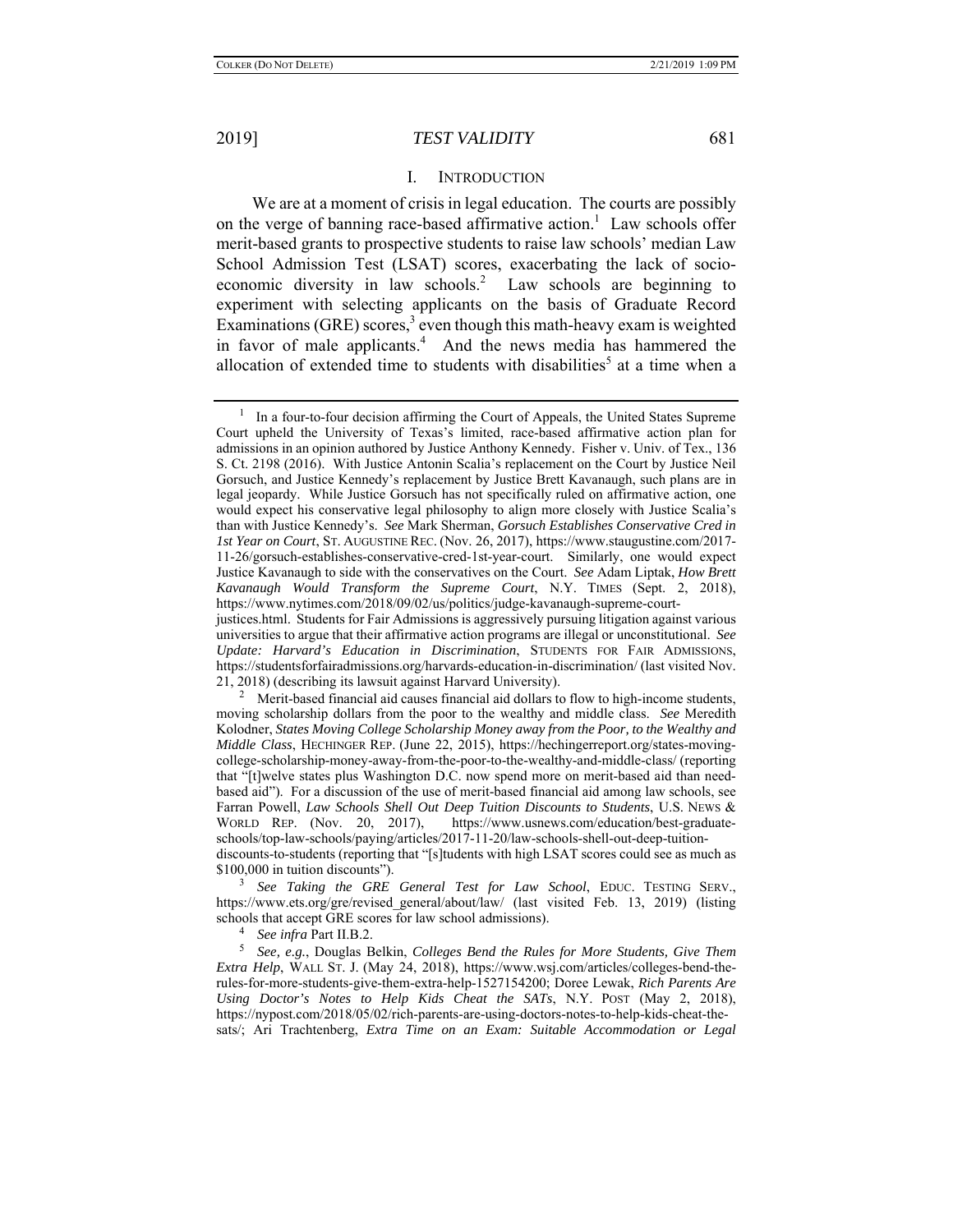## I. INTRODUCTION

We are at a moment of crisis in legal education. The courts are possibly on the verge of banning race-based affirmative action.[1] Law schools offer merit-based grants to prospective students to raise law schools' median Law School Admission Test (LSAT) scores, exacerbating the lack of socio-economic diversity in law schools.[2] Law schools are beginning to experiment with selecting applicants on the basis of Graduate Record Examinations (GRE) scores,[3] even though this math-heavy exam is weighted in favor of male applicants.[4] And the news media has hammered the allocation of extended time to students with disabilities[5] at a time when a

---

[1] In a four-to-four decision affirming the Court of Appeals, the United States Supreme Court upheld the University of Texas's limited, race-based affirmative action plan for admissions in an opinion authored by Justice Anthony Kennedy. Fisher v. Univ. of Tex., 136 S. Ct. 2198 (2016). With Justice Antonin Scalia's replacement on the Court by Justice Neil Gorsuch, and Justice Kennedy's replacement by Justice Brett Kavanaugh, such plans are in legal jeopardy. While Justice Gorsuch has not specifically ruled on affirmative action, one would expect his conservative legal philosophy to align more closely with Justice Scalia's than with Justice Kennedy's. *See* Mark Sherman, *Gorsuch Establishes Conservative Cred in 1st Year on Court*, ST. AUGUSTINE REC. (Nov. 26, 2017), https://www.staugustine.com/2017-11-26/gorsuch-establishes-conservative-cred-1st-year-court. Similarly, one would expect Justice Kavanaugh to side with the conservatives on the Court. *See* Adam Liptak, *How Brett Kavanaugh Would Transform the Supreme Court*, N.Y. TIMES (Sept. 2, 2018), https://www.nytimes.com/2018/09/02/us/politics/judge-kavanaugh-supreme-court-justices.html. Students for Fair Admissions is aggressively pursuing litigation against various universities to argue that their affirmative action programs are illegal or unconstitutional. *See Update: Harvard's Education in Discrimination*, STUDENTS FOR FAIR ADMISSIONS, https://studentsforfairadmissions.org/harvards-education-in-discrimination/ (last visited Nov. 21, 2018) (describing its lawsuit against Harvard University).

[2] Merit-based financial aid causes financial aid dollars to flow to high-income students, moving scholarship dollars from the poor to the wealthy and middle class. *See* Meredith Kolodner, *States Moving College Scholarship Money away from the Poor, to the Wealthy and Middle Class*, HECHINGER REP. (June 22, 2015), https://hechingerreport.org/states-moving-college-scholarship-money-away-from-the-poor-to-the-wealthy-and-middle-class/ (reporting that "[t]welve states plus Washington D.C. now spend more on merit-based aid than need-based aid"). For a discussion of the use of merit-based financial aid among law schools, see Farran Powell, *Law Schools Shell Out Deep Tuition Discounts to Students*, U.S. NEWS & WORLD REP. (Nov. 20, 2017), https://www.usnews.com/education/best-graduate-schools/top-law-schools/paying/articles/2017-11-20/law-schools-shell-out-deep-tuition-discounts-to-students (reporting that "[s]tudents with high LSAT scores could see as much as $100,000 in tuition discounts").

[3] *See Taking the GRE General Test for Law School*, EDUC. TESTING SERV., https://www.ets.org/gre/revised_general/about/law/ (last visited Feb. 13, 2019) (listing schools that accept GRE scores for law school admissions).

[4] *See infra* Part II.B.2.

[5] *See, e.g.*, Douglas Belkin, *Colleges Bend the Rules for More Students, Give Them Extra Help*, WALL ST. J. (May 24, 2018), https://www.wsj.com/articles/colleges-bend-the-rules-for-more-students-give-them-extra-help-1527154200; Doree Lewak, *Rich Parents Are Using Doctor's Notes to Help Kids Cheat the SATs*, N.Y. POST (May 2, 2018), https://nypost.com/2018/05/02/rich-parents-are-using-doctors-notes-to-help-kids-cheat-the-sats/; Ari Trachtenberg, *Extra Time on an Exam: Suitable Accommodation or Legal*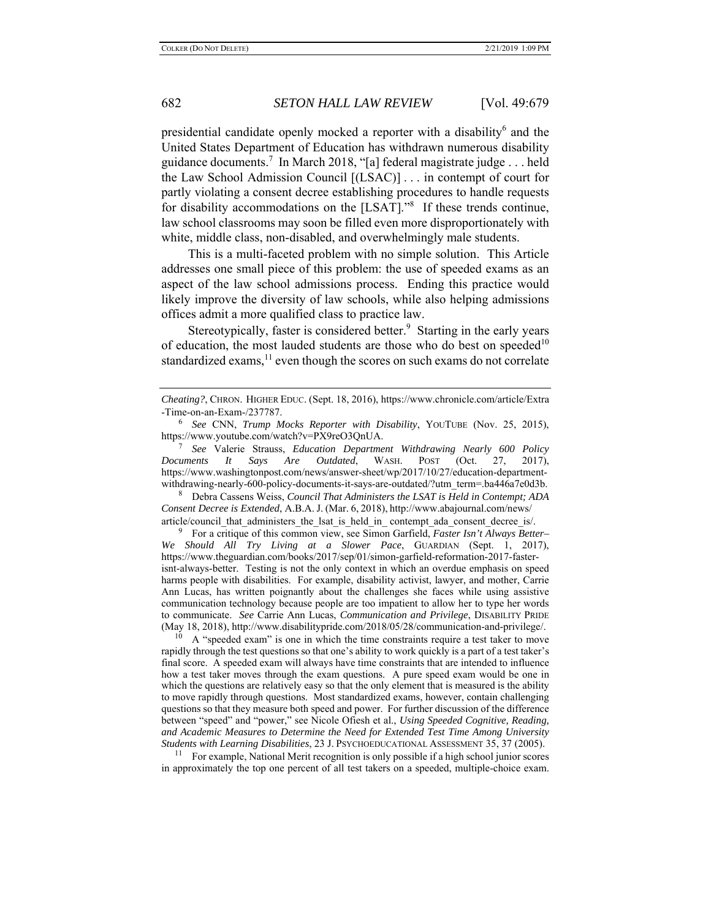presidential candidate openly mocked a reporter with a disability[6] and the United States Department of Education has withdrawn numerous disability guidance documents.[7] In March 2018, "[a] federal magistrate judge . . . held the Law School Admission Council [(LSAC)] . . . in contempt of court for partly violating a consent decree establishing procedures to handle requests for disability accommodations on the [LSAT]."[8] If these trends continue, law school classrooms may soon be filled even more disproportionately with white, middle class, non-disabled, and overwhelmingly male students.

This is a multi-faceted problem with no simple solution. This Article addresses one small piece of this problem: the use of speeded exams as an aspect of the law school admissions process. Ending this practice would likely improve the diversity of law schools, while also helping admissions offices admit a more qualified class to practice law.

Stereotypically, faster is considered better.[9] Starting in the early years of education, the most lauded students are those who do best on speeded[10] standardized exams,[11] even though the scores on such exams do not correlate

---

*Cheating?*, CHRON. HIGHER EDUC. (Sept. 18, 2016), https://www.chronicle.com/article/Extra-Time-on-an-Exam-/237787.

[6] *See* CNN, *Trump Mocks Reporter with Disability*, YOUTUBE (Nov. 25, 2015), https://www.youtube.com/watch?v=PX9reO3QnUA.

[7] *See* Valerie Strauss, *Education Department Withdrawing Nearly 600 Policy Documents It Says Are Outdated*, WASH. POST (Oct. 27, 2017), https://www.washingtonpost.com/news/answer-sheet/wp/2017/10/27/education-department-withdrawing-nearly-600-policy-documents-it-says-are-outdated/?utm_term=.ba446a7e0d3b.

[8] Debra Cassens Weiss, *Council That Administers the LSAT is Held in Contempt; ADA Consent Decree is Extended*, A.B.A. J. (Mar. 6, 2018), http://www.abajournal.com/news/article/council_that_administers_the_lsat_is_held_in_ contempt_ada_consent_decree_is/.

[9] For a critique of this common view, see Simon Garfield, *Faster Isn't Always Better–We Should All Try Living at a Slower Pace*, GUARDIAN (Sept. 1, 2017), https://www.theguardian.com/books/2017/sep/01/simon-garfield-reformation-2017-faster-isnt-always-better. Testing is not the only context in which an overdue emphasis on speed harms people with disabilities. For example, disability activist, lawyer, and mother, Carrie Ann Lucas, has written poignantly about the challenges she faces while using assistive communication technology because people are too impatient to allow her to type her words to communicate. *See* Carrie Ann Lucas, *Communication and Privilege*, DISABILITY PRIDE (May 18, 2018), http://www.disabilitypride.com/2018/05/28/communication-and-privilege/.

[10] A "speeded exam" is one in which the time constraints require a test taker to move rapidly through the test questions so that one's ability to work quickly is a part of a test taker's final score. A speeded exam will always have time constraints that are intended to influence how a test taker moves through the exam questions. A pure speed exam would be one in which the questions are relatively easy so that the only element that is measured is the ability to move rapidly through questions. Most standardized exams, however, contain challenging questions so that they measure both speed and power. For further discussion of the difference between "speed" and "power," see Nicole Ofiesh et al., *Using Speeded Cognitive, Reading, and Academic Measures to Determine the Need for Extended Test Time Among University Students with Learning Disabilities*, 23 J. PSYCHOEDUCATIONAL ASSESSMENT 35, 37 (2005).

[11] For example, National Merit recognition is only possible if a high school junior scores in approximately the top one percent of all test takers on a speeded, multiple-choice exam.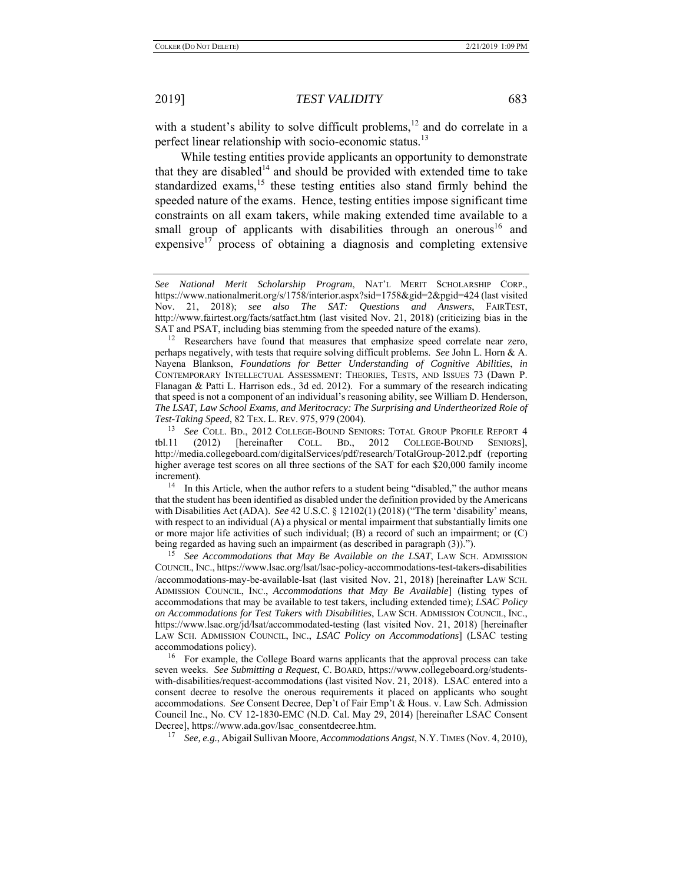with a student's ability to solve difficult problems,[12] and do correlate in a perfect linear relationship with socio-economic status.[13]

While testing entities provide applicants an opportunity to demonstrate that they are disabled[14] and should be provided with extended time to take standardized exams,[15] these testing entities also stand firmly behind the speeded nature of the exams. Hence, testing entities impose significant time constraints on all exam takers, while making extended time available to a small group of applicants with disabilities through an onerous[16] and expensive[17] process of obtaining a diagnosis and completing extensive

---

*See National Merit Scholarship Program*, NAT'L MERIT SCHOLARSHIP CORP., https://www.nationalmerit.org/s/1758/interior.aspx?sid=1758&gid=2&pgid=424 (last visited Nov. 21, 2018); *see also The SAT: Questions and Answers*, FAIRTEST, http://www.fairtest.org/facts/satfact.htm (last visited Nov. 21, 2018) (criticizing bias in the SAT and PSAT, including bias stemming from the speeded nature of the exams).

[12] Researchers have found that measures that emphasize speed correlate near zero, perhaps negatively, with tests that require solving difficult problems. *See* John L. Horn & A. Nayena Blankson, *Foundations for Better Understanding of Cognitive Abilities*, *in* CONTEMPORARY INTELLECTUAL ASSESSMENT: THEORIES, TESTS, AND ISSUES 73 (Dawn P. Flanagan & Patti L. Harrison eds., 3d ed. 2012). For a summary of the research indicating that speed is not a component of an individual's reasoning ability, see William D. Henderson, *The LSAT, Law School Exams, and Meritocracy: The Surprising and Undertheorized Role of Test-Taking Speed*, 82 TEX. L. REV. 975, 979 (2004).

[13] *See* COLL. BD., 2012 COLLEGE-BOUND SENIORS: TOTAL GROUP PROFILE REPORT 4 tbl.11 (2012) [hereinafter COLL. BD., 2012 COLLEGE-BOUND SENIORS], http://media.collegeboard.com/digitalServices/pdf/research/TotalGroup-2012.pdf (reporting higher average test scores on all three sections of the SAT for each $20,000 family income increment).

[14] In this Article, when the author refers to a student being "disabled," the author means that the student has been identified as disabled under the definition provided by the Americans with Disabilities Act (ADA). *See* 42 U.S.C. § 12102(1) (2018) ("The term 'disability' means, with respect to an individual (A) a physical or mental impairment that substantially limits one or more major life activities of such individual; (B) a record of such an impairment; or (C) being regarded as having such an impairment (as described in paragraph (3)).").

[15] *See Accommodations that May Be Available on the LSAT*, LAW SCH. ADMISSION COUNCIL, INC., https://www.lsac.org/lsat/lsac-policy-accommodations-test-takers-disabilities/accommodations-may-be-available-lsat (last visited Nov. 21, 2018) [hereinafter LAW SCH. ADMISSION COUNCIL, INC., *Accommodations that May Be Available*] (listing types of accommodations that may be available to test takers, including extended time); *LSAC Policy on Accommodations for Test Takers with Disabilities*, LAW SCH. ADMISSION COUNCIL, INC., https://www.lsac.org/jd/lsat/accommodated-testing (last visited Nov. 21, 2018) [hereinafter LAW SCH. ADMISSION COUNCIL, INC., *LSAC Policy on Accommodations*] (LSAC testing accommodations policy).

[16] For example, the College Board warns applicants that the approval process can take seven weeks. *See Submitting a Request*, C. BOARD, https://www.collegeboard.org/students-with-disabilities/request-accommodations (last visited Nov. 21, 2018). LSAC entered into a consent decree to resolve the onerous requirements it placed on applicants who sought accommodations. *See* Consent Decree, Dep't of Fair Emp't & Hous. v. Law Sch. Admission Council Inc., No. CV 12-1830-EMC (N.D. Cal. May 29, 2014) [hereinafter LSAC Consent Decree], https://www.ada.gov/lsac_consentdecree.htm.

[17] *See, e.g.*, Abigail Sullivan Moore, *Accommodations Angst*, N.Y. TIMES (Nov. 4, 2010),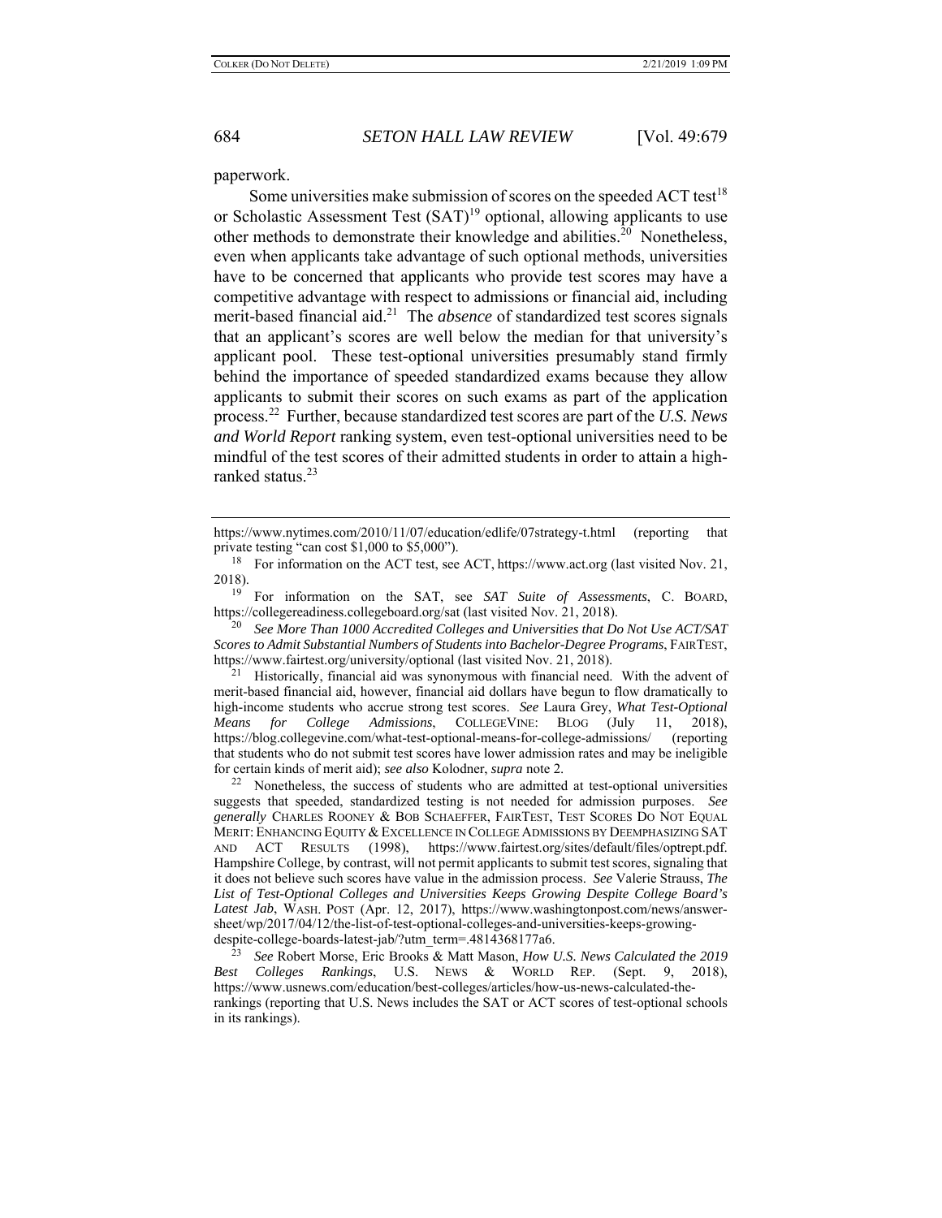paperwork.

Some universities make submission of scores on the speeded ACT test[18] or Scholastic Assessment Test (SAT)[19] optional, allowing applicants to use other methods to demonstrate their knowledge and abilities.[20] Nonetheless, even when applicants take advantage of such optional methods, universities have to be concerned that applicants who provide test scores may have a competitive advantage with respect to admissions or financial aid, including merit-based financial aid.[21] The *absence* of standardized test scores signals that an applicant's scores are well below the median for that university's applicant pool. These test-optional universities presumably stand firmly behind the importance of speeded standardized exams because they allow applicants to submit their scores on such exams as part of the application process.[22] Further, because standardized test scores are part of the *U.S. News and World Report* ranking system, even test-optional universities need to be mindful of the test scores of their admitted students in order to attain a high-ranked status.[23]

---

https://www.nytimes.com/2010/11/07/education/edlife/07strategy-t.html (reporting that private testing "can cost $1,000 to $5,000").

[18] For information on the ACT test, see ACT, https://www.act.org (last visited Nov. 21, 2018).

[19] For information on the SAT, see *SAT Suite of Assessments*, C. BOARD, https://collegereadiness.collegeboard.org/sat (last visited Nov. 21, 2018).

[20] *See More Than 1000 Accredited Colleges and Universities that Do Not Use ACT/SAT Scores to Admit Substantial Numbers of Students into Bachelor-Degree Programs*, FAIRTEST, https://www.fairtest.org/university/optional (last visited Nov. 21, 2018).

[21] Historically, financial aid was synonymous with financial need. With the advent of merit-based financial aid, however, financial aid dollars have begun to flow dramatically to high-income students who accrue strong test scores. *See* Laura Grey, *What Test-Optional Means for College Admissions*, COLLEGEVINE: BLOG (July 11, 2018), https://blog.collegevine.com/what-test-optional-means-for-college-admissions/ (reporting that students who do not submit test scores have lower admission rates and may be ineligible for certain kinds of merit aid); *see also* Kolodner, *supra* note 2.

[22] Nonetheless, the success of students who are admitted at test-optional universities suggests that speeded, standardized testing is not needed for admission purposes. *See generally* CHARLES ROONEY & BOB SCHAEFFER, FAIRTEST, TEST SCORES DO NOT EQUAL MERIT: ENHANCING EQUITY & EXCELLENCE IN COLLEGE ADMISSIONS BY DEEMPHASIZING SAT AND ACT RESULTS (1998), https://www.fairtest.org/sites/default/files/optrept.pdf. Hampshire College, by contrast, will not permit applicants to submit test scores, signaling that it does not believe such scores have value in the admission process. *See* Valerie Strauss, *The List of Test-Optional Colleges and Universities Keeps Growing Despite College Board's Latest Jab*, WASH. POST (Apr. 12, 2017), https://www.washingtonpost.com/news/answer-sheet/wp/2017/04/12/the-list-of-test-optional-colleges-and-universities-keeps-growing-despite-college-boards-latest-jab/?utm_term=.4814368177a6.

[23] *See* Robert Morse, Eric Brooks & Matt Mason, *How U.S. News Calculated the 2019 Best Colleges Rankings*, U.S. NEWS & WORLD REP. (Sept. 9, 2018), https://www.usnews.com/education/best-colleges/articles/how-us-news-calculated-the-rankings (reporting that U.S. News includes the SAT or ACT scores of test-optional schools in its rankings).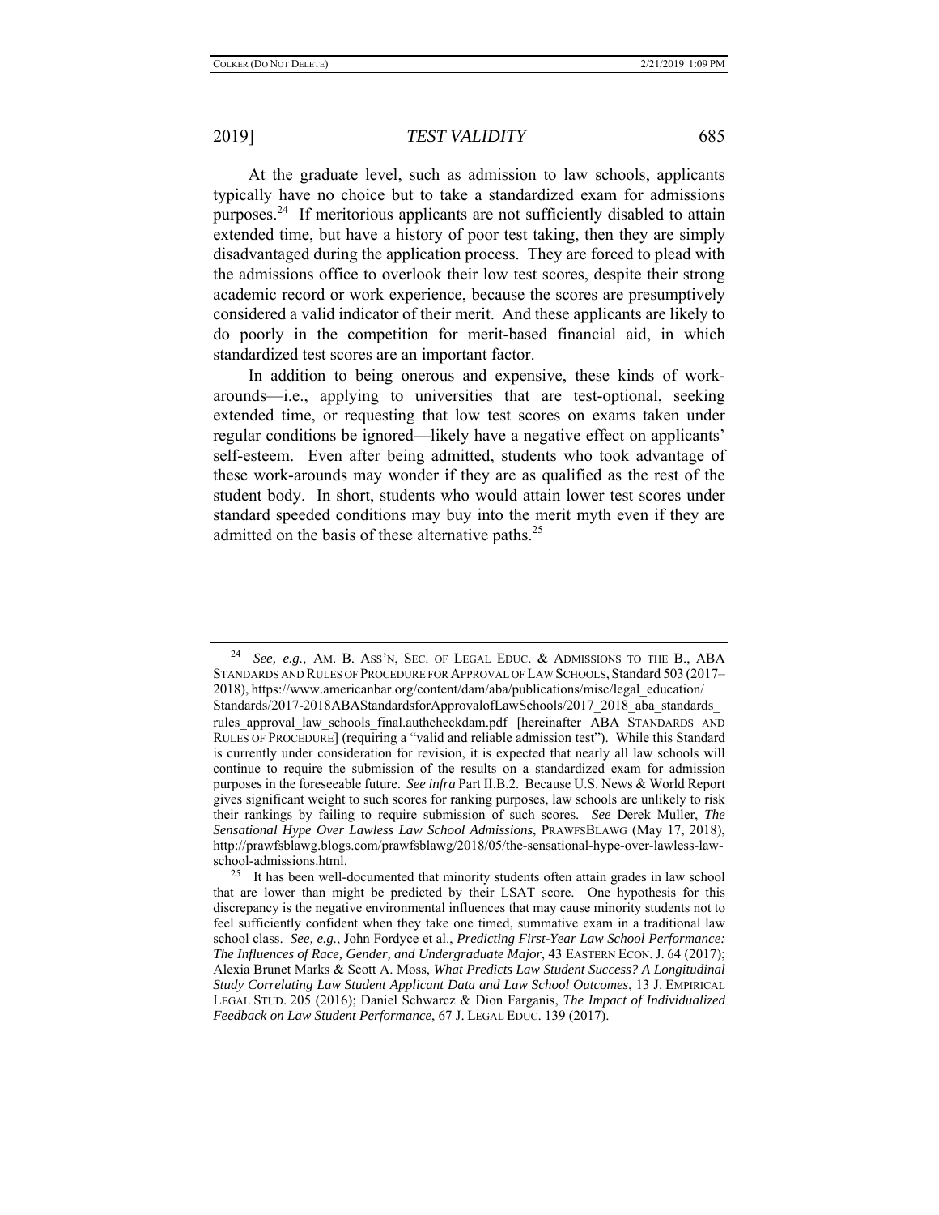At the graduate level, such as admission to law schools, applicants typically have no choice but to take a standardized exam for admissions purposes.[24] If meritorious applicants are not sufficiently disabled to attain extended time, but have a history of poor test taking, then they are simply disadvantaged during the application process. They are forced to plead with the admissions office to overlook their low test scores, despite their strong academic record or work experience, because the scores are presumptively considered a valid indicator of their merit. And these applicants are likely to do poorly in the competition for merit-based financial aid, in which standardized test scores are an important factor.

In addition to being onerous and expensive, these kinds of work-arounds—i.e., applying to universities that are test-optional, seeking extended time, or requesting that low test scores on exams taken under regular conditions be ignored—likely have a negative effect on applicants' self-esteem. Even after being admitted, students who took advantage of these work-arounds may wonder if they are as qualified as the rest of the student body. In short, students who would attain lower test scores under standard speeded conditions may buy into the merit myth even if they are admitted on the basis of these alternative paths.[25]

---

[24] *See, e.g.*, AM. B. ASS'N, SEC. OF LEGAL EDUC. & ADMISSIONS TO THE B., ABA STANDARDS AND RULES OF PROCEDURE FOR APPROVAL OF LAW SCHOOLS, Standard 503 (2017–2018), https://www.americanbar.org/content/dam/aba/publications/misc/legal_education/Standards/2017-2018ABAStandardsforApprovalofLawSchools/2017_2018_aba_standards_rules_approval_law_schools_final.authcheckdam.pdf [hereinafter ABA STANDARDS AND RULES OF PROCEDURE] (requiring a "valid and reliable admission test"). While this Standard is currently under consideration for revision, it is expected that nearly all law schools will continue to require the submission of the results on a standardized exam for admission purposes in the foreseeable future. *See infra* Part II.B.2. Because U.S. News & World Report gives significant weight to such scores for ranking purposes, law schools are unlikely to risk their rankings by failing to require submission of such scores. *See* Derek Muller, *The Sensational Hype Over Lawless Law School Admissions*, PRAWFSBLAWG (May 17, 2018), http://prawfsblawg.blogs.com/prawfsblawg/2018/05/the-sensational-hype-over-lawless-law-school-admissions.html.

[25] It has been well-documented that minority students often attain grades in law school that are lower than might be predicted by their LSAT score. One hypothesis for this discrepancy is the negative environmental influences that may cause minority students not to feel sufficiently confident when they take one timed, summative exam in a traditional law school class. *See, e.g.*, John Fordyce et al., *Predicting First-Year Law School Performance: The Influences of Race, Gender, and Undergraduate Major*, 43 EASTERN ECON. J. 64 (2017); Alexia Brunet Marks & Scott A. Moss, *What Predicts Law Student Success? A Longitudinal Study Correlating Law Student Applicant Data and Law School Outcomes*, 13 J. EMPIRICAL LEGAL STUD. 205 (2016); Daniel Schwarcz & Dion Farganis, *The Impact of Individualized Feedback on Law Student Performance*, 67 J. LEGAL EDUC. 139 (2017).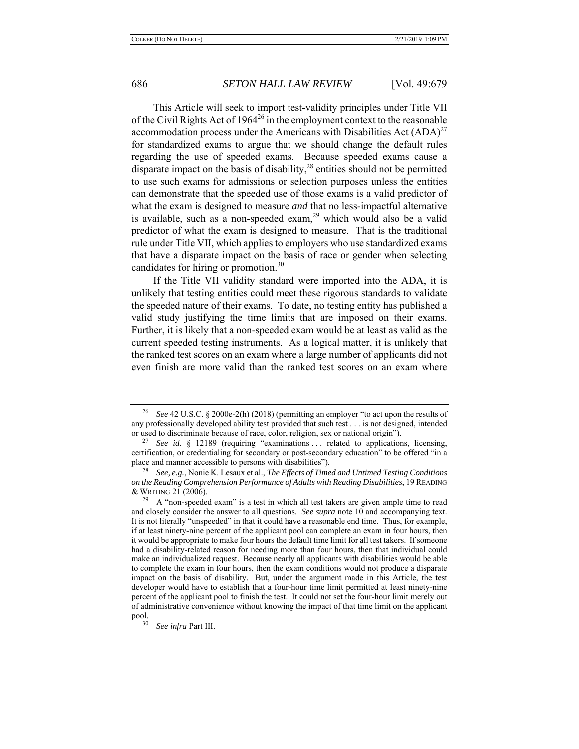This Article will seek to import test-validity principles under Title VII of the Civil Rights Act of 1964[26] in the employment context to the reasonable accommodation process under the Americans with Disabilities Act (ADA)[27] for standardized exams to argue that we should change the default rules regarding the use of speeded exams. Because speeded exams cause a disparate impact on the basis of disability,[28] entities should not be permitted to use such exams for admissions or selection purposes unless the entities can demonstrate that the speeded use of those exams is a valid predictor of what the exam is designed to measure *and* that no less-impactful alternative is available, such as a non-speeded exam,[29] which would also be a valid predictor of what the exam is designed to measure. That is the traditional rule under Title VII, which applies to employers who use standardized exams that have a disparate impact on the basis of race or gender when selecting candidates for hiring or promotion.[30]

If the Title VII validity standard were imported into the ADA, it is unlikely that testing entities could meet these rigorous standards to validate the speeded nature of their exams. To date, no testing entity has published a valid study justifying the time limits that are imposed on their exams. Further, it is likely that a non-speeded exam would be at least as valid as the current speeded testing instruments. As a logical matter, it is unlikely that the ranked test scores on an exam where a large number of applicants did not even finish are more valid than the ranked test scores on an exam where

---

[26] *See* 42 U.S.C. § 2000e-2(h) (2018) (permitting an employer "to act upon the results of any professionally developed ability test provided that such test . . . is not designed, intended or used to discriminate because of race, color, religion, sex or national origin").

[27] *See id.* § 12189 (requiring "examinations . . . related to applications, licensing, certification, or credentialing for secondary or post-secondary education" to be offered "in a place and manner accessible to persons with disabilities").

[28] *See, e.g.*, Nonie K. Lesaux et al., *The Effects of Timed and Untimed Testing Conditions on the Reading Comprehension Performance of Adults with Reading Disabilities*, 19 READING & WRITING 21 (2006).

[29] A "non-speeded exam" is a test in which all test takers are given ample time to read and closely consider the answer to all questions. *See supra* note 10 and accompanying text. It is not literally "unspeeded" in that it could have a reasonable end time. Thus, for example, if at least ninety-nine percent of the applicant pool can complete an exam in four hours, then it would be appropriate to make four hours the default time limit for all test takers. If someone had a disability-related reason for needing more than four hours, then that individual could make an individualized request. Because nearly all applicants with disabilities would be able to complete the exam in four hours, then the exam conditions would not produce a disparate impact on the basis of disability. But, under the argument made in this Article, the test developer would have to establish that a four-hour time limit permitted at least ninety-nine percent of the applicant pool to finish the test. It could not set the four-hour limit merely out of administrative convenience without knowing the impact of that time limit on the applicant pool.

[30] *See infra* Part III.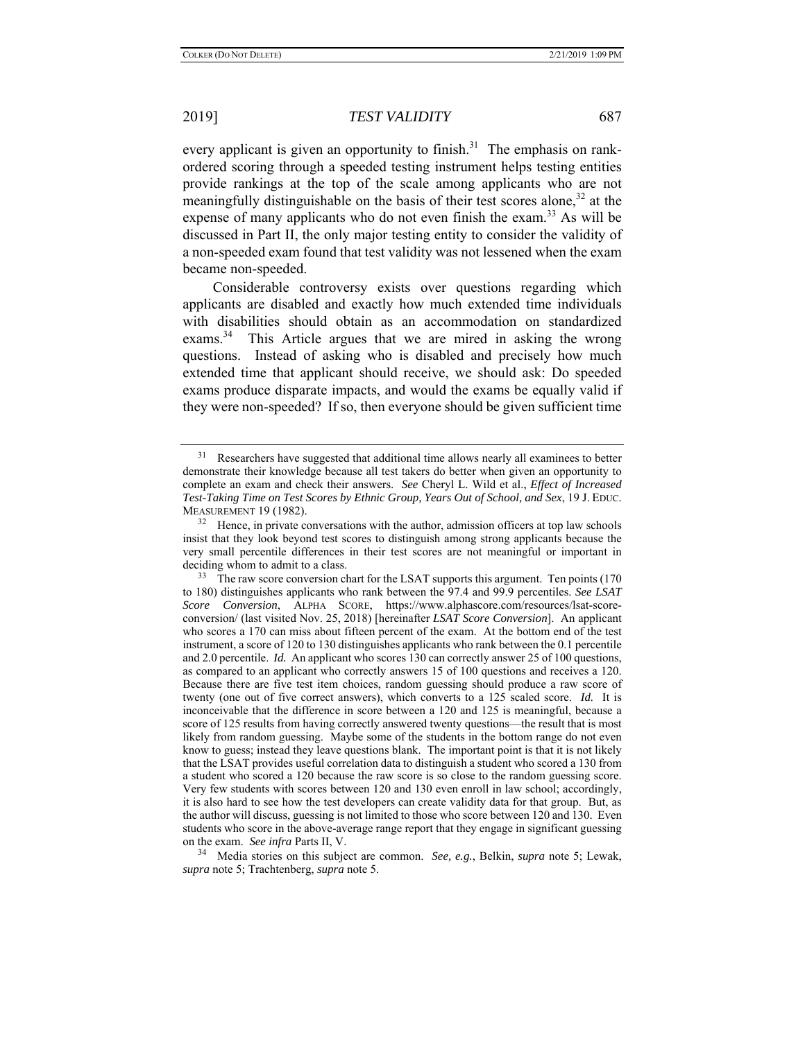every applicant is given an opportunity to finish.[31] The emphasis on rank-ordered scoring through a speeded testing instrument helps testing entities provide rankings at the top of the scale among applicants who are not meaningfully distinguishable on the basis of their test scores alone,[32] at the expense of many applicants who do not even finish the exam.[33] As will be discussed in Part II, the only major testing entity to consider the validity of a non-speeded exam found that test validity was not lessened when the exam became non-speeded.

Considerable controversy exists over questions regarding which applicants are disabled and exactly how much extended time individuals with disabilities should obtain as an accommodation on standardized exams.[34] This Article argues that we are mired in asking the wrong questions. Instead of asking who is disabled and precisely how much extended time that applicant should receive, we should ask: Do speeded exams produce disparate impacts, and would the exams be equally valid if they were non-speeded? If so, then everyone should be given sufficient time

---

[31] Researchers have suggested that additional time allows nearly all examinees to better demonstrate their knowledge because all test takers do better when given an opportunity to complete an exam and check their answers. *See* Cheryl L. Wild et al., *Effect of Increased Test-Taking Time on Test Scores by Ethnic Group, Years Out of School, and Sex*, 19 J. EDUC. MEASUREMENT 19 (1982).

[32] Hence, in private conversations with the author, admission officers at top law schools insist that they look beyond test scores to distinguish among strong applicants because the very small percentile differences in their test scores are not meaningful or important in deciding whom to admit to a class.

[33] The raw score conversion chart for the LSAT supports this argument. Ten points (170 to 180) distinguishes applicants who rank between the 97.4 and 99.9 percentiles. *See LSAT Score Conversion*, ALPHA SCORE, https://www.alphascore.com/resources/lsat-score-conversion/ (last visited Nov. 25, 2018) [hereinafter *LSAT Score Conversion*]. An applicant who scores a 170 can miss about fifteen percent of the exam. At the bottom end of the test instrument, a score of 120 to 130 distinguishes applicants who rank between the 0.1 percentile and 2.0 percentile. *Id.* An applicant who scores 130 can correctly answer 25 of 100 questions, as compared to an applicant who correctly answers 15 of 100 questions and receives a 120. Because there are five test item choices, random guessing should produce a raw score of twenty (one out of five correct answers), which converts to a 125 scaled score. *Id.* It is inconceivable that the difference in score between a 120 and 125 is meaningful, because a score of 125 results from having correctly answered twenty questions—the result that is most likely from random guessing. Maybe some of the students in the bottom range do not even know to guess; instead they leave questions blank. The important point is that it is not likely that the LSAT provides useful correlation data to distinguish a student who scored a 130 from a student who scored a 120 because the raw score is so close to the random guessing score. Very few students with scores between 120 and 130 even enroll in law school; accordingly, it is also hard to see how the test developers can create validity data for that group. But, as the author will discuss, guessing is not limited to those who score between 120 and 130. Even students who score in the above-average range report that they engage in significant guessing on the exam. *See infra* Parts II, V.

[34] Media stories on this subject are common. *See, e.g.*, Belkin, *supra* note 5; Lewak, *supra* note 5; Trachtenberg, *supra* note 5.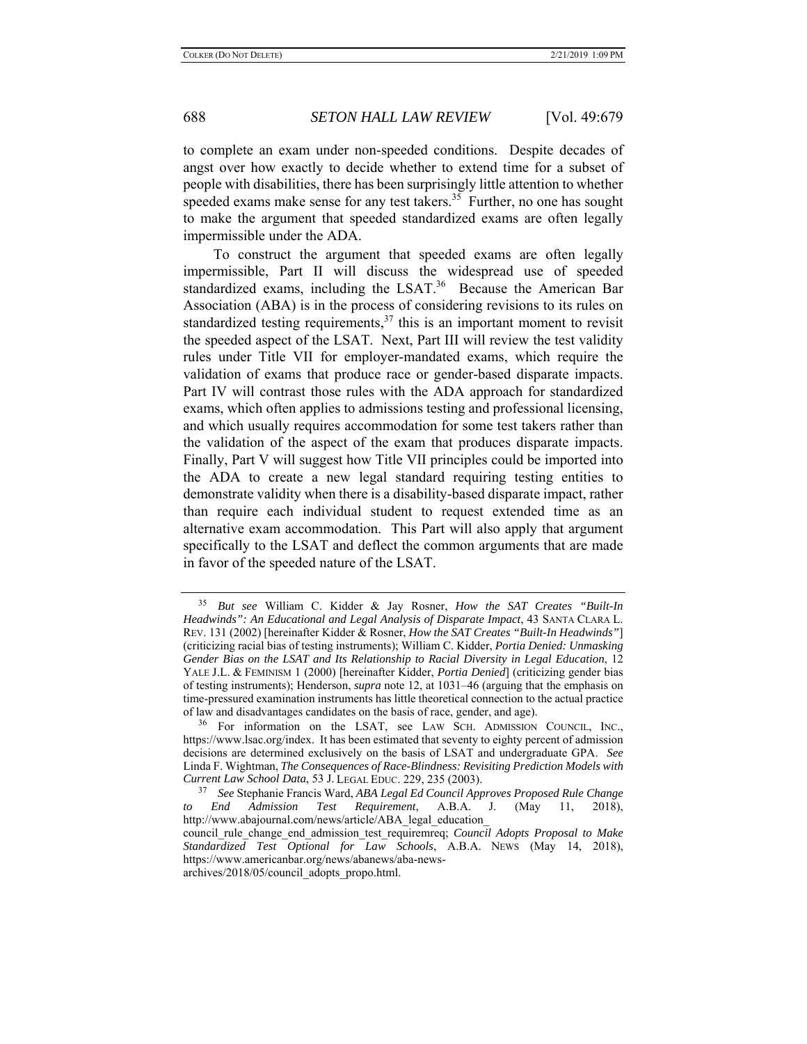to complete an exam under non-speeded conditions. Despite decades of angst over how exactly to decide whether to extend time for a subset of people with disabilities, there has been surprisingly little attention to whether speeded exams make sense for any test takers.[35] Further, no one has sought to make the argument that speeded standardized exams are often legally impermissible under the ADA.

To construct the argument that speeded exams are often legally impermissible, Part II will discuss the widespread use of speeded standardized exams, including the LSAT.[36] Because the American Bar Association (ABA) is in the process of considering revisions to its rules on standardized testing requirements,[37] this is an important moment to revisit the speeded aspect of the LSAT. Next, Part III will review the test validity rules under Title VII for employer-mandated exams, which require the validation of exams that produce race or gender-based disparate impacts. Part IV will contrast those rules with the ADA approach for standardized exams, which often applies to admissions testing and professional licensing, and which usually requires accommodation for some test takers rather than the validation of the aspect of the exam that produces disparate impacts. Finally, Part V will suggest how Title VII principles could be imported into the ADA to create a new legal standard requiring testing entities to demonstrate validity when there is a disability-based disparate impact, rather than require each individual student to request extended time as an alternative exam accommodation. This Part will also apply that argument specifically to the LSAT and deflect the common arguments that are made in favor of the speeded nature of the LSAT.

---

[35] *But see* William C. Kidder & Jay Rosner, *How the SAT Creates "Built-In Headwinds": An Educational and Legal Analysis of Disparate Impact*, 43 SANTA CLARA L. REV. 131 (2002) [hereinafter Kidder & Rosner, *How the SAT Creates "Built-In Headwinds"*] (criticizing racial bias of testing instruments); William C. Kidder, *Portia Denied: Unmasking Gender Bias on the LSAT and Its Relationship to Racial Diversity in Legal Education*, 12 YALE J.L. & FEMINISM 1 (2000) [hereinafter Kidder, *Portia Denied*] (criticizing gender bias of testing instruments); Henderson, *supra* note 12, at 1031–46 (arguing that the emphasis on time-pressured examination instruments has little theoretical connection to the actual practice of law and disadvantages candidates on the basis of race, gender, and age).

[36] For information on the LSAT, see LAW SCH. ADMISSION COUNCIL, INC., https://www.lsac.org/index. It has been estimated that seventy to eighty percent of admission decisions are determined exclusively on the basis of LSAT and undergraduate GPA. *See* Linda F. Wightman, *The Consequences of Race-Blindness: Revisiting Prediction Models with Current Law School Data*, 53 J. LEGAL EDUC. 229, 235 (2003).

[37] *See* Stephanie Francis Ward, *ABA Legal Ed Council Approves Proposed Rule Change to End Admission Test Requirement*, A.B.A. J. (May 11, 2018), http://www.abajournal.com/news/article/ABA_legal_education_council_rule_change_end_admission_test_requiremreq; *Council Adopts Proposal to Make Standardized Test Optional for Law Schools*, A.B.A. NEWS (May 14, 2018), https://www.americanbar.org/news/abanews/aba-news-archives/2018/05/council_adopts_propo.html.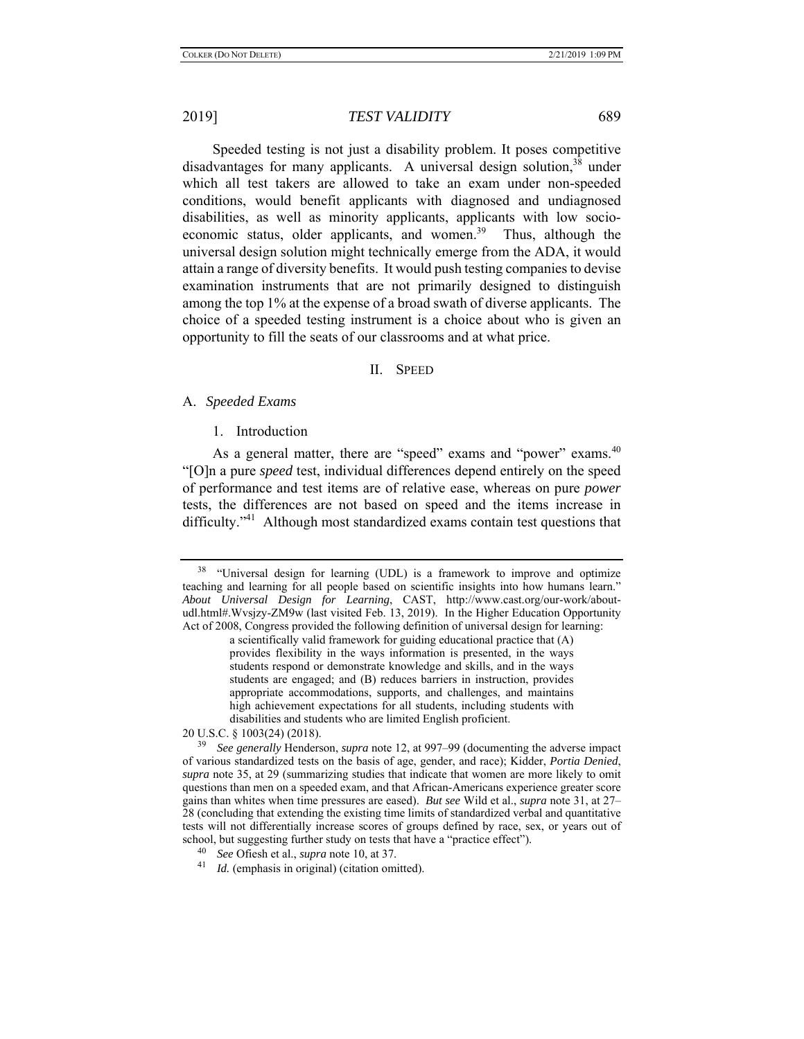Speeded testing is not just a disability problem. It poses competitive disadvantages for many applicants. A universal design solution,[38] under which all test takers are allowed to take an exam under non-speeded conditions, would benefit applicants with diagnosed and undiagnosed disabilities, as well as minority applicants, applicants with low socio-economic status, older applicants, and women.[39] Thus, although the universal design solution might technically emerge from the ADA, it would attain a range of diversity benefits. It would push testing companies to devise examination instruments that are not primarily designed to distinguish among the top 1% at the expense of a broad swath of diverse applicants. The choice of a speeded testing instrument is a choice about who is given an opportunity to fill the seats of our classrooms and at what price.

## II. Speed

### A. *Speeded Exams*

#### 1. Introduction

As a general matter, there are "speed" exams and "power" exams.[40] "[O]n a pure *speed* test, individual differences depend entirely on the speed of performance and test items are of relative ease, whereas on pure *power* tests, the differences are not based on speed and the items increase in difficulty."[41] Although most standardized exams contain test questions that

---

[38] "Universal design for learning (UDL) is a framework to improve and optimize teaching and learning for all people based on scientific insights into how humans learn." *About Universal Design for Learning*, CAST, http://www.cast.org/our-work/about-udl.html#.Wvsjzy-ZM9w (last visited Feb. 13, 2019). In the Higher Education Opportunity Act of 2008, Congress provided the following definition of universal design for learning:

> a scientifically valid framework for guiding educational practice that (A) provides flexibility in the ways information is presented, in the ways students respond or demonstrate knowledge and skills, and in the ways students are engaged; and (B) reduces barriers in instruction, provides appropriate accommodations, supports, and challenges, and maintains high achievement expectations for all students, including students with disabilities and students who are limited English proficient.

20 U.S.C. § 1003(24) (2018).

[39] *See generally* Henderson, *supra* note 12, at 997–99 (documenting the adverse impact of various standardized tests on the basis of age, gender, and race); Kidder, *Portia Denied*, *supra* note 35, at 29 (summarizing studies that indicate that women are more likely to omit questions than men on a speeded exam, and that African-Americans experience greater score gains than whites when time pressures are eased). *But see* Wild et al., *supra* note 31, at 27–28 (concluding that extending the existing time limits of standardized verbal and quantitative tests will not differentially increase scores of groups defined by race, sex, or years out of school, but suggesting further study on tests that have a "practice effect").

[40] *See* Ofiesh et al., *supra* note 10, at 37.

[41] *Id.* (emphasis in original) (citation omitted).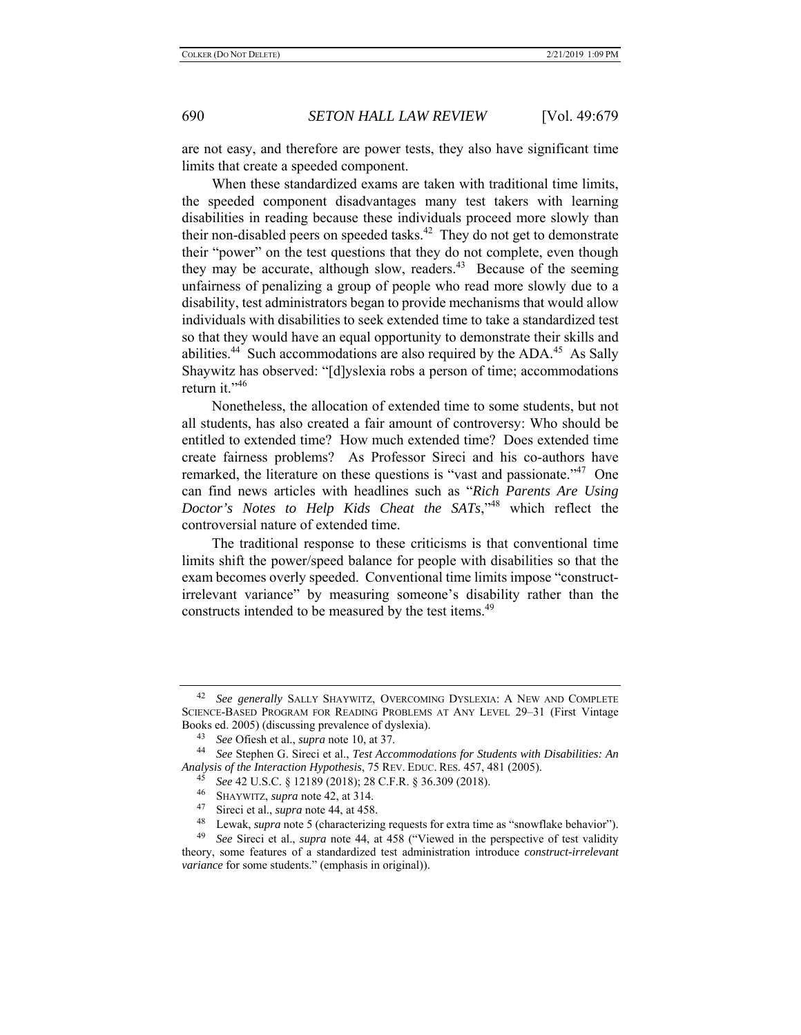are not easy, and therefore are power tests, they also have significant time limits that create a speeded component.

When these standardized exams are taken with traditional time limits, the speeded component disadvantages many test takers with learning disabilities in reading because these individuals proceed more slowly than their non-disabled peers on speeded tasks.[42] They do not get to demonstrate their "power" on the test questions that they do not complete, even though they may be accurate, although slow, readers.[43] Because of the seeming unfairness of penalizing a group of people who read more slowly due to a disability, test administrators began to provide mechanisms that would allow individuals with disabilities to seek extended time to take a standardized test so that they would have an equal opportunity to demonstrate their skills and abilities.[44] Such accommodations are also required by the ADA.[45] As Sally Shaywitz has observed: "[d]yslexia robs a person of time; accommodations return it."[46]

Nonetheless, the allocation of extended time to some students, but not all students, has also created a fair amount of controversy: Who should be entitled to extended time? How much extended time? Does extended time create fairness problems? As Professor Sireci and his co-authors have remarked, the literature on these questions is "vast and passionate."[47] One can find news articles with headlines such as "*Rich Parents Are Using Doctor's Notes to Help Kids Cheat the SATs*,"[48] which reflect the controversial nature of extended time.

The traditional response to these criticisms is that conventional time limits shift the power/speed balance for people with disabilities so that the exam becomes overly speeded. Conventional time limits impose "construct-irrelevant variance" by measuring someone's disability rather than the constructs intended to be measured by the test items.[49]

---

[42] *See generally* SALLY SHAYWITZ, OVERCOMING DYSLEXIA: A NEW AND COMPLETE SCIENCE-BASED PROGRAM FOR READING PROBLEMS AT ANY LEVEL 29–31 (First Vintage Books ed. 2005) (discussing prevalence of dyslexia).

[43] *See* Ofiesh et al., *supra* note 10, at 37.

[44] *See* Stephen G. Sireci et al., *Test Accommodations for Students with Disabilities: An Analysis of the Interaction Hypothesis*, 75 REV. EDUC. RES. 457, 481 (2005).

[45] *See* 42 U.S.C. § 12189 (2018); 28 C.F.R. § 36.309 (2018).

[46] SHAYWITZ, *supra* note 42, at 314.

[47] Sireci et al., *supra* note 44, at 458.

[48] Lewak, *supra* note 5 (characterizing requests for extra time as "snowflake behavior").

[49] *See* Sireci et al., *supra* note 44, at 458 ("Viewed in the perspective of test validity theory, some features of a standardized test administration introduce *construct-irrelevant variance* for some students." (emphasis in original)).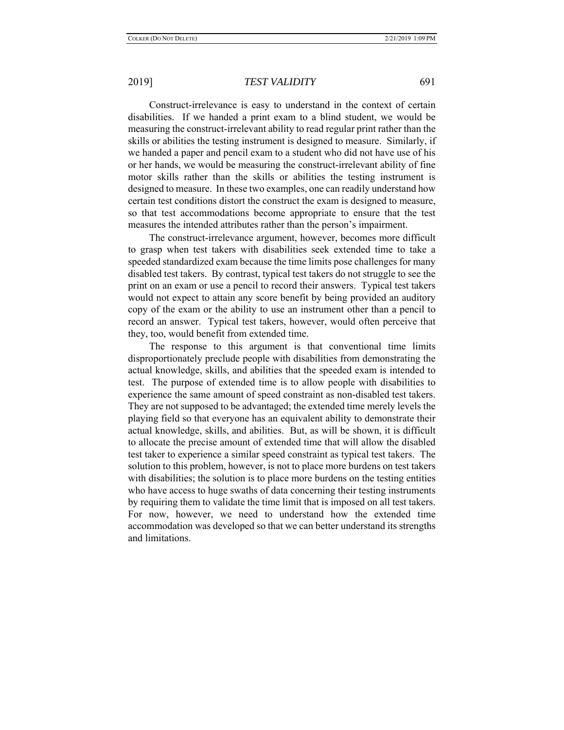Construct-irrelevance is easy to understand in the context of certain disabilities. If we handed a print exam to a blind student, we would be measuring the construct-irrelevant ability to read regular print rather than the skills or abilities the testing instrument is designed to measure. Similarly, if we handed a paper and pencil exam to a student who did not have use of his or her hands, we would be measuring the construct-irrelevant ability of fine motor skills rather than the skills or abilities the testing instrument is designed to measure. In these two examples, one can readily understand how certain test conditions distort the construct the exam is designed to measure, so that test accommodations become appropriate to ensure that the test measures the intended attributes rather than the person's impairment.

The construct-irrelevance argument, however, becomes more difficult to grasp when test takers with disabilities seek extended time to take a speeded standardized exam because the time limits pose challenges for many disabled test takers. By contrast, typical test takers do not struggle to see the print on an exam or use a pencil to record their answers. Typical test takers would not expect to attain any score benefit by being provided an auditory copy of the exam or the ability to use an instrument other than a pencil to record an answer. Typical test takers, however, would often perceive that they, too, would benefit from extended time.

The response to this argument is that conventional time limits disproportionately preclude people with disabilities from demonstrating the actual knowledge, skills, and abilities that the speeded exam is intended to test. The purpose of extended time is to allow people with disabilities to experience the same amount of speed constraint as non-disabled test takers. They are not supposed to be advantaged; the extended time merely levels the playing field so that everyone has an equivalent ability to demonstrate their actual knowledge, skills, and abilities. But, as will be shown, it is difficult to allocate the precise amount of extended time that will allow the disabled test taker to experience a similar speed constraint as typical test takers. The solution to this problem, however, is not to place more burdens on test takers with disabilities; the solution is to place more burdens on the testing entities who have access to huge swaths of data concerning their testing instruments by requiring them to validate the time limit that is imposed on all test takers. For now, however, we need to understand how the extended time accommodation was developed so that we can better understand its strengths and limitations.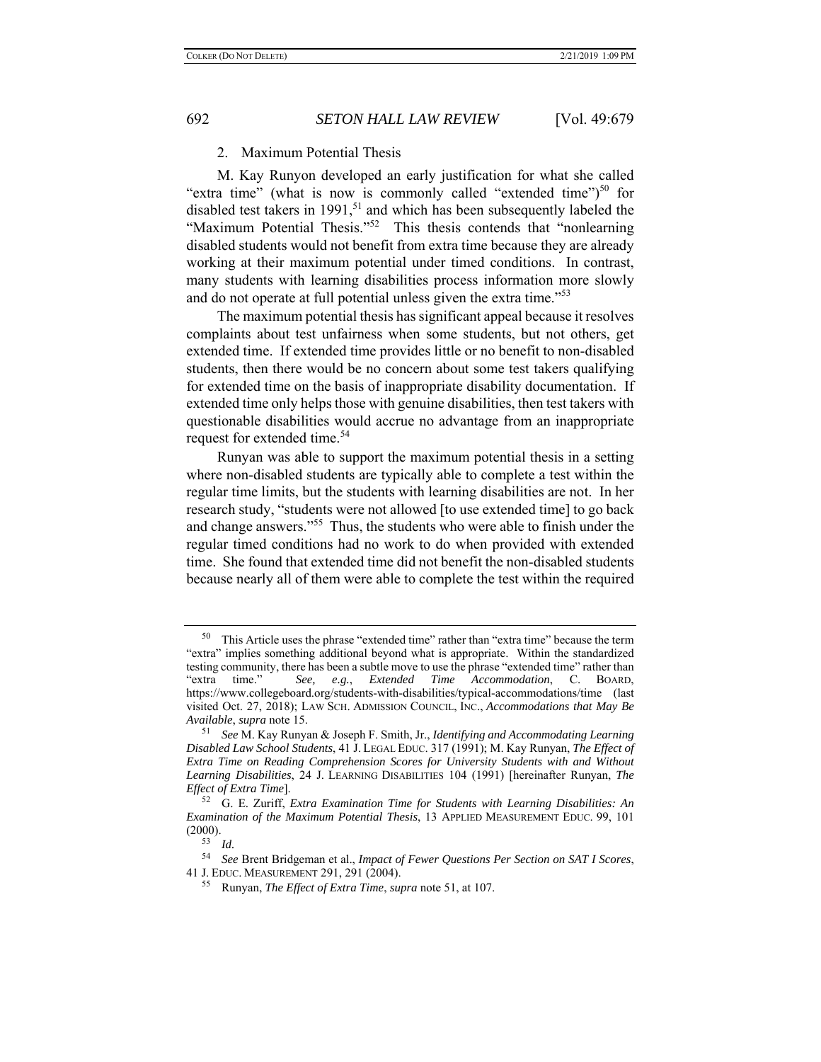### 2. Maximum Potential Thesis

M. Kay Runyon developed an early justification for what she called "extra time" (what is now is commonly called "extended time")[50] for disabled test takers in 1991,[51] and which has been subsequently labeled the "Maximum Potential Thesis."[52] This thesis contends that "nonlearning disabled students would not benefit from extra time because they are already working at their maximum potential under timed conditions. In contrast, many students with learning disabilities process information more slowly and do not operate at full potential unless given the extra time."[53]

The maximum potential thesis has significant appeal because it resolves complaints about test unfairness when some students, but not others, get extended time. If extended time provides little or no benefit to non-disabled students, then there would be no concern about some test takers qualifying for extended time on the basis of inappropriate disability documentation. If extended time only helps those with genuine disabilities, then test takers with questionable disabilities would accrue no advantage from an inappropriate request for extended time.[54]

Runyan was able to support the maximum potential thesis in a setting where non-disabled students are typically able to complete a test within the regular time limits, but the students with learning disabilities are not. In her research study, "students were not allowed [to use extended time] to go back and change answers."[55] Thus, the students who were able to finish under the regular timed conditions had no work to do when provided with extended time. She found that extended time did not benefit the non-disabled students because nearly all of them were able to complete the test within the required

---

[50] This Article uses the phrase "extended time" rather than "extra time" because the term "extra" implies something additional beyond what is appropriate. Within the standardized testing community, there has been a subtle move to use the phrase "extended time" rather than "extra time." *See, e.g.*, *Extended Time Accommodation*, C. BOARD, https://www.collegeboard.org/students-with-disabilities/typical-accommodations/time (last visited Oct. 27, 2018); LAW SCH. ADMISSION COUNCIL, INC., *Accommodations that May Be Available*, *supra* note 15.

[51] *See* M. Kay Runyan & Joseph F. Smith, Jr., *Identifying and Accommodating Learning Disabled Law School Students*, 41 J. LEGAL EDUC. 317 (1991); M. Kay Runyan, *The Effect of Extra Time on Reading Comprehension Scores for University Students with and Without Learning Disabilities*, 24 J. LEARNING DISABILITIES 104 (1991) [hereinafter Runyan, *The Effect of Extra Time*].

[52] G. E. Zuriff, *Extra Examination Time for Students with Learning Disabilities: An Examination of the Maximum Potential Thesis*, 13 APPLIED MEASUREMENT EDUC. 99, 101 (2000).

[53] *Id.*

[54] *See* Brent Bridgeman et al., *Impact of Fewer Questions Per Section on SAT I Scores*, 41 J. EDUC. MEASUREMENT 291, 291 (2004).

[55] Runyan, *The Effect of Extra Time*, *supra* note 51, at 107.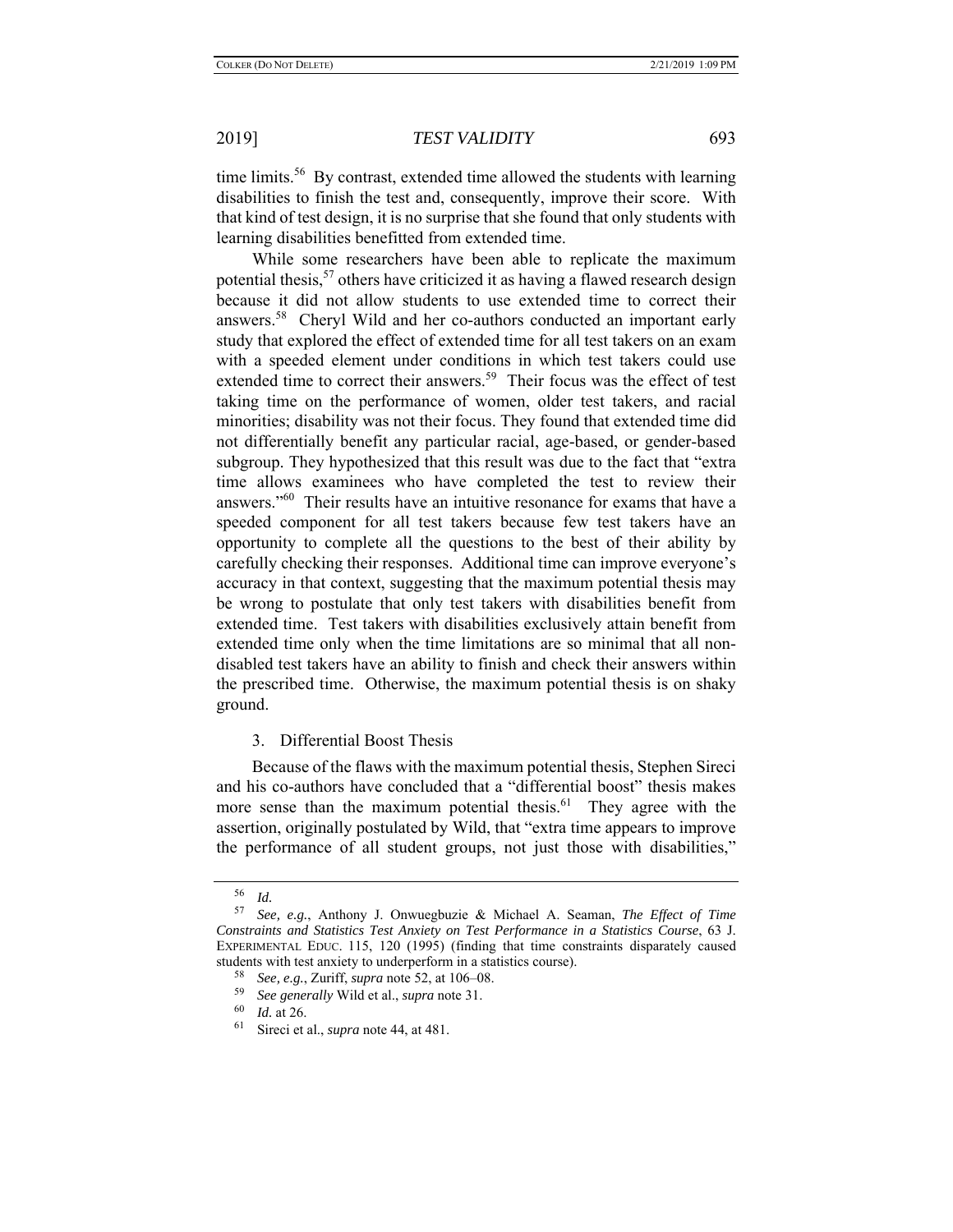time limits.[56] By contrast, extended time allowed the students with learning disabilities to finish the test and, consequently, improve their score. With that kind of test design, it is no surprise that she found that only students with learning disabilities benefitted from extended time.

While some researchers have been able to replicate the maximum potential thesis,[57] others have criticized it as having a flawed research design because it did not allow students to use extended time to correct their answers.[58] Cheryl Wild and her co-authors conducted an important early study that explored the effect of extended time for all test takers on an exam with a speeded element under conditions in which test takers could use extended time to correct their answers.[59] Their focus was the effect of test taking time on the performance of women, older test takers, and racial minorities; disability was not their focus. They found that extended time did not differentially benefit any particular racial, age-based, or gender-based subgroup. They hypothesized that this result was due to the fact that "extra time allows examinees who have completed the test to review their answers."[60] Their results have an intuitive resonance for exams that have a speeded component for all test takers because few test takers have an opportunity to complete all the questions to the best of their ability by carefully checking their responses. Additional time can improve everyone's accuracy in that context, suggesting that the maximum potential thesis may be wrong to postulate that only test takers with disabilities benefit from extended time. Test takers with disabilities exclusively attain benefit from extended time only when the time limitations are so minimal that all non-disabled test takers have an ability to finish and check their answers within the prescribed time. Otherwise, the maximum potential thesis is on shaky ground.

### 3. Differential Boost Thesis

Because of the flaws with the maximum potential thesis, Stephen Sireci and his co-authors have concluded that a "differential boost" thesis makes more sense than the maximum potential thesis.[61] They agree with the assertion, originally postulated by Wild, that "extra time appears to improve the performance of all student groups, not just those with disabilities,"

---

[56] *Id.*

[57] *See, e.g.*, Anthony J. Onwuegbuzie & Michael A. Seaman, *The Effect of Time Constraints and Statistics Test Anxiety on Test Performance in a Statistics Course*, 63 J. EXPERIMENTAL EDUC. 115, 120 (1995) (finding that time constraints disparately caused students with test anxiety to underperform in a statistics course).

[58] *See, e.g.*, Zuriff, *supra* note 52, at 106–08.

[59] *See generally* Wild et al., *supra* note 31.

[60] *Id.* at 26.

[61] Sireci et al., *supra* note 44, at 481.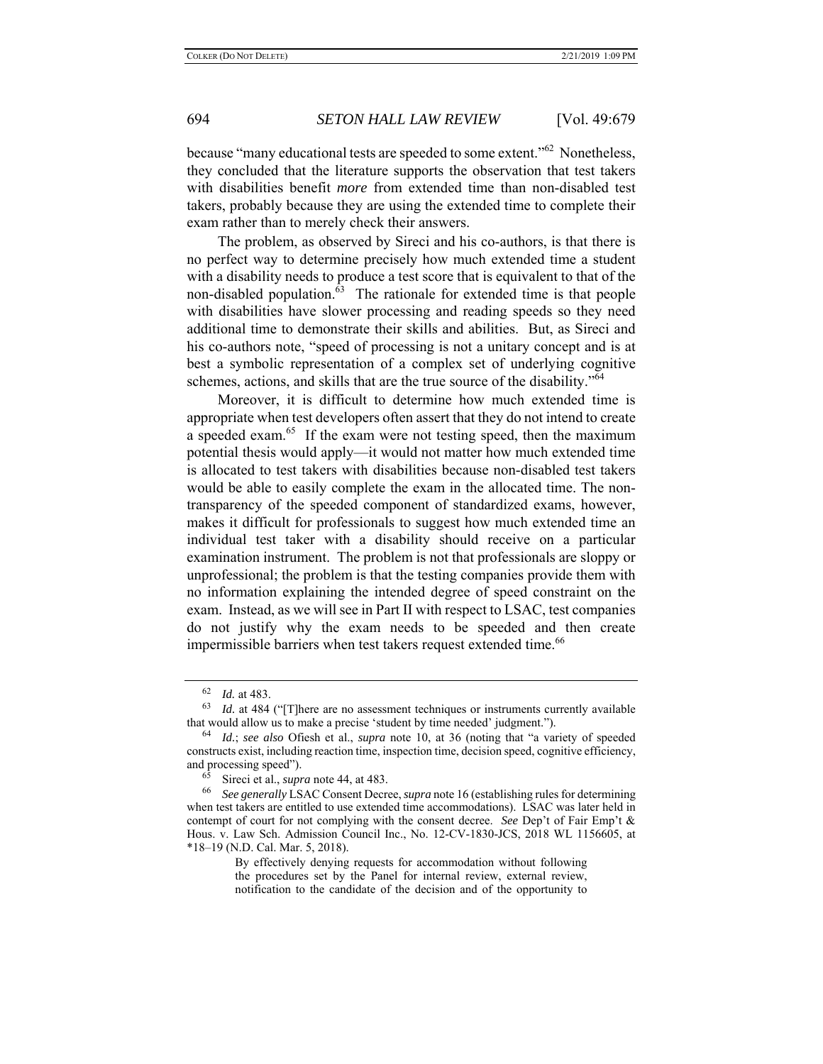because "many educational tests are speeded to some extent."[62] Nonetheless, they concluded that the literature supports the observation that test takers with disabilities benefit *more* from extended time than non-disabled test takers, probably because they are using the extended time to complete their exam rather than to merely check their answers.

The problem, as observed by Sireci and his co-authors, is that there is no perfect way to determine precisely how much extended time a student with a disability needs to produce a test score that is equivalent to that of the non-disabled population.[63] The rationale for extended time is that people with disabilities have slower processing and reading speeds so they need additional time to demonstrate their skills and abilities. But, as Sireci and his co-authors note, "speed of processing is not a unitary concept and is at best a symbolic representation of a complex set of underlying cognitive schemes, actions, and skills that are the true source of the disability."[64]

Moreover, it is difficult to determine how much extended time is appropriate when test developers often assert that they do not intend to create a speeded exam.[65] If the exam were not testing speed, then the maximum potential thesis would apply—it would not matter how much extended time is allocated to test takers with disabilities because non-disabled test takers would be able to easily complete the exam in the allocated time. The non-transparency of the speeded component of standardized exams, however, makes it difficult for professionals to suggest how much extended time an individual test taker with a disability should receive on a particular examination instrument. The problem is not that professionals are sloppy or unprofessional; the problem is that the testing companies provide them with no information explaining the intended degree of speed constraint on the exam. Instead, as we will see in Part II with respect to LSAC, test companies do not justify why the exam needs to be speeded and then create impermissible barriers when test takers request extended time.[66]

---

[62] *Id.* at 483.

[63] *Id.* at 484 ("[T]here are no assessment techniques or instruments currently available that would allow us to make a precise 'student by time needed' judgment.").

[64] *Id.*; *see also* Ofiesh et al., *supra* note 10, at 36 (noting that "a variety of speeded constructs exist, including reaction time, inspection time, decision speed, cognitive efficiency, and processing speed").

[65] Sireci et al., *supra* note 44, at 483.

[66] *See generally* LSAC Consent Decree, *supra* note 16 (establishing rules for determining when test takers are entitled to use extended time accommodations). LSAC was later held in contempt of court for not complying with the consent decree. *See* Dep't of Fair Emp't & Hous. v. Law Sch. Admission Council Inc., No. 12-CV-1830-JCS, 2018 WL 1156605, at \*18–19 (N.D. Cal. Mar. 5, 2018).

> By effectively denying requests for accommodation without following the procedures set by the Panel for internal review, external review, notification to the candidate of the decision and of the opportunity to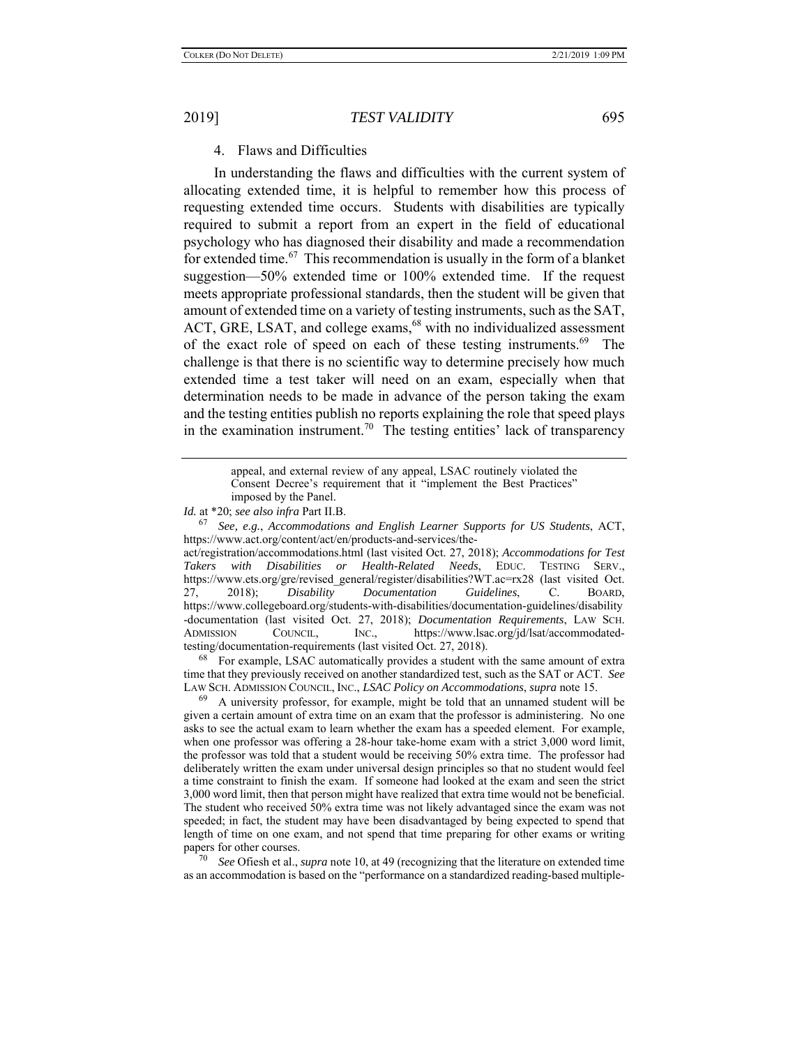#### 4. Flaws and Difficulties

In understanding the flaws and difficulties with the current system of allocating extended time, it is helpful to remember how this process of requesting extended time occurs. Students with disabilities are typically required to submit a report from an expert in the field of educational psychology who has diagnosed their disability and made a recommendation for extended time.[67] This recommendation is usually in the form of a blanket suggestion—50% extended time or 100% extended time. If the request meets appropriate professional standards, then the student will be given that amount of extended time on a variety of testing instruments, such as the SAT, ACT, GRE, LSAT, and college exams,[68] with no individualized assessment of the exact role of speed on each of these testing instruments.[69] The challenge is that there is no scientific way to determine precisely how much extended time a test taker will need on an exam, especially when that determination needs to be made in advance of the person taking the exam and the testing entities publish no reports explaining the role that speed plays in the examination instrument.[70] The testing entities' lack of transparency

> appeal, and external review of any appeal, LSAC routinely violated the Consent Decree's requirement that it "implement the Best Practices" imposed by the Panel.

*Id.* at *20; *see also infra* Part II.B.

[67] *See, e.g.*, *Accommodations and English Learner Supports for US Students*, ACT, https://www.act.org/content/act/en/products-and-services/the-act/registration/accommodations.html (last visited Oct. 27, 2018); *Accommodations for Test Takers with Disabilities or Health-Related Needs*, EDUC. TESTING SERV., https://www.ets.org/gre/revised_general/register/disabilities?WT.ac=rx28 (last visited Oct. 27, 2018); *Disability Documentation Guidelines*, C. BOARD, https://www.collegeboard.org/students-with-disabilities/documentation-guidelines/disability-documentation (last visited Oct. 27, 2018); *Documentation Requirements*, LAW SCH. ADMISSION COUNCIL, INC., https://www.lsac.org/jd/lsat/accommodated-testing/documentation-requirements (last visited Oct. 27, 2018).

[68] For example, LSAC automatically provides a student with the same amount of extra time that they previously received on another standardized test, such as the SAT or ACT. *See* LAW SCH. ADMISSION COUNCIL, INC., *LSAC Policy on Accommodations*, *supra* note 15.

[69] A university professor, for example, might be told that an unnamed student will be given a certain amount of extra time on an exam that the professor is administering. No one asks to see the actual exam to learn whether the exam has a speeded element. For example, when one professor was offering a 28-hour take-home exam with a strict 3,000 word limit, the professor was told that a student would be receiving 50% extra time. The professor had deliberately written the exam under universal design principles so that no student would feel a time constraint to finish the exam. If someone had looked at the exam and seen the strict 3,000 word limit, then that person might have realized that extra time would not be beneficial. The student who received 50% extra time was not likely advantaged since the exam was not speeded; in fact, the student may have been disadvantaged by being expected to spend that length of time on one exam, and not spend that time preparing for other exams or writing papers for other courses.

[70] *See* Ofiesh et al., *supra* note 10, at 49 (recognizing that the literature on extended time as an accommodation is based on the "performance on a standardized reading-based multiple-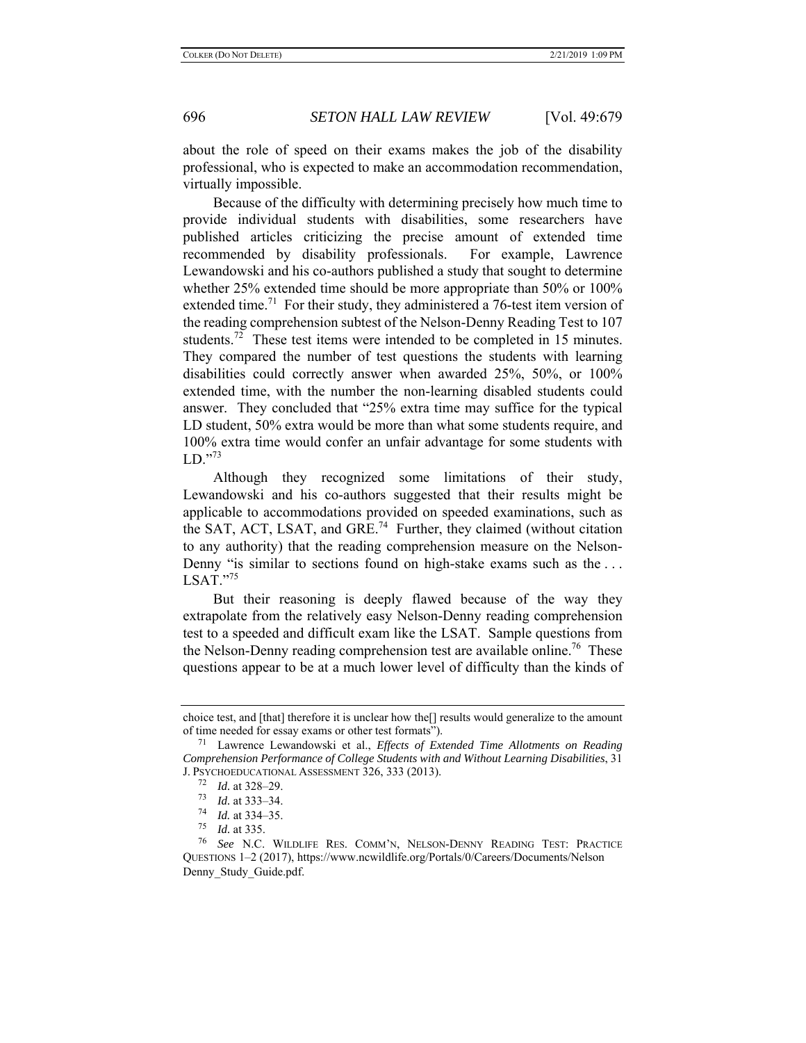about the role of speed on their exams makes the job of the disability professional, who is expected to make an accommodation recommendation, virtually impossible.

Because of the difficulty with determining precisely how much time to provide individual students with disabilities, some researchers have published articles criticizing the precise amount of extended time recommended by disability professionals. For example, Lawrence Lewandowski and his co-authors published a study that sought to determine whether 25% extended time should be more appropriate than 50% or 100% extended time.[71] For their study, they administered a 76-test item version of the reading comprehension subtest of the Nelson-Denny Reading Test to 107 students.[72] These test items were intended to be completed in 15 minutes. They compared the number of test questions the students with learning disabilities could correctly answer when awarded 25%, 50%, or 100% extended time, with the number the non-learning disabled students could answer. They concluded that "25% extra time may suffice for the typical LD student, 50% extra would be more than what some students require, and 100% extra time would confer an unfair advantage for some students with LD."[73]

Although they recognized some limitations of their study, Lewandowski and his co-authors suggested that their results might be applicable to accommodations provided on speeded examinations, such as the SAT, ACT, LSAT, and GRE.[74] Further, they claimed (without citation to any authority) that the reading comprehension measure on the Nelson-Denny "is similar to sections found on high-stake exams such as the . . . LSAT."[75]

But their reasoning is deeply flawed because of the way they extrapolate from the relatively easy Nelson-Denny reading comprehension test to a speeded and difficult exam like the LSAT. Sample questions from the Nelson-Denny reading comprehension test are available online.[76] These questions appear to be at a much lower level of difficulty than the kinds of

---

choice test, and [that] therefore it is unclear how the[] results would generalize to the amount of time needed for essay exams or other test formats").

[71] Lawrence Lewandowski et al., *Effects of Extended Time Allotments on Reading Comprehension Performance of College Students with and Without Learning Disabilities*, 31 J. PSYCHOEDUCATIONAL ASSESSMENT 326, 333 (2013).

[72] *Id.* at 328–29.

[73] *Id.* at 333–34.

[74] *Id.* at 334–35.

[75] *Id.* at 335.

[76] *See* N.C. WILDLIFE RES. COMM'N, NELSON-DENNY READING TEST: PRACTICE QUESTIONS 1–2 (2017), https://www.ncwildlife.org/Portals/0/Careers/Documents/Nelson Denny_Study_Guide.pdf.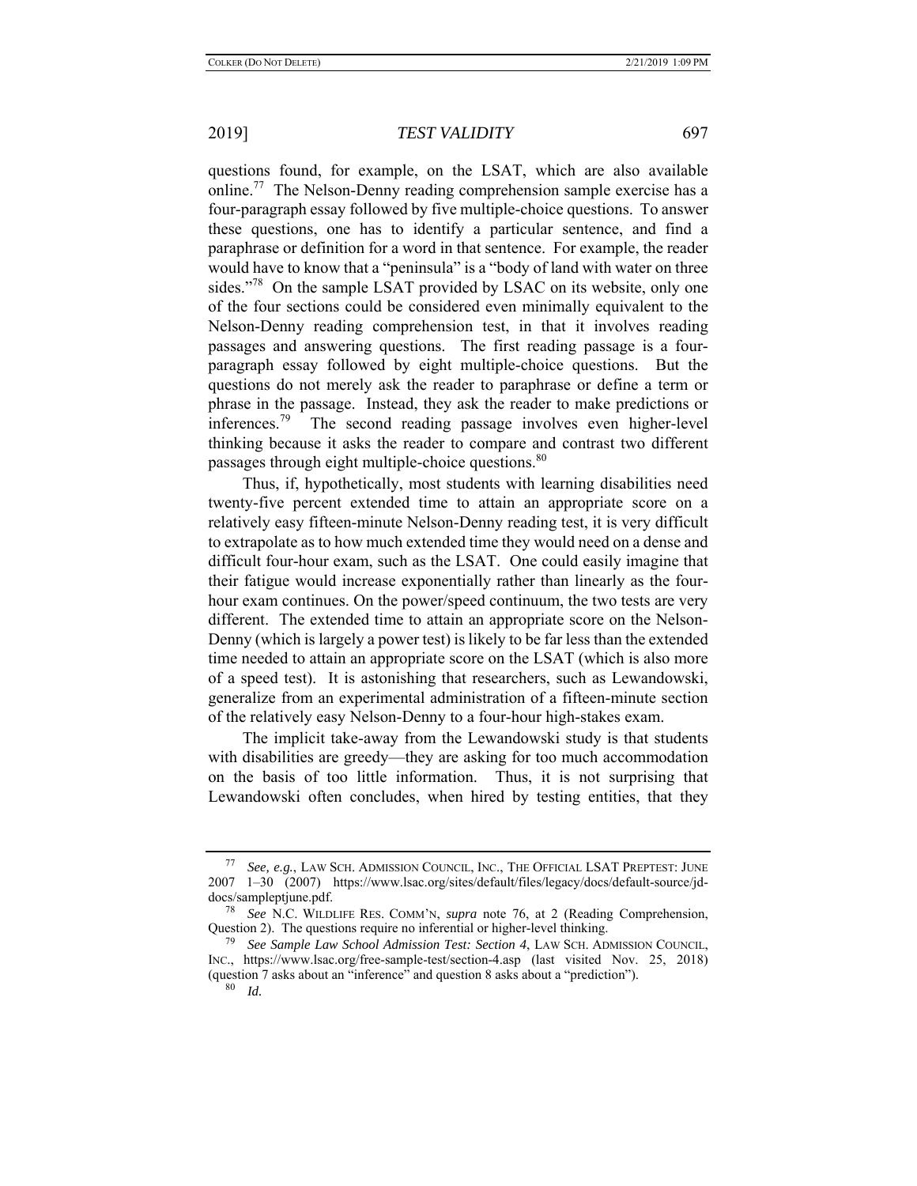questions found, for example, on the LSAT, which are also available online.[77] The Nelson-Denny reading comprehension sample exercise has a four-paragraph essay followed by five multiple-choice questions. To answer these questions, one has to identify a particular sentence, and find a paraphrase or definition for a word in that sentence. For example, the reader would have to know that a "peninsula" is a "body of land with water on three sides."[78] On the sample LSAT provided by LSAC on its website, only one of the four sections could be considered even minimally equivalent to the Nelson-Denny reading comprehension test, in that it involves reading passages and answering questions. The first reading passage is a four-paragraph essay followed by eight multiple-choice questions. But the questions do not merely ask the reader to paraphrase or define a term or phrase in the passage. Instead, they ask the reader to make predictions or inferences.[79] The second reading passage involves even higher-level thinking because it asks the reader to compare and contrast two different passages through eight multiple-choice questions.[80]

Thus, if, hypothetically, most students with learning disabilities need twenty-five percent extended time to attain an appropriate score on a relatively easy fifteen-minute Nelson-Denny reading test, it is very difficult to extrapolate as to how much extended time they would need on a dense and difficult four-hour exam, such as the LSAT. One could easily imagine that their fatigue would increase exponentially rather than linearly as the four-hour exam continues. On the power/speed continuum, the two tests are very different. The extended time to attain an appropriate score on the Nelson-Denny (which is largely a power test) is likely to be far less than the extended time needed to attain an appropriate score on the LSAT (which is also more of a speed test). It is astonishing that researchers, such as Lewandowski, generalize from an experimental administration of a fifteen-minute section of the relatively easy Nelson-Denny to a four-hour high-stakes exam.

The implicit take-away from the Lewandowski study is that students with disabilities are greedy—they are asking for too much accommodation on the basis of too little information. Thus, it is not surprising that Lewandowski often concludes, when hired by testing entities, that they

---

[77] *See, e.g.*, LAW SCH. ADMISSION COUNCIL, INC., THE OFFICIAL LSAT PREPTEST: JUNE 2007 1–30 (2007) https://www.lsac.org/sites/default/files/legacy/docs/default-source/jd-docs/sampleptjune.pdf.

[78] *See* N.C. WILDLIFE RES. COMM'N, *supra* note 76, at 2 (Reading Comprehension, Question 2). The questions require no inferential or higher-level thinking.

[79] *See Sample Law School Admission Test: Section 4*, LAW SCH. ADMISSION COUNCIL, INC., https://www.lsac.org/free-sample-test/section-4.asp (last visited Nov. 25, 2018) (question 7 asks about an "inference" and question 8 asks about a "prediction").

[80] *Id.*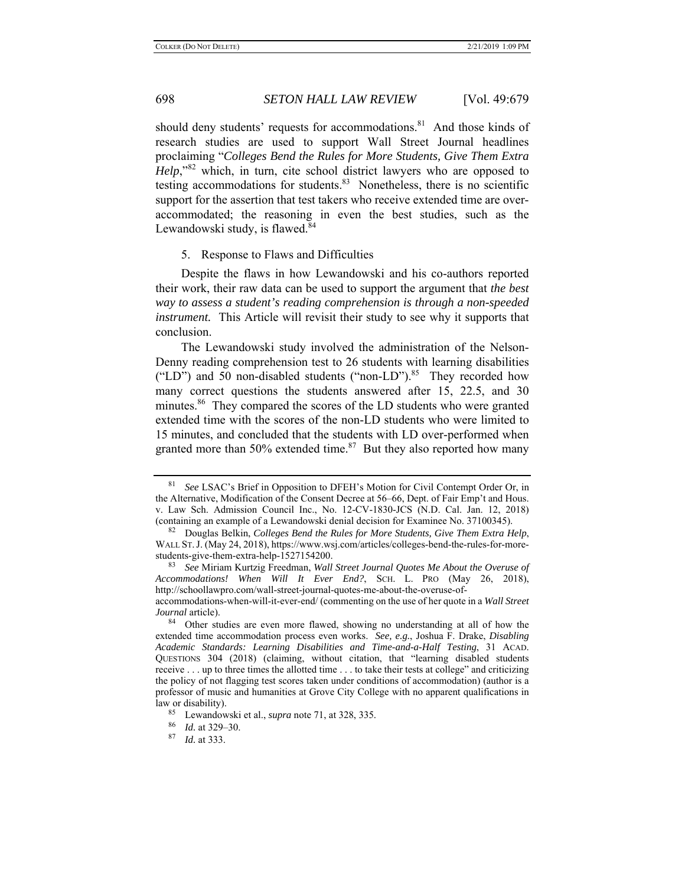should deny students' requests for accommodations.[81] And those kinds of research studies are used to support Wall Street Journal headlines proclaiming "*Colleges Bend the Rules for More Students, Give Them Extra Help*,"[82] which, in turn, cite school district lawyers who are opposed to testing accommodations for students.[83] Nonetheless, there is no scientific support for the assertion that test takers who receive extended time are over-accommodated; the reasoning in even the best studies, such as the Lewandowski study, is flawed.[84]

5. Response to Flaws and Difficulties

Despite the flaws in how Lewandowski and his co-authors reported their work, their raw data can be used to support the argument that *the best way to assess a student's reading comprehension is through a non-speeded instrument.* This Article will revisit their study to see why it supports that conclusion.

The Lewandowski study involved the administration of the Nelson-Denny reading comprehension test to 26 students with learning disabilities ("LD") and 50 non-disabled students ("non-LD").[85] They recorded how many correct questions the students answered after 15, 22.5, and 30 minutes.[86] They compared the scores of the LD students who were granted extended time with the scores of the non-LD students who were limited to 15 minutes, and concluded that the students with LD over-performed when granted more than 50% extended time.[87] But they also reported how many

---

[81] *See* LSAC's Brief in Opposition to DFEH's Motion for Civil Contempt Order Or, in the Alternative, Modification of the Consent Decree at 56–66, Dept. of Fair Emp't and Hous. v. Law Sch. Admission Council Inc., No. 12-CV-1830-JCS (N.D. Cal. Jan. 12, 2018) (containing an example of a Lewandowski denial decision for Examinee No. 37100345).

[82] Douglas Belkin, *Colleges Bend the Rules for More Students, Give Them Extra Help*, WALL ST. J. (May 24, 2018), https://www.wsj.com/articles/colleges-bend-the-rules-for-more-students-give-them-extra-help-1527154200.

[83] *See* Miriam Kurtzig Freedman, *Wall Street Journal Quotes Me About the Overuse of Accommodations! When Will It Ever End?*, SCH. L. PRO (May 26, 2018), http://schoollawpro.com/wall-street-journal-quotes-me-about-the-overuse-of-accommodations-when-will-it-ever-end/ (commenting on the use of her quote in a *Wall Street Journal* article).

[84] Other studies are even more flawed, showing no understanding at all of how the extended time accommodation process even works. *See, e.g.*, Joshua F. Drake, *Disabling Academic Standards: Learning Disabilities and Time-and-a-Half Testing*, 31 ACAD. QUESTIONS 304 (2018) (claiming, without citation, that "learning disabled students receive . . . up to three times the allotted time . . . to take their tests at college" and criticizing the policy of not flagging test scores taken under conditions of accommodation) (author is a professor of music and humanities at Grove City College with no apparent qualifications in law or disability).

[85] Lewandowski et al., *supra* note 71, at 328, 335.

[86] *Id.* at 329–30.

[87] *Id.* at 333.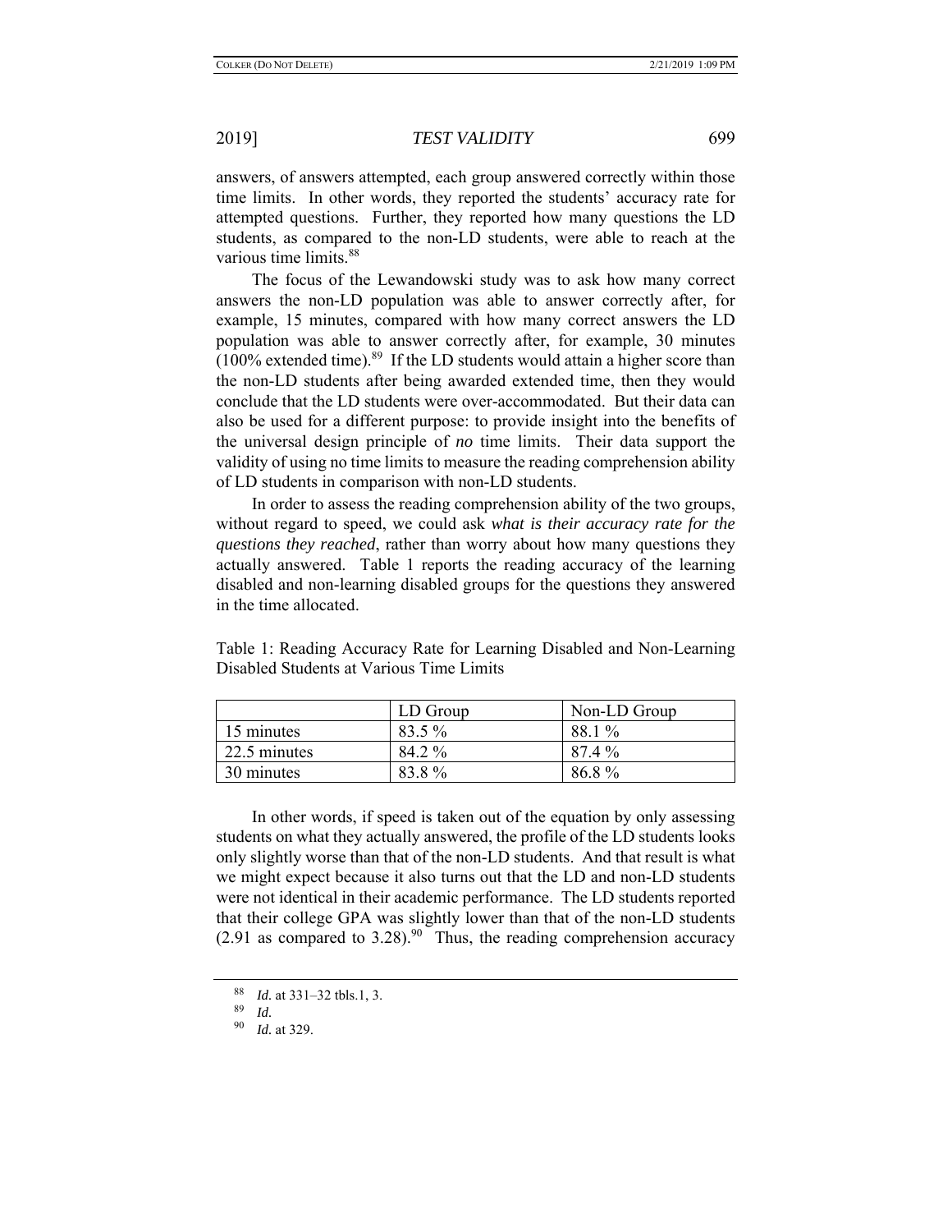answers, of answers attempted, each group answered correctly within those time limits. In other words, they reported the students' accuracy rate for attempted questions. Further, they reported how many questions the LD students, as compared to the non-LD students, were able to reach at the various time limits.[88]

The focus of the Lewandowski study was to ask how many correct answers the non-LD population was able to answer correctly after, for example, 15 minutes, compared with how many correct answers the LD population was able to answer correctly after, for example, 30 minutes (100% extended time).[89] If the LD students would attain a higher score than the non-LD students after being awarded extended time, then they would conclude that the LD students were over-accommodated. But their data can also be used for a different purpose: to provide insight into the benefits of the universal design principle of *no* time limits. Their data support the validity of using no time limits to measure the reading comprehension ability of LD students in comparison with non-LD students.

In order to assess the reading comprehension ability of the two groups, without regard to speed, we could ask *what is their accuracy rate for the questions they reached*, rather than worry about how many questions they actually answered. Table 1 reports the reading accuracy of the learning disabled and non-learning disabled groups for the questions they answered in the time allocated.

Table 1: Reading Accuracy Rate for Learning Disabled and Non-Learning Disabled Students at Various Time Limits

| | LD Group | Non-LD Group |
|---|---|---|
| 15 minutes | 83.5 % | 88.1 % |
| 22.5 minutes | 84.2 % | 87.4 % |
| 30 minutes | 83.8 % | 86.8 % |

In other words, if speed is taken out of the equation by only assessing students on what they actually answered, the profile of the LD students looks only slightly worse than that of the non-LD students. And that result is what we might expect because it also turns out that the LD and non-LD students were not identical in their academic performance. The LD students reported that their college GPA was slightly lower than that of the non-LD students (2.91 as compared to 3.28).[90] Thus, the reading comprehension accuracy

---

[88] *Id.* at 331–32 tbls.1, 3.

[89] *Id.*

[90] *Id.* at 329.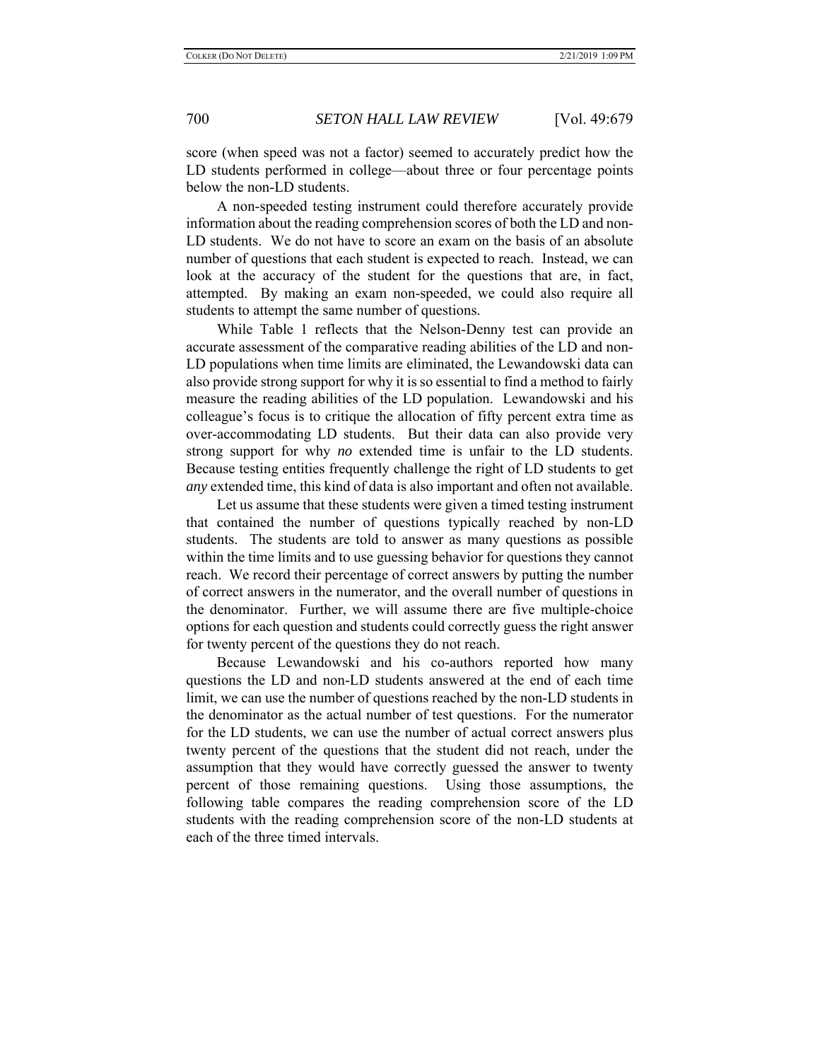score (when speed was not a factor) seemed to accurately predict how the LD students performed in college—about three or four percentage points below the non-LD students.

A non-speeded testing instrument could therefore accurately provide information about the reading comprehension scores of both the LD and non-LD students. We do not have to score an exam on the basis of an absolute number of questions that each student is expected to reach. Instead, we can look at the accuracy of the student for the questions that are, in fact, attempted. By making an exam non-speeded, we could also require all students to attempt the same number of questions.

While Table 1 reflects that the Nelson-Denny test can provide an accurate assessment of the comparative reading abilities of the LD and non-LD populations when time limits are eliminated, the Lewandowski data can also provide strong support for why it is so essential to find a method to fairly measure the reading abilities of the LD population. Lewandowski and his colleague's focus is to critique the allocation of fifty percent extra time as over-accommodating LD students. But their data can also provide very strong support for why *no* extended time is unfair to the LD students. Because testing entities frequently challenge the right of LD students to get *any* extended time, this kind of data is also important and often not available.

Let us assume that these students were given a timed testing instrument that contained the number of questions typically reached by non-LD students. The students are told to answer as many questions as possible within the time limits and to use guessing behavior for questions they cannot reach. We record their percentage of correct answers by putting the number of correct answers in the numerator, and the overall number of questions in the denominator. Further, we will assume there are five multiple-choice options for each question and students could correctly guess the right answer for twenty percent of the questions they do not reach.

Because Lewandowski and his co-authors reported how many questions the LD and non-LD students answered at the end of each time limit, we can use the number of questions reached by the non-LD students in the denominator as the actual number of test questions. For the numerator for the LD students, we can use the number of actual correct answers plus twenty percent of the questions that the student did not reach, under the assumption that they would have correctly guessed the answer to twenty percent of those remaining questions. Using those assumptions, the following table compares the reading comprehension score of the LD students with the reading comprehension score of the non-LD students at each of the three timed intervals.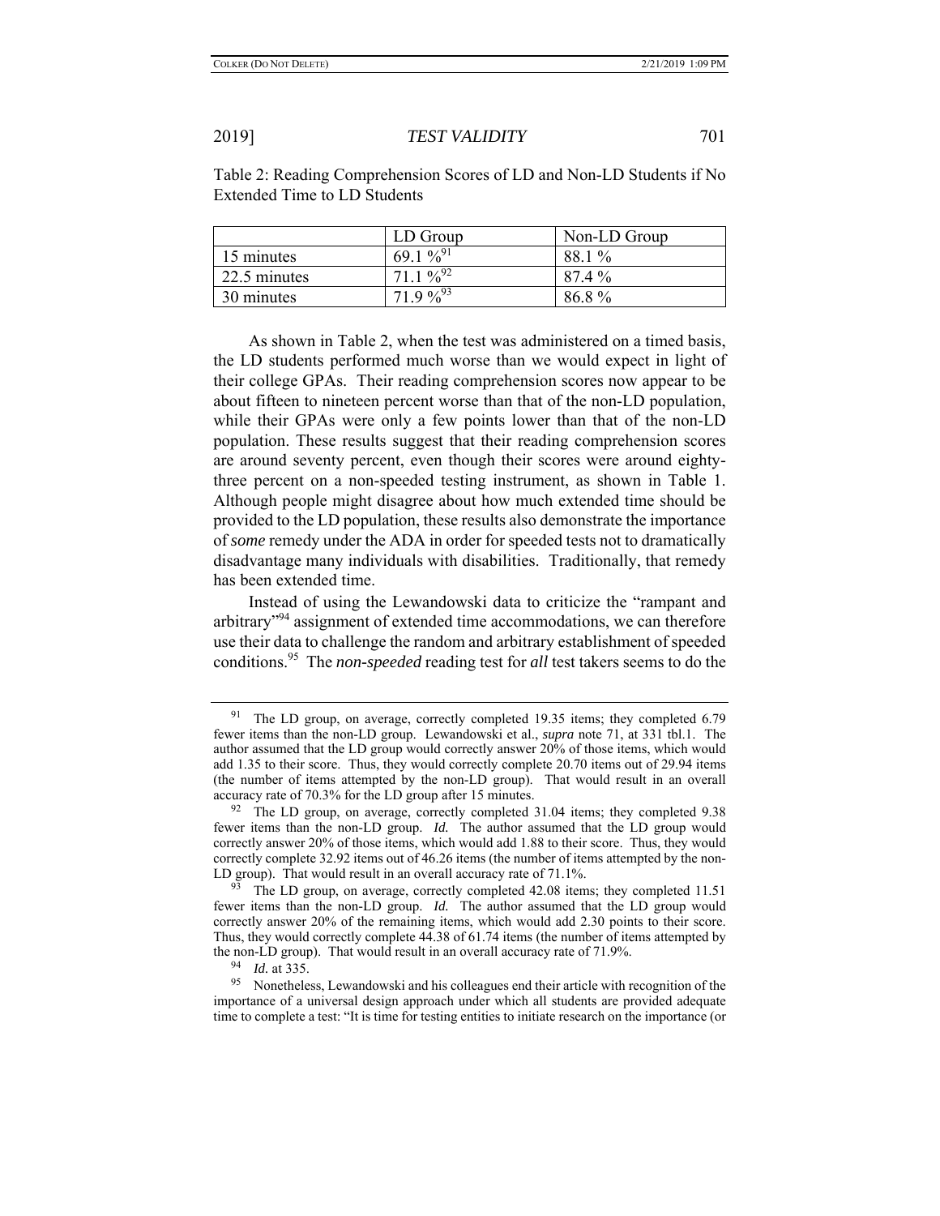Table 2: Reading Comprehension Scores of LD and Non-LD Students if No Extended Time to LD Students

| | LD Group | Non-LD Group |
|---|---|---|
| 15 minutes | 69.1 %[91] | 88.1 % |
| 22.5 minutes | 71.1 %[92] | 87.4 % |
| 30 minutes | 71.9 %[93] | 86.8 % |

As shown in Table 2, when the test was administered on a timed basis, the LD students performed much worse than we would expect in light of their college GPAs. Their reading comprehension scores now appear to be about fifteen to nineteen percent worse than that of the non-LD population, while their GPAs were only a few points lower than that of the non-LD population. These results suggest that their reading comprehension scores are around seventy percent, even though their scores were around eighty-three percent on a non-speeded testing instrument, as shown in Table 1. Although people might disagree about how much extended time should be provided to the LD population, these results also demonstrate the importance of *some* remedy under the ADA in order for speeded tests not to dramatically disadvantage many individuals with disabilities. Traditionally, that remedy has been extended time.

Instead of using the Lewandowski data to criticize the "rampant and arbitrary"[94] assignment of extended time accommodations, we can therefore use their data to challenge the random and arbitrary establishment of speeded conditions.[95] The *non-speeded* reading test for *all* test takers seems to do the

---

[91] The LD group, on average, correctly completed 19.35 items; they completed 6.79 fewer items than the non-LD group. Lewandowski et al., *supra* note 71, at 331 tbl.1. The author assumed that the LD group would correctly answer 20% of those items, which would add 1.35 to their score. Thus, they would correctly complete 20.70 items out of 29.94 items (the number of items attempted by the non-LD group). That would result in an overall accuracy rate of 70.3% for the LD group after 15 minutes.

[92] The LD group, on average, correctly completed 31.04 items; they completed 9.38 fewer items than the non-LD group. *Id.* The author assumed that the LD group would correctly answer 20% of those items, which would add 1.88 to their score. Thus, they would correctly complete 32.92 items out of 46.26 items (the number of items attempted by the non-LD group). That would result in an overall accuracy rate of 71.1%.

[93] The LD group, on average, correctly completed 42.08 items; they completed 11.51 fewer items than the non-LD group. *Id.* The author assumed that the LD group would correctly answer 20% of the remaining items, which would add 2.30 points to their score. Thus, they would correctly complete 44.38 of 61.74 items (the number of items attempted by the non-LD group). That would result in an overall accuracy rate of 71.9%.

[94] *Id.* at 335.

[95] Nonetheless, Lewandowski and his colleagues end their article with recognition of the importance of a universal design approach under which all students are provided adequate time to complete a test: "It is time for testing entities to initiate research on the importance (or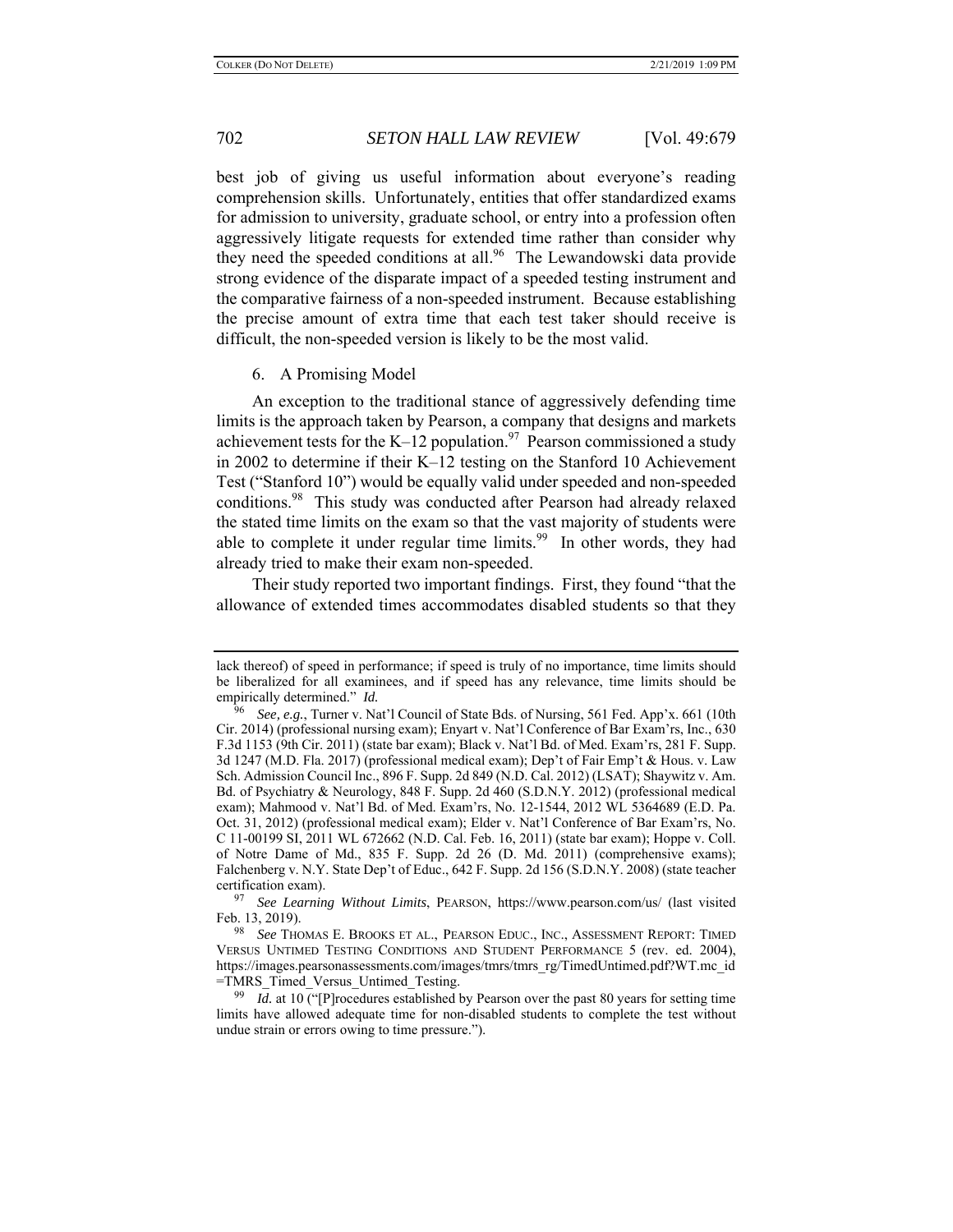best job of giving us useful information about everyone's reading comprehension skills. Unfortunately, entities that offer standardized exams for admission to university, graduate school, or entry into a profession often aggressively litigate requests for extended time rather than consider why they need the speeded conditions at all.[96] The Lewandowski data provide strong evidence of the disparate impact of a speeded testing instrument and the comparative fairness of a non-speeded instrument. Because establishing the precise amount of extra time that each test taker should receive is difficult, the non-speeded version is likely to be the most valid.

### 6. A Promising Model

An exception to the traditional stance of aggressively defending time limits is the approach taken by Pearson, a company that designs and markets achievement tests for the K–12 population.[97] Pearson commissioned a study in 2002 to determine if their K–12 testing on the Stanford 10 Achievement Test ("Stanford 10") would be equally valid under speeded and non-speeded conditions.[98] This study was conducted after Pearson had already relaxed the stated time limits on the exam so that the vast majority of students were able to complete it under regular time limits.[99] In other words, they had already tried to make their exam non-speeded.

Their study reported two important findings. First, they found "that the allowance of extended times accommodates disabled students so that they

---

lack thereof) of speed in performance; if speed is truly of no importance, time limits should be liberalized for all examinees, and if speed has any relevance, time limits should be empirically determined." *Id.*

[96] *See, e.g.*, Turner v. Nat'l Council of State Bds. of Nursing, 561 Fed. App'x. 661 (10th Cir. 2014) (professional nursing exam); Enyart v. Nat'l Conference of Bar Exam'rs, Inc., 630 F.3d 1153 (9th Cir. 2011) (state bar exam); Black v. Nat'l Bd. of Med. Exam'rs, 281 F. Supp. 3d 1247 (M.D. Fla. 2017) (professional medical exam); Dep't of Fair Emp't & Hous. v. Law Sch. Admission Council Inc., 896 F. Supp. 2d 849 (N.D. Cal. 2012) (LSAT); Shaywitz v. Am. Bd. of Psychiatry & Neurology, 848 F. Supp. 2d 460 (S.D.N.Y. 2012) (professional medical exam); Mahmood v. Nat'l Bd. of Med. Exam'rs, No. 12-1544, 2012 WL 5364689 (E.D. Pa. Oct. 31, 2012) (professional medical exam); Elder v. Nat'l Conference of Bar Exam'rs, No. C 11-00199 SI, 2011 WL 672662 (N.D. Cal. Feb. 16, 2011) (state bar exam); Hoppe v. Coll. of Notre Dame of Md., 835 F. Supp. 2d 26 (D. Md. 2011) (comprehensive exams); Falchenberg v. N.Y. State Dep't of Educ., 642 F. Supp. 2d 156 (S.D.N.Y. 2008) (state teacher certification exam).

[97] *See Learning Without Limits*, PEARSON, https://www.pearson.com/us/ (last visited Feb. 13, 2019).

[98] *See* THOMAS E. BROOKS ET AL., PEARSON EDUC., INC., ASSESSMENT REPORT: TIMED VERSUS UNTIMED TESTING CONDITIONS AND STUDENT PERFORMANCE 5 (rev. ed. 2004), https://images.pearsonassessments.com/images/tmrs/tmrs_rg/TimedUntimed.pdf?WT.mc_id=TMRS_Timed_Versus_Untimed_Testing.

[99] *Id.* at 10 ("[P]rocedures established by Pearson over the past 80 years for setting time limits have allowed adequate time for non-disabled students to complete the test without undue strain or errors owing to time pressure.").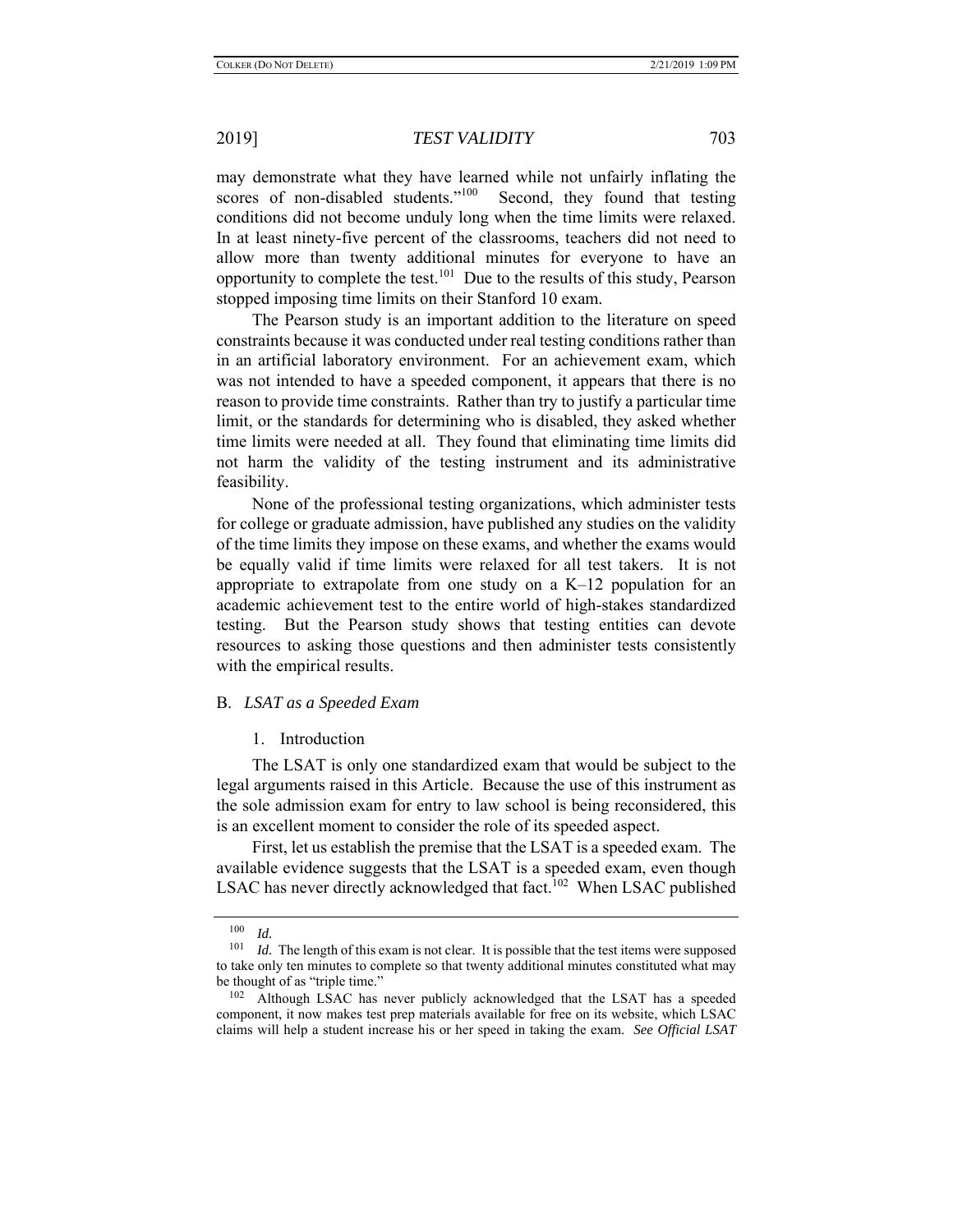may demonstrate what they have learned while not unfairly inflating the scores of non-disabled students."[100] Second, they found that testing conditions did not become unduly long when the time limits were relaxed. In at least ninety-five percent of the classrooms, teachers did not need to allow more than twenty additional minutes for everyone to have an opportunity to complete the test.[101] Due to the results of this study, Pearson stopped imposing time limits on their Stanford 10 exam.

The Pearson study is an important addition to the literature on speed constraints because it was conducted under real testing conditions rather than in an artificial laboratory environment. For an achievement exam, which was not intended to have a speeded component, it appears that there is no reason to provide time constraints. Rather than try to justify a particular time limit, or the standards for determining who is disabled, they asked whether time limits were needed at all. They found that eliminating time limits did not harm the validity of the testing instrument and its administrative feasibility.

None of the professional testing organizations, which administer tests for college or graduate admission, have published any studies on the validity of the time limits they impose on these exams, and whether the exams would be equally valid if time limits were relaxed for all test takers. It is not appropriate to extrapolate from one study on a K–12 population for an academic achievement test to the entire world of high-stakes standardized testing. But the Pearson study shows that testing entities can devote resources to asking those questions and then administer tests consistently with the empirical results.

### B. *LSAT as a Speeded Exam*

#### 1. Introduction

The LSAT is only one standardized exam that would be subject to the legal arguments raised in this Article. Because the use of this instrument as the sole admission exam for entry to law school is being reconsidered, this is an excellent moment to consider the role of its speeded aspect.

First, let us establish the premise that the LSAT is a speeded exam. The available evidence suggests that the LSAT is a speeded exam, even though LSAC has never directly acknowledged that fact.[102] When LSAC published

---

[100] *Id.*

[101] *Id.* The length of this exam is not clear. It is possible that the test items were supposed to take only ten minutes to complete so that twenty additional minutes constituted what may be thought of as "triple time."

[102] Although LSAC has never publicly acknowledged that the LSAT has a speeded component, it now makes test prep materials available for free on its website, which LSAC claims will help a student increase his or her speed in taking the exam. *See Official LSAT*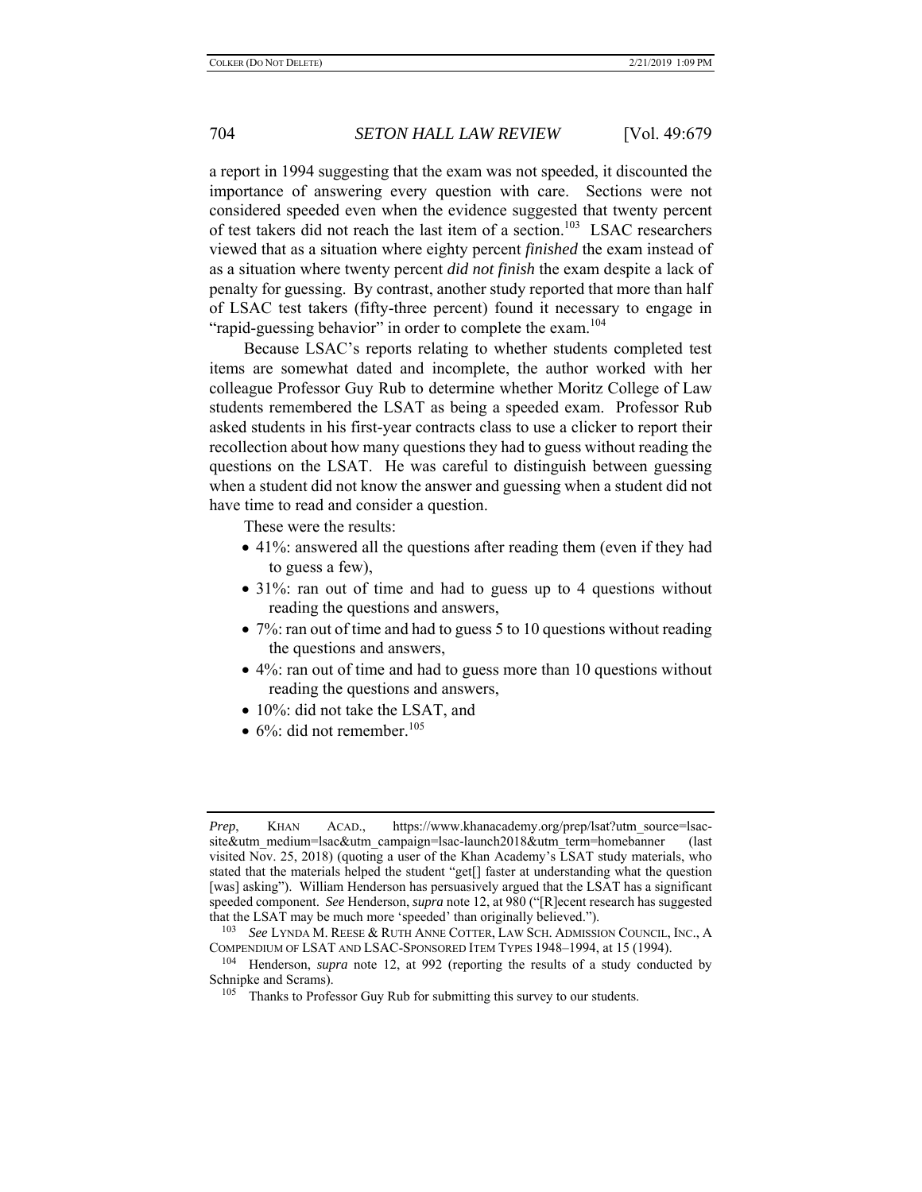a report in 1994 suggesting that the exam was not speeded, it discounted the importance of answering every question with care. Sections were not considered speeded even when the evidence suggested that twenty percent of test takers did not reach the last item of a section.[103] LSAC researchers viewed that as a situation where eighty percent *finished* the exam instead of as a situation where twenty percent *did not finish* the exam despite a lack of penalty for guessing. By contrast, another study reported that more than half of LSAC test takers (fifty-three percent) found it necessary to engage in "rapid-guessing behavior" in order to complete the exam.[104]

Because LSAC's reports relating to whether students completed test items are somewhat dated and incomplete, the author worked with her colleague Professor Guy Rub to determine whether Moritz College of Law students remembered the LSAT as being a speeded exam. Professor Rub asked students in his first-year contracts class to use a clicker to report their recollection about how many questions they had to guess without reading the questions on the LSAT. He was careful to distinguish between guessing when a student did not know the answer and guessing when a student did not have time to read and consider a question.

These were the results:

- 41%: answered all the questions after reading them (even if they had to guess a few),
- 31%: ran out of time and had to guess up to 4 questions without reading the questions and answers,
- 7%: ran out of time and had to guess 5 to 10 questions without reading the questions and answers,
- 4%: ran out of time and had to guess more than 10 questions without reading the questions and answers,
- 10%: did not take the LSAT, and
- 6%: did not remember.[105]

---

*Prep*, KHAN ACAD., https://www.khanacademy.org/prep/lsat?utm_source=lsac-site&utm_medium=lsac&utm_campaign=lsac-launch2018&utm_term=homebanner (last visited Nov. 25, 2018) (quoting a user of the Khan Academy's LSAT study materials, who stated that the materials helped the student "get[] faster at understanding what the question [was] asking"). William Henderson has persuasively argued that the LSAT has a significant speeded component. *See* Henderson, *supra* note 12, at 980 ("[R]ecent research has suggested that the LSAT may be much more 'speeded' than originally believed.").

[103] *See* LYNDA M. REESE & RUTH ANNE COTTER, LAW SCH. ADMISSION COUNCIL, INC., A COMPENDIUM OF LSAT AND LSAC-SPONSORED ITEM TYPES 1948–1994, at 15 (1994).

[104] Henderson, *supra* note 12, at 992 (reporting the results of a study conducted by Schnipke and Scrams).

[105] Thanks to Professor Guy Rub for submitting this survey to our students.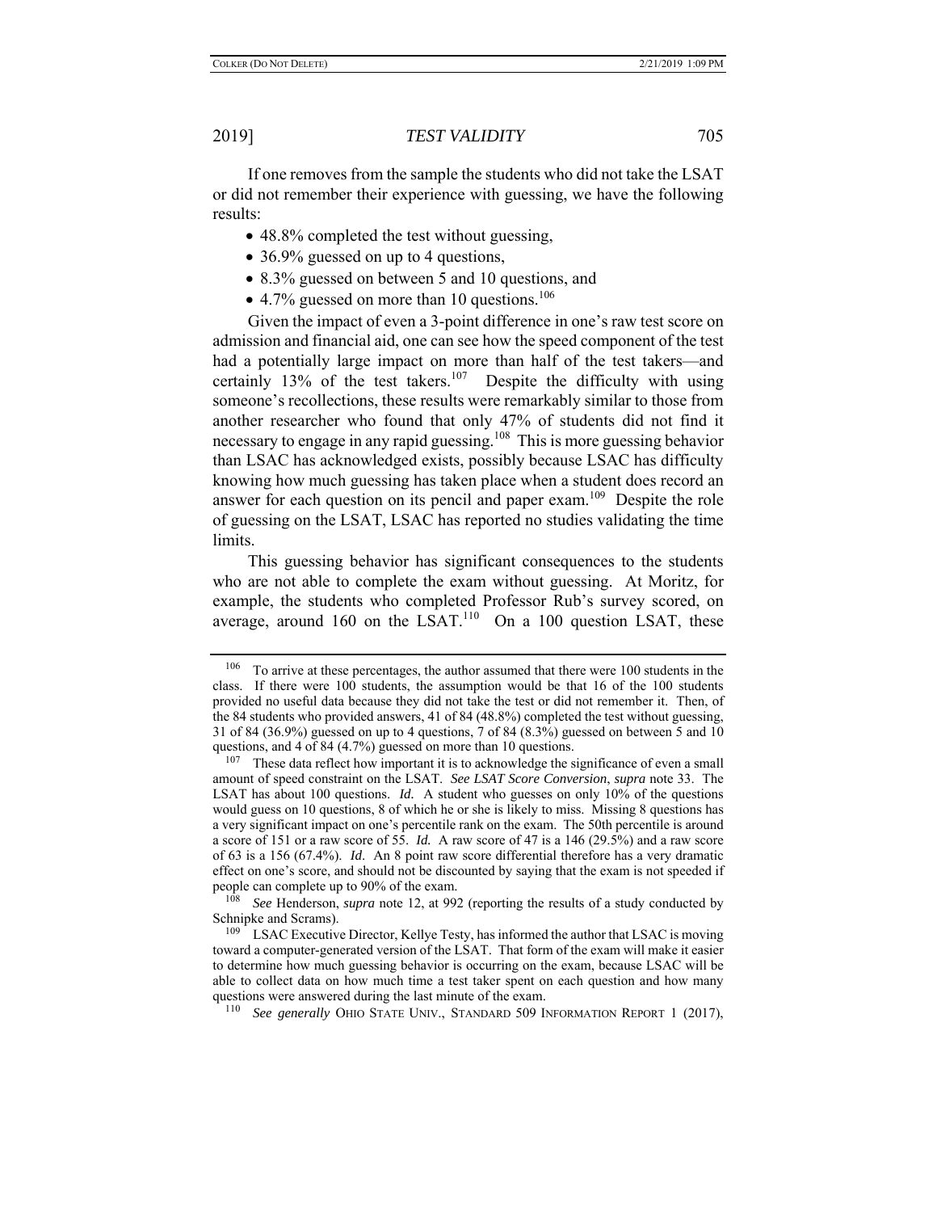If one removes from the sample the students who did not take the LSAT or did not remember their experience with guessing, we have the following results:

- 48.8% completed the test without guessing,
- 36.9% guessed on up to 4 questions,
- 8.3% guessed on between 5 and 10 questions, and
- 4.7% guessed on more than 10 questions.[106]

Given the impact of even a 3-point difference in one's raw test score on admission and financial aid, one can see how the speed component of the test had a potentially large impact on more than half of the test takers—and certainly 13% of the test takers.[107] Despite the difficulty with using someone's recollections, these results were remarkably similar to those from another researcher who found that only 47% of students did not find it necessary to engage in any rapid guessing.[108] This is more guessing behavior than LSAC has acknowledged exists, possibly because LSAC has difficulty knowing how much guessing has taken place when a student does record an answer for each question on its pencil and paper exam.[109] Despite the role of guessing on the LSAT, LSAC has reported no studies validating the time limits.

This guessing behavior has significant consequences to the students who are not able to complete the exam without guessing. At Moritz, for example, the students who completed Professor Rub's survey scored, on average, around 160 on the LSAT.[110] On a 100 question LSAT, these

---

[106] To arrive at these percentages, the author assumed that there were 100 students in the class. If there were 100 students, the assumption would be that 16 of the 100 students provided no useful data because they did not take the test or did not remember it. Then, of the 84 students who provided answers, 41 of 84 (48.8%) completed the test without guessing, 31 of 84 (36.9%) guessed on up to 4 questions, 7 of 84 (8.3%) guessed on between 5 and 10 questions, and 4 of 84 (4.7%) guessed on more than 10 questions.

[107] These data reflect how important it is to acknowledge the significance of even a small amount of speed constraint on the LSAT. *See LSAT Score Conversion*, *supra* note 33. The LSAT has about 100 questions. *Id.* A student who guesses on only 10% of the questions would guess on 10 questions, 8 of which he or she is likely to miss. Missing 8 questions has a very significant impact on one's percentile rank on the exam. The 50th percentile is around a score of 151 or a raw score of 55. *Id.* A raw score of 47 is a 146 (29.5%) and a raw score of 63 is a 156 (67.4%). *Id*. An 8 point raw score differential therefore has a very dramatic effect on one's score, and should not be discounted by saying that the exam is not speeded if people can complete up to 90% of the exam.

[108] *See* Henderson, *supra* note 12, at 992 (reporting the results of a study conducted by Schnipke and Scrams).

[109] LSAC Executive Director, Kellye Testy, has informed the author that LSAC is moving toward a computer-generated version of the LSAT. That form of the exam will make it easier to determine how much guessing behavior is occurring on the exam, because LSAC will be able to collect data on how much time a test taker spent on each question and how many questions were answered during the last minute of the exam.

[110] *See generally* OHIO STATE UNIV., STANDARD 509 INFORMATION REPORT 1 (2017),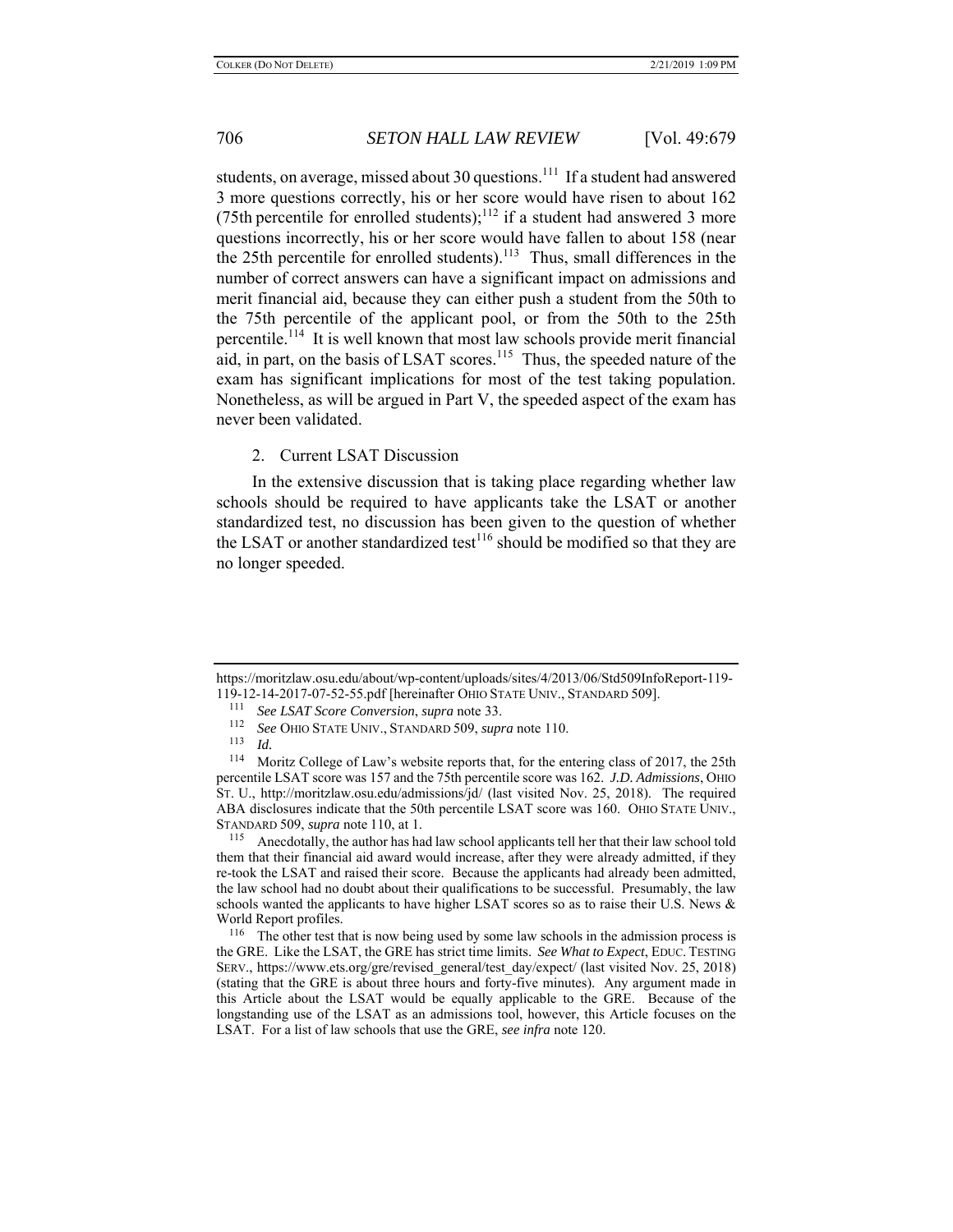students, on average, missed about 30 questions.[111] If a student had answered 3 more questions correctly, his or her score would have risen to about 162 (75th percentile for enrolled students);[112] if a student had answered 3 more questions incorrectly, his or her score would have fallen to about 158 (near the 25th percentile for enrolled students).[113] Thus, small differences in the number of correct answers can have a significant impact on admissions and merit financial aid, because they can either push a student from the 50th to the 75th percentile of the applicant pool, or from the 50th to the 25th percentile.[114] It is well known that most law schools provide merit financial aid, in part, on the basis of LSAT scores.[115] Thus, the speeded nature of the exam has significant implications for most of the test taking population. Nonetheless, as will be argued in Part V, the speeded aspect of the exam has never been validated.

### 2. Current LSAT Discussion

In the extensive discussion that is taking place regarding whether law schools should be required to have applicants take the LSAT or another standardized test, no discussion has been given to the question of whether the LSAT or another standardized test[116] should be modified so that they are no longer speeded.

---

https://moritzlaw.osu.edu/about/wp-content/uploads/sites/4/2013/06/Std509InfoReport-119-119-12-14-2017-07-52-55.pdf [hereinafter OHIO STATE UNIV., STANDARD 509].

[111] *See LSAT Score Conversion*, *supra* note 33.

[112] *See* OHIO STATE UNIV., STANDARD 509, *supra* note 110.

[113] *Id.*

[114] Moritz College of Law's website reports that, for the entering class of 2017, the 25th percentile LSAT score was 157 and the 75th percentile score was 162. *J.D. Admissions*, OHIO ST. U., http://moritzlaw.osu.edu/admissions/jd/ (last visited Nov. 25, 2018). The required ABA disclosures indicate that the 50th percentile LSAT score was 160. OHIO STATE UNIV., STANDARD 509, *supra* note 110, at 1.

[115] Anecdotally, the author has had law school applicants tell her that their law school told them that their financial aid award would increase, after they were already admitted, if they re-took the LSAT and raised their score. Because the applicants had already been admitted, the law school had no doubt about their qualifications to be successful. Presumably, the law schools wanted the applicants to have higher LSAT scores so as to raise their U.S. News & World Report profiles.

[116] The other test that is now being used by some law schools in the admission process is the GRE. Like the LSAT, the GRE has strict time limits. *See What to Expect*, EDUC. TESTING SERV., https://www.ets.org/gre/revised_general/test_day/expect/ (last visited Nov. 25, 2018) (stating that the GRE is about three hours and forty-five minutes). Any argument made in this Article about the LSAT would be equally applicable to the GRE. Because of the longstanding use of the LSAT as an admissions tool, however, this Article focuses on the LSAT. For a list of law schools that use the GRE, *see infra* note 120.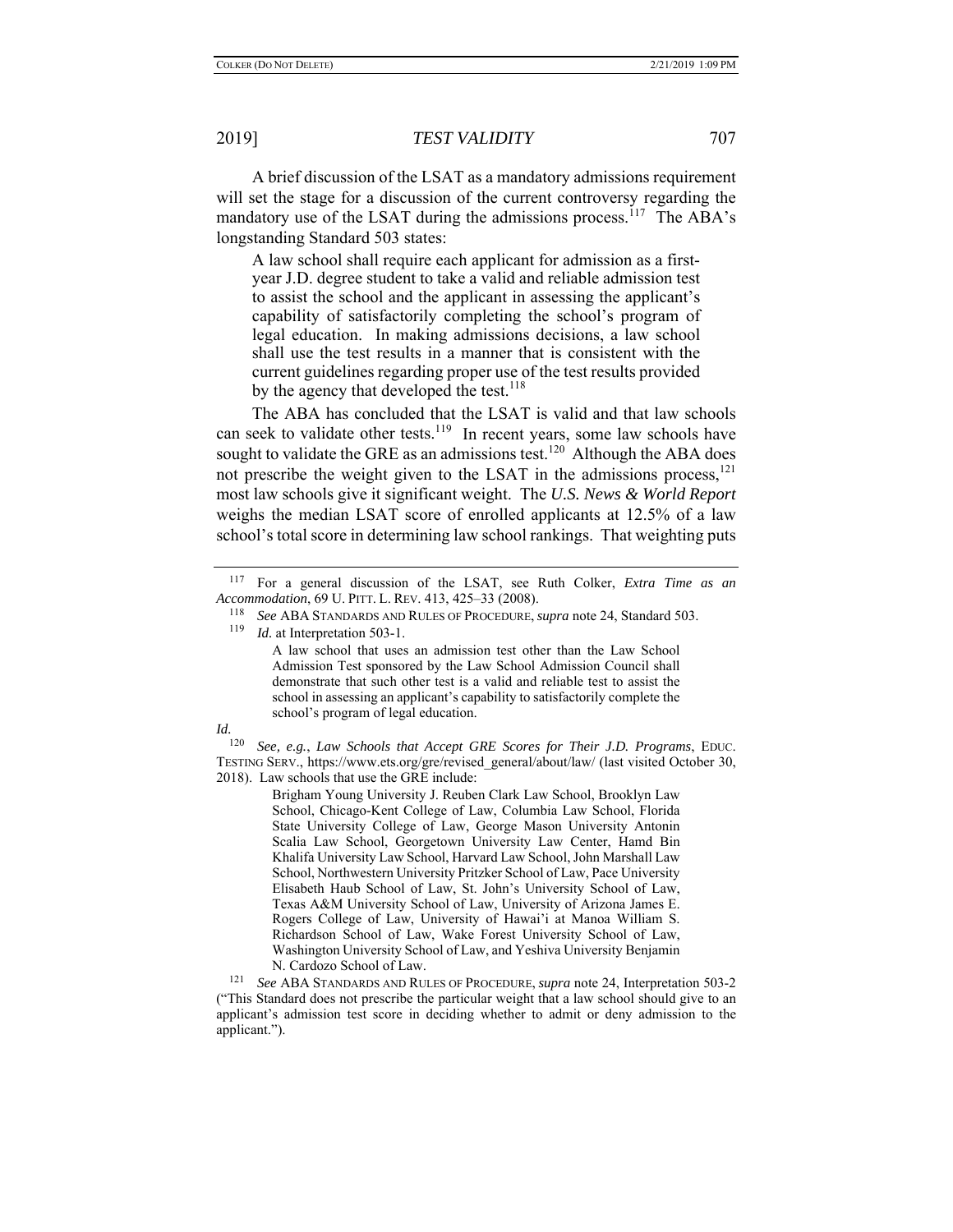A brief discussion of the LSAT as a mandatory admissions requirement will set the stage for a discussion of the current controversy regarding the mandatory use of the LSAT during the admissions process.[117] The ABA's longstanding Standard 503 states:

> A law school shall require each applicant for admission as a first-year J.D. degree student to take a valid and reliable admission test to assist the school and the applicant in assessing the applicant's capability of satisfactorily completing the school's program of legal education. In making admissions decisions, a law school shall use the test results in a manner that is consistent with the current guidelines regarding proper use of the test results provided by the agency that developed the test.[118]

The ABA has concluded that the LSAT is valid and that law schools can seek to validate other tests.[119] In recent years, some law schools have sought to validate the GRE as an admissions test.[120] Although the ABA does not prescribe the weight given to the LSAT in the admissions process,[121] most law schools give it significant weight. The *U.S. News & World Report* weighs the median LSAT score of enrolled applicants at 12.5% of a law school's total score in determining law school rankings. That weighting puts

---

[117] For a general discussion of the LSAT, see Ruth Colker, *Extra Time as an Accommodation*, 69 U. PITT. L. REV. 413, 425–33 (2008).

[118] *See* ABA STANDARDS AND RULES OF PROCEDURE, *supra* note 24, Standard 503.

[119] *Id.* at Interpretation 503-1.

> A law school that uses an admission test other than the Law School Admission Test sponsored by the Law School Admission Council shall demonstrate that such other test is a valid and reliable test to assist the school in assessing an applicant's capability to satisfactorily complete the school's program of legal education.

*Id.*

[120] *See, e.g.*, *Law Schools that Accept GRE Scores for Their J.D. Programs*, EDUC. TESTING SERV., https://www.ets.org/gre/revised_general/about/law/ (last visited October 30, 2018). Law schools that use the GRE include:

> Brigham Young University J. Reuben Clark Law School, Brooklyn Law School, Chicago-Kent College of Law, Columbia Law School, Florida State University College of Law, George Mason University Antonin Scalia Law School, Georgetown University Law Center, Hamd Bin Khalifa University Law School, Harvard Law School, John Marshall Law School, Northwestern University Pritzker School of Law, Pace University Elisabeth Haub School of Law, St. John's University School of Law, Texas A&M University School of Law, University of Arizona James E. Rogers College of Law, University of Hawai'i at Manoa William S. Richardson School of Law, Wake Forest University School of Law, Washington University School of Law, and Yeshiva University Benjamin N. Cardozo School of Law.

[121] *See* ABA STANDARDS AND RULES OF PROCEDURE, *supra* note 24, Interpretation 503-2 ("This Standard does not prescribe the particular weight that a law school should give to an applicant's admission test score in deciding whether to admit or deny admission to the applicant.").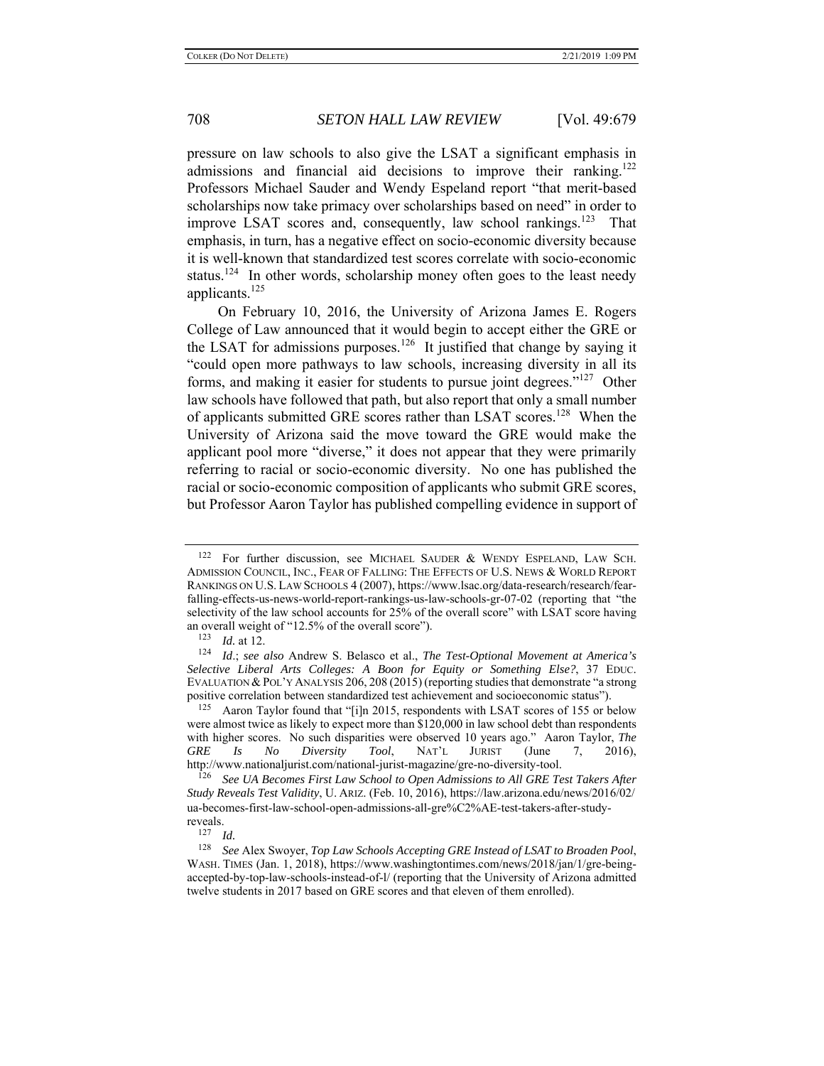pressure on law schools to also give the LSAT a significant emphasis in admissions and financial aid decisions to improve their ranking.[122] Professors Michael Sauder and Wendy Espeland report "that merit-based scholarships now take primacy over scholarships based on need" in order to improve LSAT scores and, consequently, law school rankings.[123] That emphasis, in turn, has a negative effect on socio-economic diversity because it is well-known that standardized test scores correlate with socio-economic status.[124] In other words, scholarship money often goes to the least needy applicants.[125]

On February 10, 2016, the University of Arizona James E. Rogers College of Law announced that it would begin to accept either the GRE or the LSAT for admissions purposes.[126] It justified that change by saying it "could open more pathways to law schools, increasing diversity in all its forms, and making it easier for students to pursue joint degrees."[127] Other law schools have followed that path, but also report that only a small number of applicants submitted GRE scores rather than LSAT scores.[128] When the University of Arizona said the move toward the GRE would make the applicant pool more "diverse," it does not appear that they were primarily referring to racial or socio-economic diversity. No one has published the racial or socio-economic composition of applicants who submit GRE scores, but Professor Aaron Taylor has published compelling evidence in support of

---

[122] For further discussion, see MICHAEL SAUDER & WENDY ESPELAND, LAW SCH. ADMISSION COUNCIL, INC., FEAR OF FALLING: THE EFFECTS OF U.S. NEWS & WORLD REPORT RANKINGS ON U.S. LAW SCHOOLS 4 (2007), https://www.lsac.org/data-research/research/fear-falling-effects-us-news-world-report-rankings-us-law-schools-gr-07-02 (reporting that "the selectivity of the law school accounts for 25% of the overall score" with LSAT score having an overall weight of "12.5% of the overall score").

[123] *Id.* at 12.

[124] *Id.*; *see also* Andrew S. Belasco et al., *The Test-Optional Movement at America's Selective Liberal Arts Colleges: A Boon for Equity or Something Else?*, 37 EDUC. EVALUATION & POL'Y ANALYSIS 206, 208 (2015) (reporting studies that demonstrate "a strong positive correlation between standardized test achievement and socioeconomic status").

[125] Aaron Taylor found that "[i]n 2015, respondents with LSAT scores of 155 or below were almost twice as likely to expect more than $120,000 in law school debt than respondents with higher scores. No such disparities were observed 10 years ago." Aaron Taylor, *The GRE Is No Diversity Tool*, NAT'L JURIST (June 7, 2016), http://www.nationaljurist.com/national-jurist-magazine/gre-no-diversity-tool.

[126] *See UA Becomes First Law School to Open Admissions to All GRE Test Takers After Study Reveals Test Validity*, U. ARIZ. (Feb. 10, 2016), https://law.arizona.edu/news/2016/02/ua-becomes-first-law-school-open-admissions-all-gre%C2%AE-test-takers-after-study-reveals.

[127] *Id.*

[128] *See* Alex Swoyer, *Top Law Schools Accepting GRE Instead of LSAT to Broaden Pool*, WASH. TIMES (Jan. 1, 2018), https://www.washingtontimes.com/news/2018/jan/1/gre-being-accepted-by-top-law-schools-instead-of-l/ (reporting that the University of Arizona admitted twelve students in 2017 based on GRE scores and that eleven of them enrolled).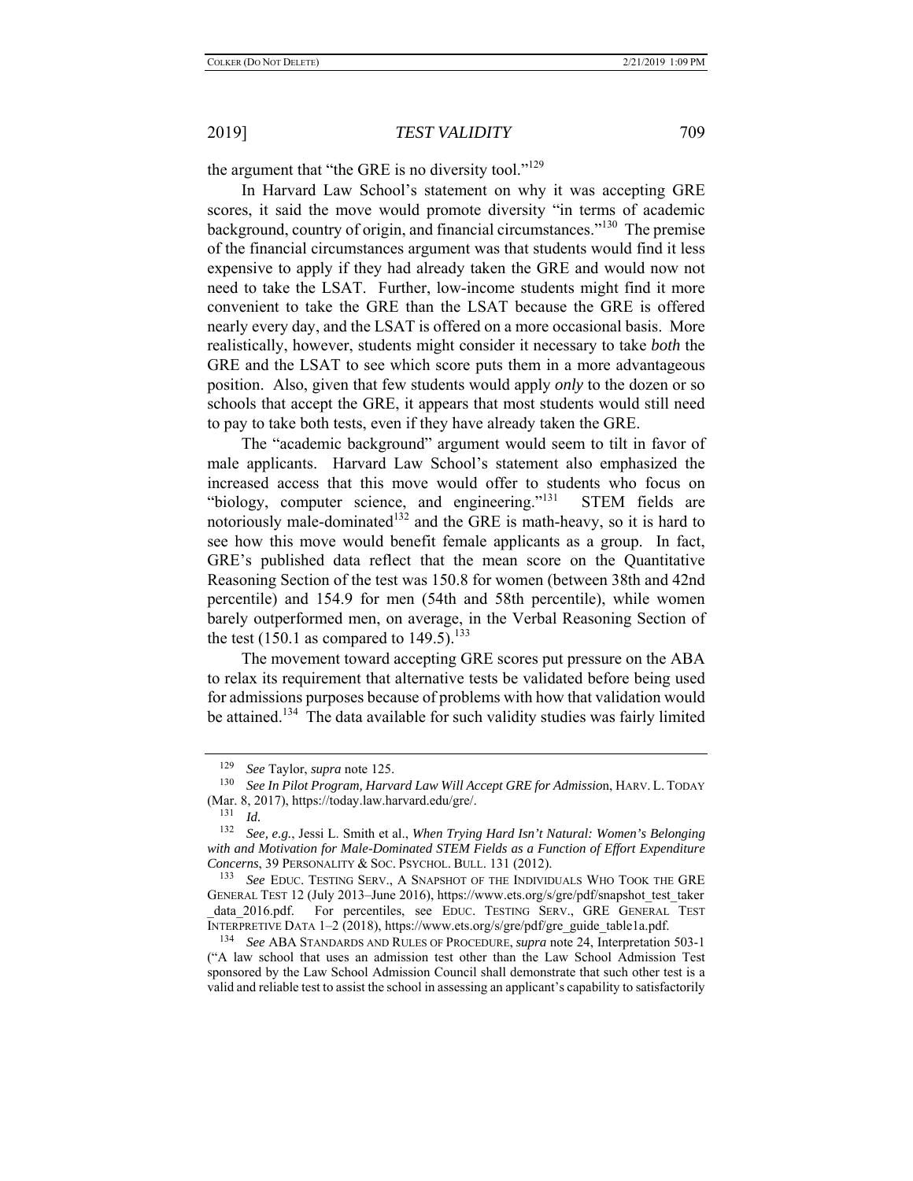the argument that "the GRE is no diversity tool."[129]

In Harvard Law School's statement on why it was accepting GRE scores, it said the move would promote diversity "in terms of academic background, country of origin, and financial circumstances."[130] The premise of the financial circumstances argument was that students would find it less expensive to apply if they had already taken the GRE and would now not need to take the LSAT. Further, low-income students might find it more convenient to take the GRE than the LSAT because the GRE is offered nearly every day, and the LSAT is offered on a more occasional basis. More realistically, however, students might consider it necessary to take *both* the GRE and the LSAT to see which score puts them in a more advantageous position. Also, given that few students would apply *only* to the dozen or so schools that accept the GRE, it appears that most students would still need to pay to take both tests, even if they have already taken the GRE.

The "academic background" argument would seem to tilt in favor of male applicants. Harvard Law School's statement also emphasized the increased access that this move would offer to students who focus on "biology, computer science, and engineering."[131] STEM fields are notoriously male-dominated[132] and the GRE is math-heavy, so it is hard to see how this move would benefit female applicants as a group. In fact, GRE's published data reflect that the mean score on the Quantitative Reasoning Section of the test was 150.8 for women (between 38th and 42nd percentile) and 154.9 for men (54th and 58th percentile), while women barely outperformed men, on average, in the Verbal Reasoning Section of the test (150.1 as compared to 149.5).[133]

The movement toward accepting GRE scores put pressure on the ABA to relax its requirement that alternative tests be validated before being used for admissions purposes because of problems with how that validation would be attained.[134] The data available for such validity studies was fairly limited

---

[129] *See* Taylor, *supra* note 125.

[130] *See In Pilot Program, Harvard Law Will Accept GRE for Admission*, HARV. L. TODAY (Mar. 8, 2017), https://today.law.harvard.edu/gre/.

[131] *Id.*

[132] *See, e.g.*, Jessi L. Smith et al., *When Trying Hard Isn't Natural: Women's Belonging with and Motivation for Male-Dominated STEM Fields as a Function of Effort Expenditure Concerns*, 39 PERSONALITY & SOC. PSYCHOL. BULL. 131 (2012).

[133] *See* EDUC. TESTING SERV., A SNAPSHOT OF THE INDIVIDUALS WHO TOOK THE GRE GENERAL TEST 12 (July 2013–June 2016), https://www.ets.org/s/gre/pdf/snapshot_test_taker_data_2016.pdf. For percentiles, see EDUC. TESTING SERV., GRE GENERAL TEST INTERPRETIVE DATA 1–2 (2018), https://www.ets.org/s/gre/pdf/gre_guide_table1a.pdf.

[134] *See* ABA STANDARDS AND RULES OF PROCEDURE, *supra* note 24, Interpretation 503-1 ("A law school that uses an admission test other than the Law School Admission Test sponsored by the Law School Admission Council shall demonstrate that such other test is a valid and reliable test to assist the school in assessing an applicant's capability to satisfactorily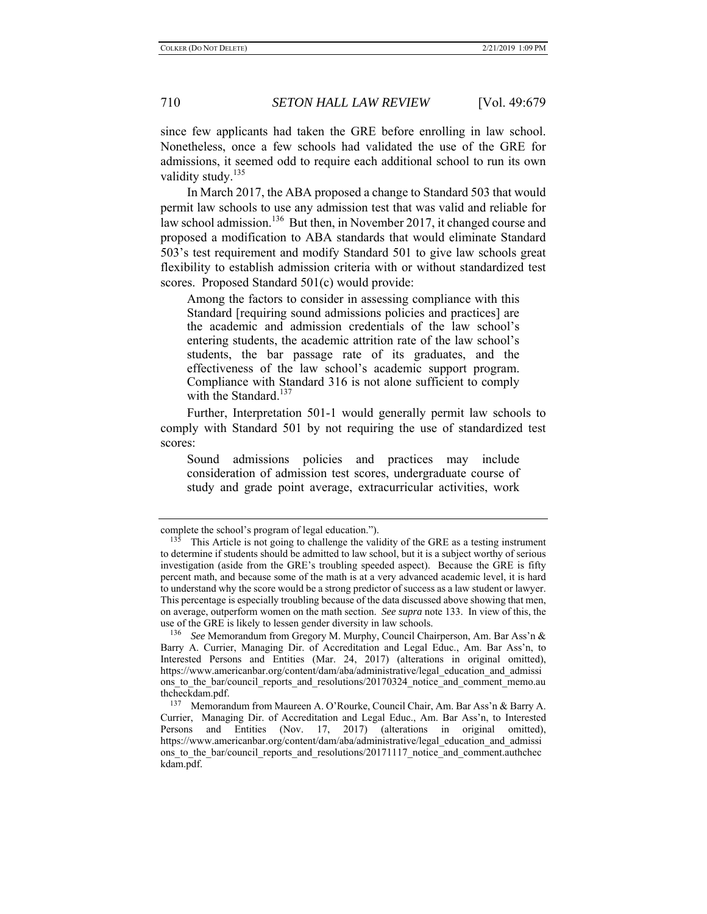since few applicants had taken the GRE before enrolling in law school. Nonetheless, once a few schools had validated the use of the GRE for admissions, it seemed odd to require each additional school to run its own validity study.[135]

In March 2017, the ABA proposed a change to Standard 503 that would permit law schools to use any admission test that was valid and reliable for law school admission.[136] But then, in November 2017, it changed course and proposed a modification to ABA standards that would eliminate Standard 503's test requirement and modify Standard 501 to give law schools great flexibility to establish admission criteria with or without standardized test scores. Proposed Standard 501(c) would provide:

> Among the factors to consider in assessing compliance with this Standard [requiring sound admissions policies and practices] are the academic and admission credentials of the law school's entering students, the academic attrition rate of the law school's students, the bar passage rate of its graduates, and the effectiveness of the law school's academic support program. Compliance with Standard 316 is not alone sufficient to comply with the Standard.[137]

Further, Interpretation 501-1 would generally permit law schools to comply with Standard 501 by not requiring the use of standardized test scores:

> Sound admissions policies and practices may include consideration of admission test scores, undergraduate course of study and grade point average, extracurricular activities, work

---

complete the school's program of legal education.").

[135] This Article is not going to challenge the validity of the GRE as a testing instrument to determine if students should be admitted to law school, but it is a subject worthy of serious investigation (aside from the GRE's troubling speeded aspect). Because the GRE is fifty percent math, and because some of the math is at a very advanced academic level, it is hard to understand why the score would be a strong predictor of success as a law student or lawyer. This percentage is especially troubling because of the data discussed above showing that men, on average, outperform women on the math section. *See supra* note 133. In view of this, the use of the GRE is likely to lessen gender diversity in law schools.

[136] *See* Memorandum from Gregory M. Murphy, Council Chairperson, Am. Bar Ass'n & Barry A. Currier, Managing Dir. of Accreditation and Legal Educ., Am. Bar Ass'n, to Interested Persons and Entities (Mar. 24, 2017) (alterations in original omitted), https://www.americanbar.org/content/dam/aba/administrative/legal_education_and_admissions_to_the_bar/council_reports_and_resolutions/20170324_notice_and_comment_memo.authcheckdam.pdf.

[137] Memorandum from Maureen A. O'Rourke, Council Chair, Am. Bar Ass'n & Barry A. Currier, Managing Dir. of Accreditation and Legal Educ., Am. Bar Ass'n, to Interested Persons and Entities (Nov. 17, 2017) (alterations in original omitted), https://www.americanbar.org/content/dam/aba/administrative/legal_education_and_admissions_to_the_bar/council_reports_and_resolutions/20171117_notice_and_comment.authcheckdam.pdf.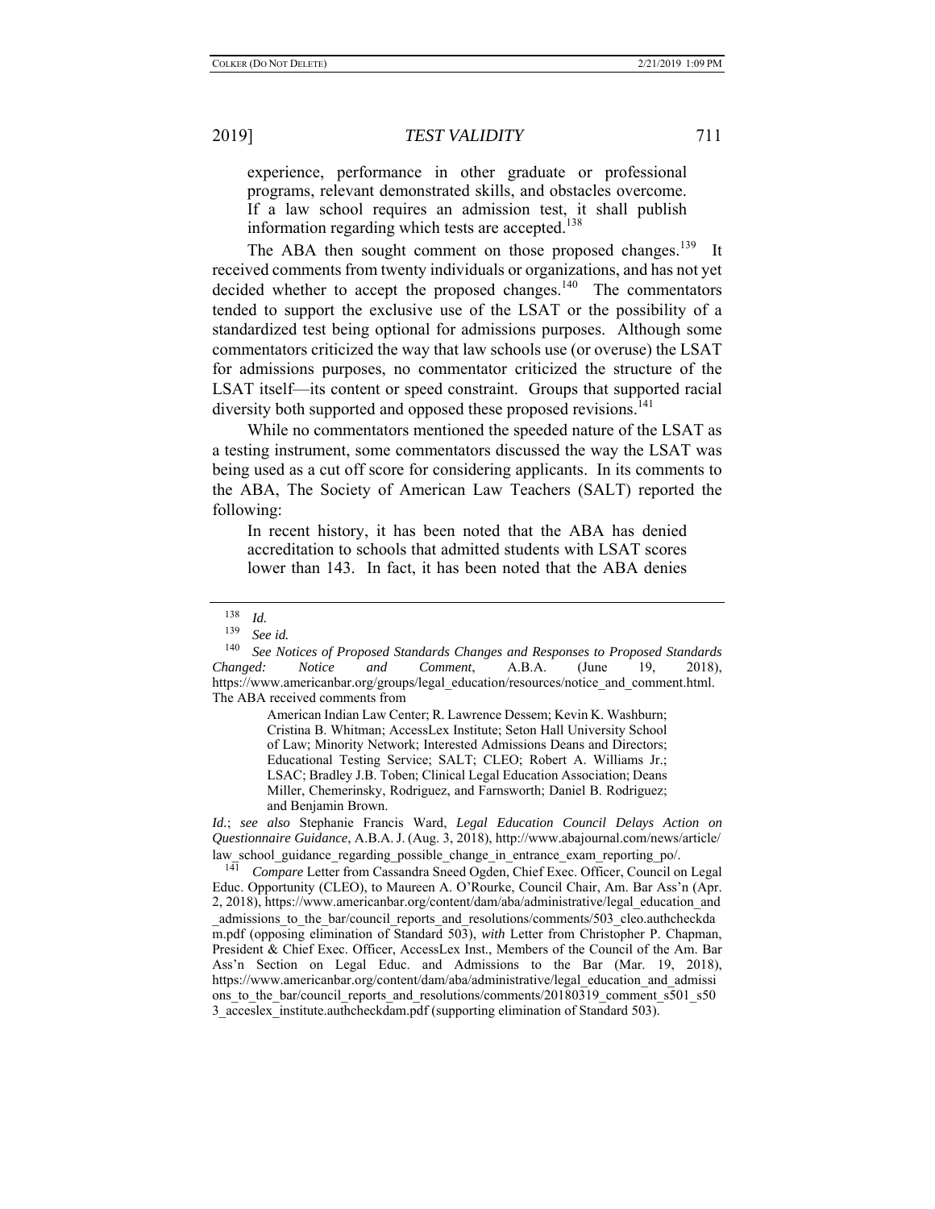> experience, performance in other graduate or professional programs, relevant demonstrated skills, and obstacles overcome. If a law school requires an admission test, it shall publish information regarding which tests are accepted.[138]

The ABA then sought comment on those proposed changes.[139] It received comments from twenty individuals or organizations, and has not yet decided whether to accept the proposed changes.[140] The commentators tended to support the exclusive use of the LSAT or the possibility of a standardized test being optional for admissions purposes. Although some commentators criticized the way that law schools use (or overuse) the LSAT for admissions purposes, no commentator criticized the structure of the LSAT itself—its content or speed constraint. Groups that supported racial diversity both supported and opposed these proposed revisions.[141]

While no commentators mentioned the speeded nature of the LSAT as a testing instrument, some commentators discussed the way the LSAT was being used as a cut off score for considering applicants. In its comments to the ABA, The Society of American Law Teachers (SALT) reported the following:

> In recent history, it has been noted that the ABA has denied accreditation to schools that admitted students with LSAT scores lower than 143. In fact, it has been noted that the ABA denies

---

[138] *Id.*

[139] *See id.*

[140] *See Notices of Proposed Standards Changes and Responses to Proposed Standards Changed: Notice and Comment*, A.B.A. (June 19, 2018), https://www.americanbar.org/groups/legal_education/resources/notice_and_comment.html. The ABA received comments from

> American Indian Law Center; R. Lawrence Dessem; Kevin K. Washburn; Cristina B. Whitman; AccessLex Institute; Seton Hall University School of Law; Minority Network; Interested Admissions Deans and Directors; Educational Testing Service; SALT; CLEO; Robert A. Williams Jr.; LSAC; Bradley J.B. Toben; Clinical Legal Education Association; Deans Miller, Chemerinsky, Rodriguez, and Farnsworth; Daniel B. Rodriguez; and Benjamin Brown.

*Id.*; *see also* Stephanie Francis Ward, *Legal Education Council Delays Action on Questionnaire Guidance*, A.B.A. J. (Aug. 3, 2018), http://www.abajournal.com/news/article/law_school_guidance_regarding_possible_change_in_entrance_exam_reporting_po/.

[141] *Compare* Letter from Cassandra Sneed Ogden, Chief Exec. Officer, Council on Legal Educ. Opportunity (CLEO), to Maureen A. O'Rourke, Council Chair, Am. Bar Ass'n (Apr. 2, 2018), https://www.americanbar.org/content/dam/aba/administrative/legal_education_and_admissions_to_the_bar/council_reports_and_resolutions/comments/503_cleo.authcheckdam.pdf (opposing elimination of Standard 503), *with* Letter from Christopher P. Chapman, President & Chief Exec. Officer, AccessLex Inst., Members of the Council of the Am. Bar Ass'n Section on Legal Educ. and Admissions to the Bar (Mar. 19, 2018), https://www.americanbar.org/content/dam/aba/administrative/legal_education_and_admissions_to_the_bar/council_reports_and_resolutions/comments/20180319_comment_s501_s503_acceslex_institute.authcheckdam.pdf (supporting elimination of Standard 503).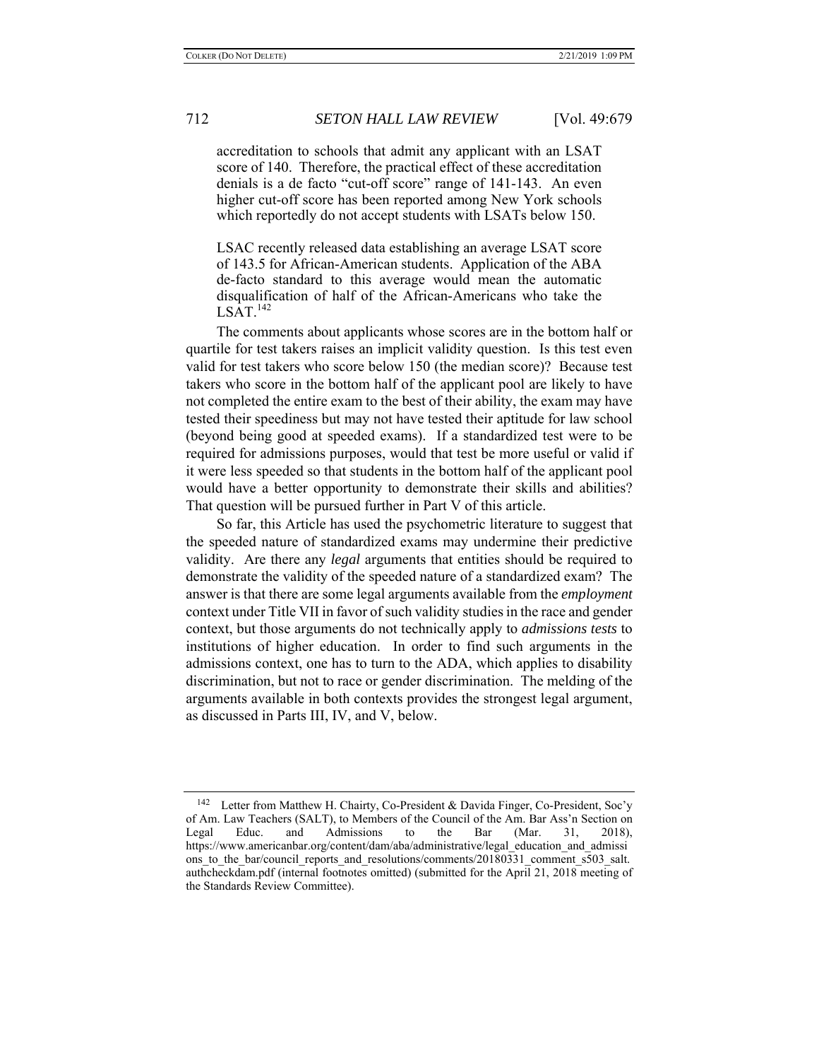> accreditation to schools that admit any applicant with an LSAT score of 140. Therefore, the practical effect of these accreditation denials is a de facto "cut-off score" range of 141-143. An even higher cut-off score has been reported among New York schools which reportedly do not accept students with LSATs below 150.
>
> LSAC recently released data establishing an average LSAT score of 143.5 for African-American students. Application of the ABA de-facto standard to this average would mean the automatic disqualification of half of the African-Americans who take the LSAT.[142]

The comments about applicants whose scores are in the bottom half or quartile for test takers raises an implicit validity question. Is this test even valid for test takers who score below 150 (the median score)? Because test takers who score in the bottom half of the applicant pool are likely to have not completed the entire exam to the best of their ability, the exam may have tested their speediness but may not have tested their aptitude for law school (beyond being good at speeded exams). If a standardized test were to be required for admissions purposes, would that test be more useful or valid if it were less speeded so that students in the bottom half of the applicant pool would have a better opportunity to demonstrate their skills and abilities? That question will be pursued further in Part V of this article.

So far, this Article has used the psychometric literature to suggest that the speeded nature of standardized exams may undermine their predictive validity. Are there any *legal* arguments that entities should be required to demonstrate the validity of the speeded nature of a standardized exam? The answer is that there are some legal arguments available from the *employment* context under Title VII in favor of such validity studies in the race and gender context, but those arguments do not technically apply to *admissions tests* to institutions of higher education. In order to find such arguments in the admissions context, one has to turn to the ADA, which applies to disability discrimination, but not to race or gender discrimination. The melding of the arguments available in both contexts provides the strongest legal argument, as discussed in Parts III, IV, and V, below.

---

[142] Letter from Matthew H. Chairty, Co-President & Davida Finger, Co-President, Soc'y of Am. Law Teachers (SALT), to Members of the Council of the Am. Bar Ass'n Section on Legal Educ. and Admissions to the Bar (Mar. 31, 2018), https://www.americanbar.org/content/dam/aba/administrative/legal_education_and_admissions_to_the_bar/council_reports_and_resolutions/comments/20180331_comment_s503_salt.authcheckdam.pdf (internal footnotes omitted) (submitted for the April 21, 2018 meeting of the Standards Review Committee).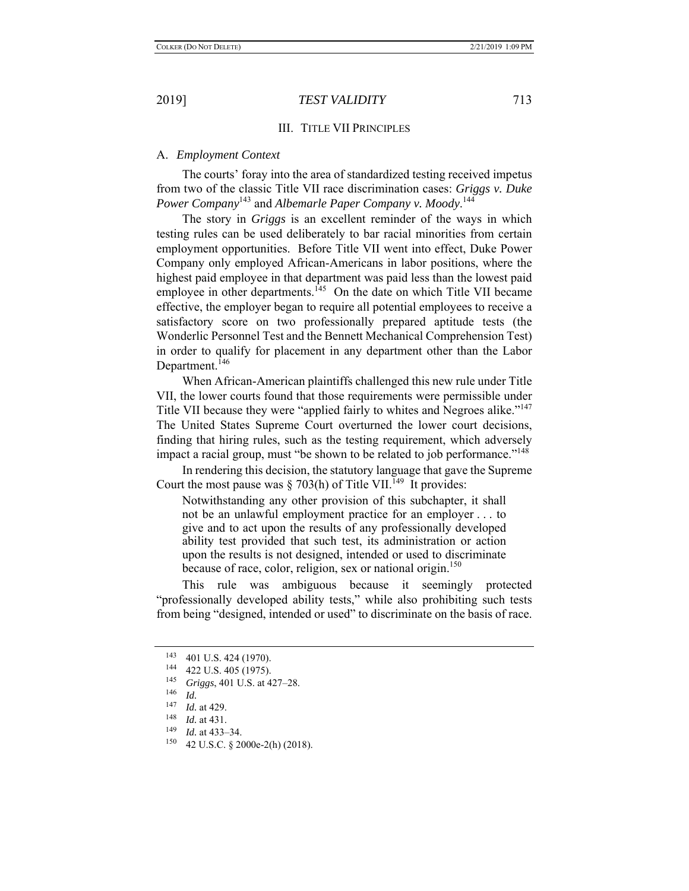## III. TITLE VII PRINCIPLES

### A. *Employment Context*

The courts' foray into the area of standardized testing received impetus from two of the classic Title VII race discrimination cases: *Griggs v. Duke Power Company*[143] and *Albemarle Paper Company v. Moody*.[144]

The story in *Griggs* is an excellent reminder of the ways in which testing rules can be used deliberately to bar racial minorities from certain employment opportunities. Before Title VII went into effect, Duke Power Company only employed African-Americans in labor positions, where the highest paid employee in that department was paid less than the lowest paid employee in other departments.[145] On the date on which Title VII became effective, the employer began to require all potential employees to receive a satisfactory score on two professionally prepared aptitude tests (the Wonderlic Personnel Test and the Bennett Mechanical Comprehension Test) in order to qualify for placement in any department other than the Labor Department.[146]

When African-American plaintiffs challenged this new rule under Title VII, the lower courts found that those requirements were permissible under Title VII because they were "applied fairly to whites and Negroes alike."[147] The United States Supreme Court overturned the lower court decisions, finding that hiring rules, such as the testing requirement, which adversely impact a racial group, must "be shown to be related to job performance."[148]

In rendering this decision, the statutory language that gave the Supreme Court the most pause was § 703(h) of Title VII.[149] It provides:

> Notwithstanding any other provision of this subchapter, it shall not be an unlawful employment practice for an employer . . . to give and to act upon the results of any professionally developed ability test provided that such test, its administration or action upon the results is not designed, intended or used to discriminate because of race, color, religion, sex or national origin.[150]

This rule was ambiguous because it seemingly protected "professionally developed ability tests," while also prohibiting such tests from being "designed, intended or used" to discriminate on the basis of race.

---

143 401 U.S. 424 (1970).

144 422 U.S. 405 (1975).

145 *Griggs*, 401 U.S. at 427–28.

146 *Id.*

147 *Id.* at 429.

148 *Id.* at 431.

149 *Id.* at 433–34.

150 42 U.S.C. § 2000e-2(h) (2018).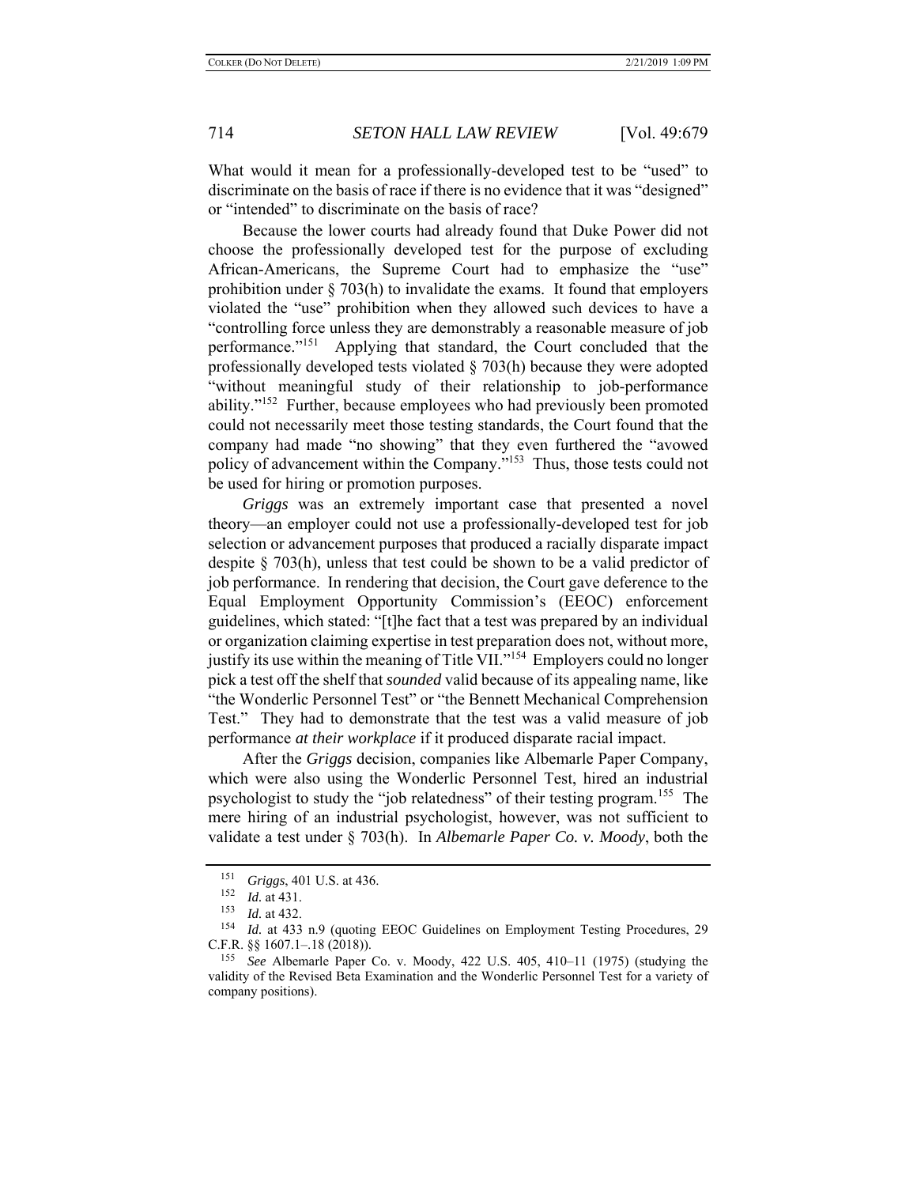What would it mean for a professionally-developed test to be "used" to discriminate on the basis of race if there is no evidence that it was "designed" or "intended" to discriminate on the basis of race?

Because the lower courts had already found that Duke Power did not choose the professionally developed test for the purpose of excluding African-Americans, the Supreme Court had to emphasize the "use" prohibition under § 703(h) to invalidate the exams. It found that employers violated the "use" prohibition when they allowed such devices to have a "controlling force unless they are demonstrably a reasonable measure of job performance."[151] Applying that standard, the Court concluded that the professionally developed tests violated § 703(h) because they were adopted "without meaningful study of their relationship to job-performance ability."[152] Further, because employees who had previously been promoted could not necessarily meet those testing standards, the Court found that the company had made "no showing" that they even furthered the "avowed policy of advancement within the Company."[153] Thus, those tests could not be used for hiring or promotion purposes.

*Griggs* was an extremely important case that presented a novel theory—an employer could not use a professionally-developed test for job selection or advancement purposes that produced a racially disparate impact despite § 703(h), unless that test could be shown to be a valid predictor of job performance. In rendering that decision, the Court gave deference to the Equal Employment Opportunity Commission's (EEOC) enforcement guidelines, which stated: "[t]he fact that a test was prepared by an individual or organization claiming expertise in test preparation does not, without more, justify its use within the meaning of Title VII."[154] Employers could no longer pick a test off the shelf that *sounded* valid because of its appealing name, like "the Wonderlic Personnel Test" or "the Bennett Mechanical Comprehension Test." They had to demonstrate that the test was a valid measure of job performance *at their workplace* if it produced disparate racial impact.

After the *Griggs* decision, companies like Albemarle Paper Company, which were also using the Wonderlic Personnel Test, hired an industrial psychologist to study the "job relatedness" of their testing program.[155] The mere hiring of an industrial psychologist, however, was not sufficient to validate a test under § 703(h). In *Albemarle Paper Co. v. Moody*, both the

---

[151] *Griggs*, 401 U.S. at 436.

[152] *Id.* at 431.

[153] *Id.* at 432.

[154] *Id.* at 433 n.9 (quoting EEOC Guidelines on Employment Testing Procedures, 29 C.F.R. §§ 1607.1–.18 (2018)).

[155] *See* Albemarle Paper Co. v. Moody, 422 U.S. 405, 410–11 (1975) (studying the validity of the Revised Beta Examination and the Wonderlic Personnel Test for a variety of company positions).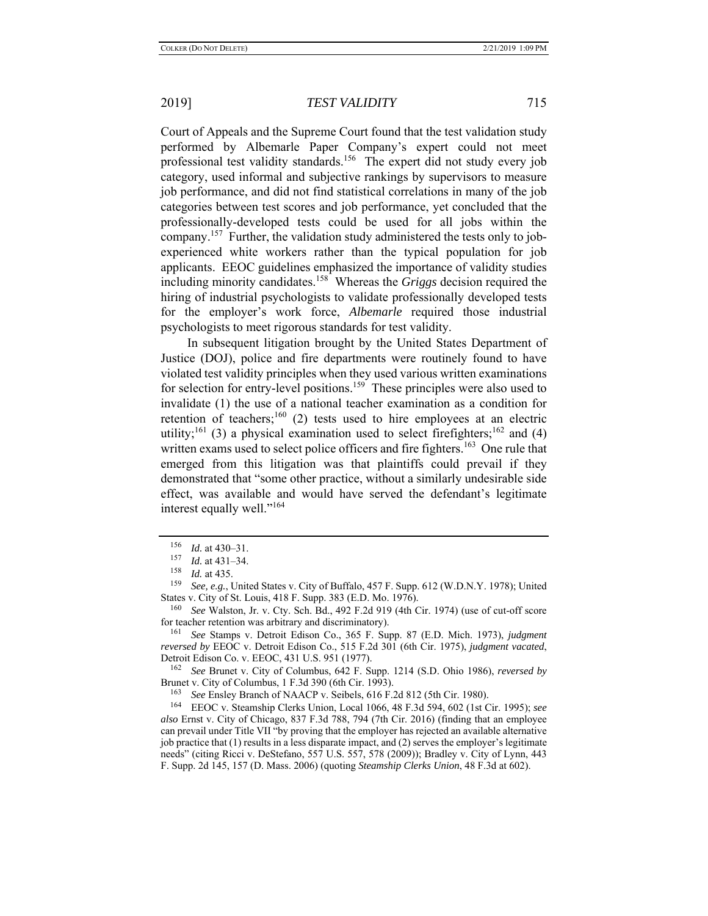Court of Appeals and the Supreme Court found that the test validation study performed by Albemarle Paper Company's expert could not meet professional test validity standards.[156] The expert did not study every job category, used informal and subjective rankings by supervisors to measure job performance, and did not find statistical correlations in many of the job categories between test scores and job performance, yet concluded that the professionally-developed tests could be used for all jobs within the company.[157] Further, the validation study administered the tests only to job-experienced white workers rather than the typical population for job applicants. EEOC guidelines emphasized the importance of validity studies including minority candidates.[158] Whereas the *Griggs* decision required the hiring of industrial psychologists to validate professionally developed tests for the employer's work force, *Albemarle* required those industrial psychologists to meet rigorous standards for test validity.

In subsequent litigation brought by the United States Department of Justice (DOJ), police and fire departments were routinely found to have violated test validity principles when they used various written examinations for selection for entry-level positions.[159] These principles were also used to invalidate (1) the use of a national teacher examination as a condition for retention of teachers;[160] (2) tests used to hire employees at an electric utility;[161] (3) a physical examination used to select firefighters;[162] and (4) written exams used to select police officers and fire fighters.[163] One rule that emerged from this litigation was that plaintiffs could prevail if they demonstrated that "some other practice, without a similarly undesirable side effect, was available and would have served the defendant's legitimate interest equally well."[164]

---

[156] *Id.* at 430–31.

[157] *Id.* at 431–34.

[158] *Id.* at 435.

[159] *See, e.g.*, United States v. City of Buffalo, 457 F. Supp. 612 (W.D.N.Y. 1978); United States v. City of St. Louis, 418 F. Supp. 383 (E.D. Mo. 1976).

[160] *See* Walston, Jr. v. Cty. Sch. Bd., 492 F.2d 919 (4th Cir. 1974) (use of cut-off score for teacher retention was arbitrary and discriminatory).

[161] *See* Stamps v. Detroit Edison Co., 365 F. Supp. 87 (E.D. Mich. 1973), *judgment reversed by* EEOC v. Detroit Edison Co., 515 F.2d 301 (6th Cir. 1975), *judgment vacated*, Detroit Edison Co. v. EEOC, 431 U.S. 951 (1977).

[162] *See* Brunet v. City of Columbus, 642 F. Supp. 1214 (S.D. Ohio 1986), *reversed by* Brunet v. City of Columbus, 1 F.3d 390 (6th Cir. 1993).

[163] *See* Ensley Branch of NAACP v. Seibels, 616 F.2d 812 (5th Cir. 1980).

[164] EEOC v. Steamship Clerks Union, Local 1066, 48 F.3d 594, 602 (1st Cir. 1995); *see also* Ernst v. City of Chicago, 837 F.3d 788, 794 (7th Cir. 2016) (finding that an employee can prevail under Title VII "by proving that the employer has rejected an available alternative job practice that (1) results in a less disparate impact, and (2) serves the employer's legitimate needs" (citing Ricci v. DeStefano, 557 U.S. 557, 578 (2009)); Bradley v. City of Lynn, 443 F. Supp. 2d 145, 157 (D. Mass. 2006) (quoting *Steamship Clerks Union*, 48 F.3d at 602).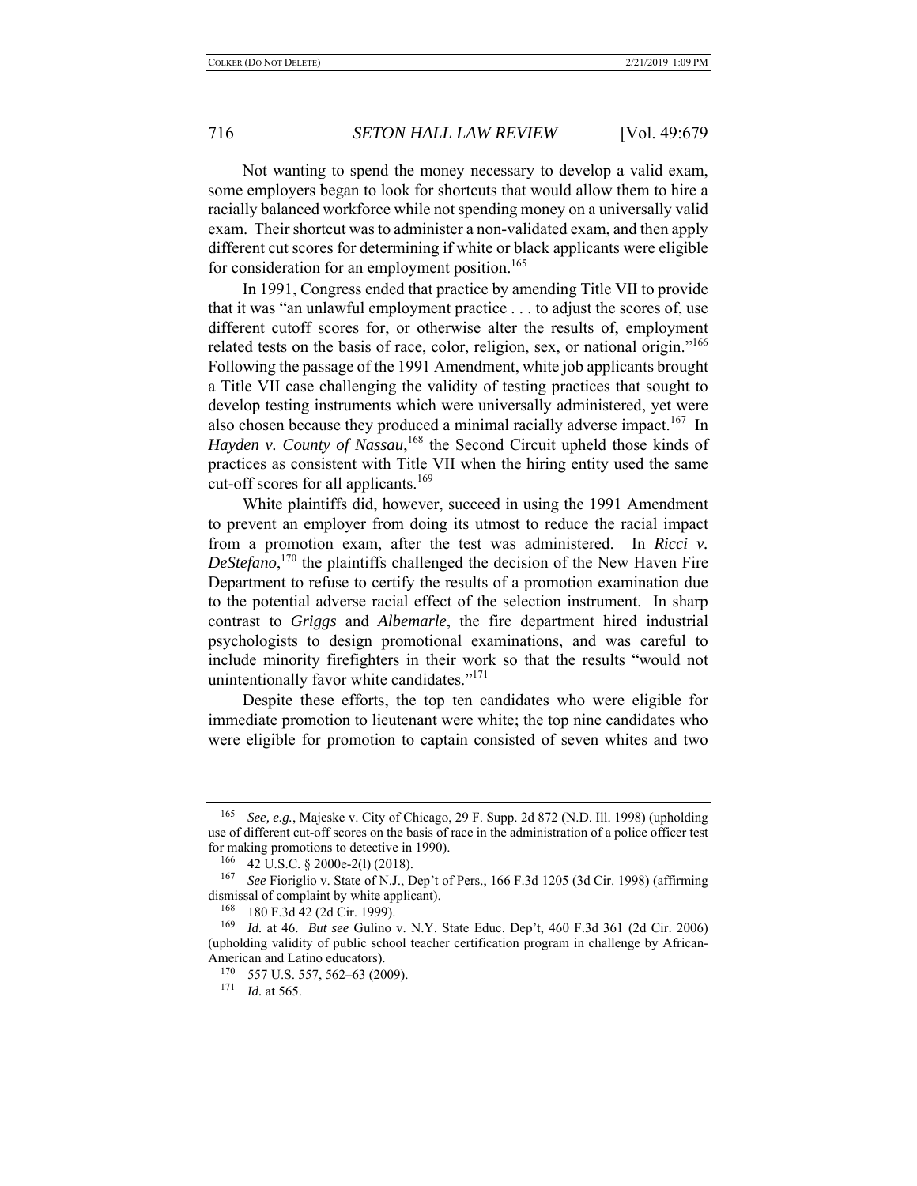Not wanting to spend the money necessary to develop a valid exam, some employers began to look for shortcuts that would allow them to hire a racially balanced workforce while not spending money on a universally valid exam. Their shortcut was to administer a non-validated exam, and then apply different cut scores for determining if white or black applicants were eligible for consideration for an employment position.[165]

In 1991, Congress ended that practice by amending Title VII to provide that it was "an unlawful employment practice . . . to adjust the scores of, use different cutoff scores for, or otherwise alter the results of, employment related tests on the basis of race, color, religion, sex, or national origin."[166] Following the passage of the 1991 Amendment, white job applicants brought a Title VII case challenging the validity of testing practices that sought to develop testing instruments which were universally administered, yet were also chosen because they produced a minimal racially adverse impact.[167] In *Hayden v. County of Nassau*,[168] the Second Circuit upheld those kinds of practices as consistent with Title VII when the hiring entity used the same cut-off scores for all applicants.[169]

White plaintiffs did, however, succeed in using the 1991 Amendment to prevent an employer from doing its utmost to reduce the racial impact from a promotion exam, after the test was administered. In *Ricci v. DeStefano*,[170] the plaintiffs challenged the decision of the New Haven Fire Department to refuse to certify the results of a promotion examination due to the potential adverse racial effect of the selection instrument. In sharp contrast to *Griggs* and *Albemarle*, the fire department hired industrial psychologists to design promotional examinations, and was careful to include minority firefighters in their work so that the results "would not unintentionally favor white candidates."[171]

Despite these efforts, the top ten candidates who were eligible for immediate promotion to lieutenant were white; the top nine candidates who were eligible for promotion to captain consisted of seven whites and two

---

[165] *See, e.g.*, Majeske v. City of Chicago, 29 F. Supp. 2d 872 (N.D. Ill. 1998) (upholding use of different cut-off scores on the basis of race in the administration of a police officer test for making promotions to detective in 1990).

[166] 42 U.S.C. § 2000e-2(l) (2018).

[167] *See* Fioriglio v. State of N.J., Dep't of Pers., 166 F.3d 1205 (3d Cir. 1998) (affirming dismissal of complaint by white applicant).

[168] 180 F.3d 42 (2d Cir. 1999).

[169] *Id.* at 46. *But see* Gulino v. N.Y. State Educ. Dep't, 460 F.3d 361 (2d Cir. 2006) (upholding validity of public school teacher certification program in challenge by African-American and Latino educators).

[170] 557 U.S. 557, 562–63 (2009).

[171] *Id.* at 565.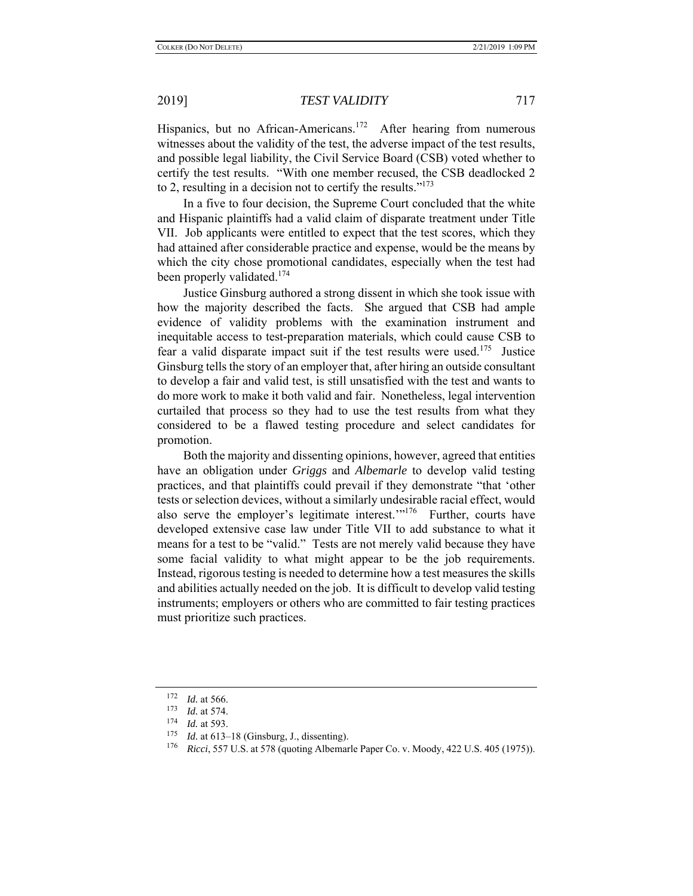Hispanics, but no African-Americans.[172] After hearing from numerous witnesses about the validity of the test, the adverse impact of the test results, and possible legal liability, the Civil Service Board (CSB) voted whether to certify the test results. "With one member recused, the CSB deadlocked 2 to 2, resulting in a decision not to certify the results."[173]

In a five to four decision, the Supreme Court concluded that the white and Hispanic plaintiffs had a valid claim of disparate treatment under Title VII. Job applicants were entitled to expect that the test scores, which they had attained after considerable practice and expense, would be the means by which the city chose promotional candidates, especially when the test had been properly validated.[174]

Justice Ginsburg authored a strong dissent in which she took issue with how the majority described the facts. She argued that CSB had ample evidence of validity problems with the examination instrument and inequitable access to test-preparation materials, which could cause CSB to fear a valid disparate impact suit if the test results were used.[175] Justice Ginsburg tells the story of an employer that, after hiring an outside consultant to develop a fair and valid test, is still unsatisfied with the test and wants to do more work to make it both valid and fair. Nonetheless, legal intervention curtailed that process so they had to use the test results from what they considered to be a flawed testing procedure and select candidates for promotion.

Both the majority and dissenting opinions, however, agreed that entities have an obligation under *Griggs* and *Albemarle* to develop valid testing practices, and that plaintiffs could prevail if they demonstrate "that 'other tests or selection devices, without a similarly undesirable racial effect, would also serve the employer's legitimate interest.'"[176] Further, courts have developed extensive case law under Title VII to add substance to what it means for a test to be "valid." Tests are not merely valid because they have some facial validity to what might appear to be the job requirements. Instead, rigorous testing is needed to determine how a test measures the skills and abilities actually needed on the job. It is difficult to develop valid testing instruments; employers or others who are committed to fair testing practices must prioritize such practices.

---

[172] *Id.* at 566.

[173] *Id.* at 574.

[174] *Id.* at 593.

[175] *Id.* at 613–18 (Ginsburg, J., dissenting).

[176] *Ricci*, 557 U.S. at 578 (quoting Albemarle Paper Co. v. Moody, 422 U.S. 405 (1975)).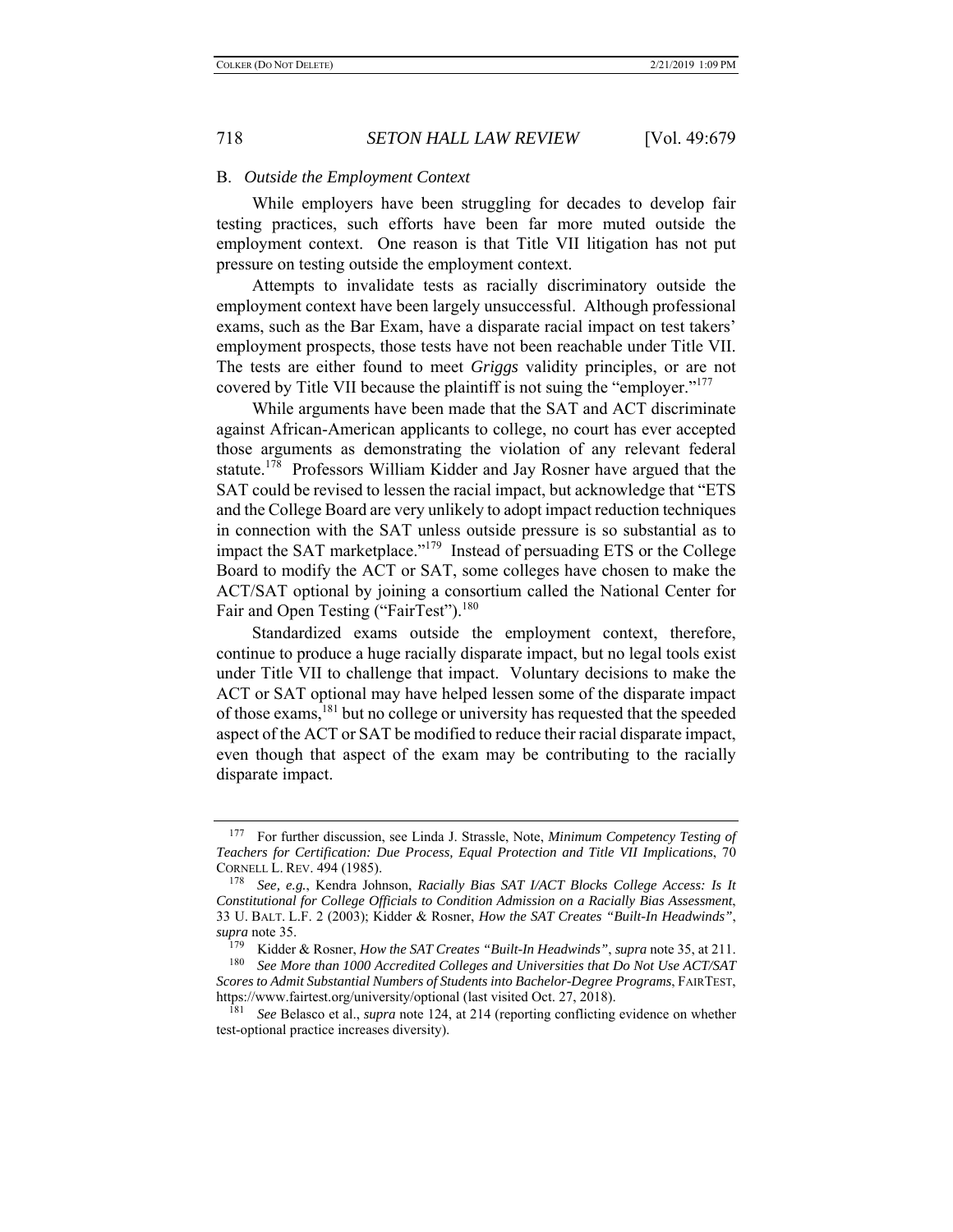## B. *Outside the Employment Context*

While employers have been struggling for decades to develop fair testing practices, such efforts have been far more muted outside the employment context. One reason is that Title VII litigation has not put pressure on testing outside the employment context.

Attempts to invalidate tests as racially discriminatory outside the employment context have been largely unsuccessful. Although professional exams, such as the Bar Exam, have a disparate racial impact on test takers' employment prospects, those tests have not been reachable under Title VII. The tests are either found to meet *Griggs* validity principles, or are not covered by Title VII because the plaintiff is not suing the "employer."[177]

While arguments have been made that the SAT and ACT discriminate against African-American applicants to college, no court has ever accepted those arguments as demonstrating the violation of any relevant federal statute.[178] Professors William Kidder and Jay Rosner have argued that the SAT could be revised to lessen the racial impact, but acknowledge that "ETS and the College Board are very unlikely to adopt impact reduction techniques in connection with the SAT unless outside pressure is so substantial as to impact the SAT marketplace."[179] Instead of persuading ETS or the College Board to modify the ACT or SAT, some colleges have chosen to make the ACT/SAT optional by joining a consortium called the National Center for Fair and Open Testing ("FairTest").[180]

Standardized exams outside the employment context, therefore, continue to produce a huge racially disparate impact, but no legal tools exist under Title VII to challenge that impact. Voluntary decisions to make the ACT or SAT optional may have helped lessen some of the disparate impact of those exams,[181] but no college or university has requested that the speeded aspect of the ACT or SAT be modified to reduce their racial disparate impact, even though that aspect of the exam may be contributing to the racially disparate impact.

---

[177] For further discussion, see Linda J. Strassle, Note, *Minimum Competency Testing of Teachers for Certification: Due Process, Equal Protection and Title VII Implications*, 70 CORNELL L. REV. 494 (1985).

[178] *See, e.g.*, Kendra Johnson, *Racially Bias SAT I/ACT Blocks College Access: Is It Constitutional for College Officials to Condition Admission on a Racially Bias Assessment*, 33 U. BALT. L.F. 2 (2003); Kidder & Rosner, *How the SAT Creates "Built-In Headwinds"*, *supra* note 35.

[179] Kidder & Rosner, *How the SAT Creates "Built-In Headwinds"*, *supra* note 35, at 211.

[180] *See More than 1000 Accredited Colleges and Universities that Do Not Use ACT/SAT Scores to Admit Substantial Numbers of Students into Bachelor-Degree Programs*, FAIRTEST, https://www.fairtest.org/university/optional (last visited Oct. 27, 2018).

[181] *See* Belasco et al., *supra* note 124, at 214 (reporting conflicting evidence on whether test-optional practice increases diversity).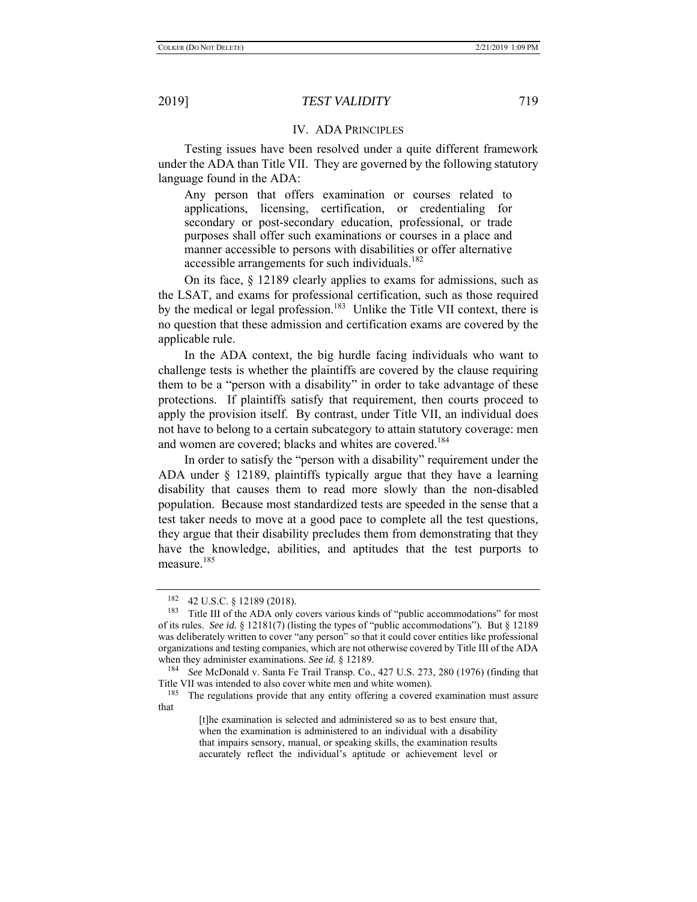## IV. ADA PRINCIPLES

Testing issues have been resolved under a quite different framework under the ADA than Title VII. They are governed by the following statutory language found in the ADA:

> Any person that offers examination or courses related to applications, licensing, certification, or credentialing for secondary or post-secondary education, professional, or trade purposes shall offer such examinations or courses in a place and manner accessible to persons with disabilities or offer alternative accessible arrangements for such individuals.[182]

On its face, § 12189 clearly applies to exams for admissions, such as the LSAT, and exams for professional certification, such as those required by the medical or legal profession.[183] Unlike the Title VII context, there is no question that these admission and certification exams are covered by the applicable rule.

In the ADA context, the big hurdle facing individuals who want to challenge tests is whether the plaintiffs are covered by the clause requiring them to be a "person with a disability" in order to take advantage of these protections. If plaintiffs satisfy that requirement, then courts proceed to apply the provision itself. By contrast, under Title VII, an individual does not have to belong to a certain subcategory to attain statutory coverage: men and women are covered; blacks and whites are covered.[184]

In order to satisfy the "person with a disability" requirement under the ADA under § 12189, plaintiffs typically argue that they have a learning disability that causes them to read more slowly than the non-disabled population. Because most standardized tests are speeded in the sense that a test taker needs to move at a good pace to complete all the test questions, they argue that their disability precludes them from demonstrating that they have the knowledge, abilities, and aptitudes that the test purports to measure.[185]

---

[182] 42 U.S.C. § 12189 (2018).

[183] Title III of the ADA only covers various kinds of "public accommodations" for most of its rules. *See id.* § 12181(7) (listing the types of "public accommodations"). But § 12189 was deliberately written to cover "any person" so that it could cover entities like professional organizations and testing companies, which are not otherwise covered by Title III of the ADA when they administer examinations. *See id.* § 12189.

[184] *See* McDonald v. Santa Fe Trail Transp. Co., 427 U.S. 273, 280 (1976) (finding that Title VII was intended to also cover white men and white women).

[185] The regulations provide that any entity offering a covered examination must assure that

> [t]he examination is selected and administered so as to best ensure that, when the examination is administered to an individual with a disability that impairs sensory, manual, or speaking skills, the examination results accurately reflect the individual's aptitude or achievement level or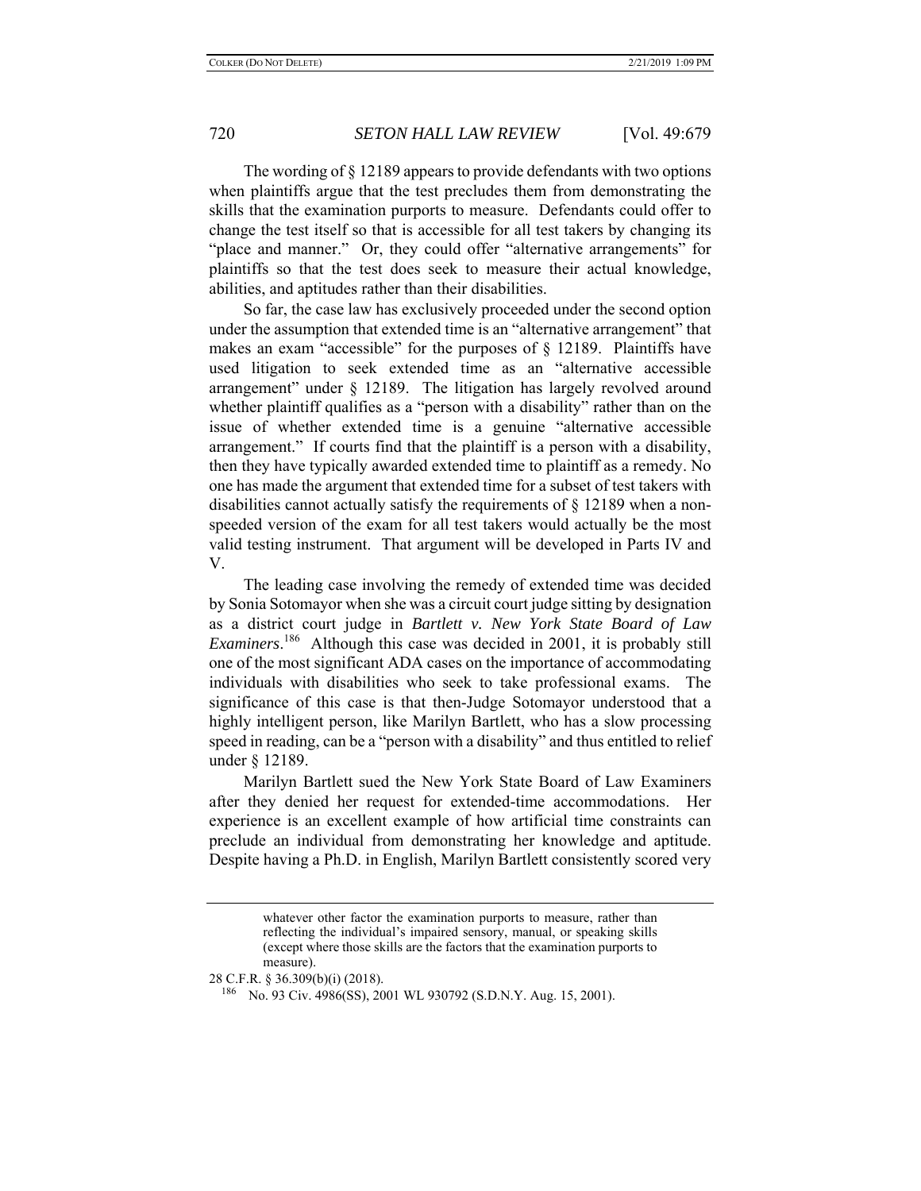The wording of § 12189 appears to provide defendants with two options when plaintiffs argue that the test precludes them from demonstrating the skills that the examination purports to measure. Defendants could offer to change the test itself so that is accessible for all test takers by changing its "place and manner." Or, they could offer "alternative arrangements" for plaintiffs so that the test does seek to measure their actual knowledge, abilities, and aptitudes rather than their disabilities.

So far, the case law has exclusively proceeded under the second option under the assumption that extended time is an "alternative arrangement" that makes an exam "accessible" for the purposes of § 12189. Plaintiffs have used litigation to seek extended time as an "alternative accessible arrangement" under § 12189. The litigation has largely revolved around whether plaintiff qualifies as a "person with a disability" rather than on the issue of whether extended time is a genuine "alternative accessible arrangement." If courts find that the plaintiff is a person with a disability, then they have typically awarded extended time to plaintiff as a remedy. No one has made the argument that extended time for a subset of test takers with disabilities cannot actually satisfy the requirements of § 12189 when a non-speeded version of the exam for all test takers would actually be the most valid testing instrument. That argument will be developed in Parts IV and V.

The leading case involving the remedy of extended time was decided by Sonia Sotomayor when she was a circuit court judge sitting by designation as a district court judge in *Bartlett v. New York State Board of Law Examiners*.[186] Although this case was decided in 2001, it is probably still one of the most significant ADA cases on the importance of accommodating individuals with disabilities who seek to take professional exams. The significance of this case is that then-Judge Sotomayor understood that a highly intelligent person, like Marilyn Bartlett, who has a slow processing speed in reading, can be a "person with a disability" and thus entitled to relief under § 12189.

Marilyn Bartlett sued the New York State Board of Law Examiners after they denied her request for extended-time accommodations. Her experience is an excellent example of how artificial time constraints can preclude an individual from demonstrating her knowledge and aptitude. Despite having a Ph.D. in English, Marilyn Bartlett consistently scored very

---

> whatever other factor the examination purports to measure, rather than reflecting the individual's impaired sensory, manual, or speaking skills (except where those skills are the factors that the examination purports to measure).

28 C.F.R. § 36.309(b)(i) (2018).

[186] No. 93 Civ. 4986(SS), 2001 WL 930792 (S.D.N.Y. Aug. 15, 2001).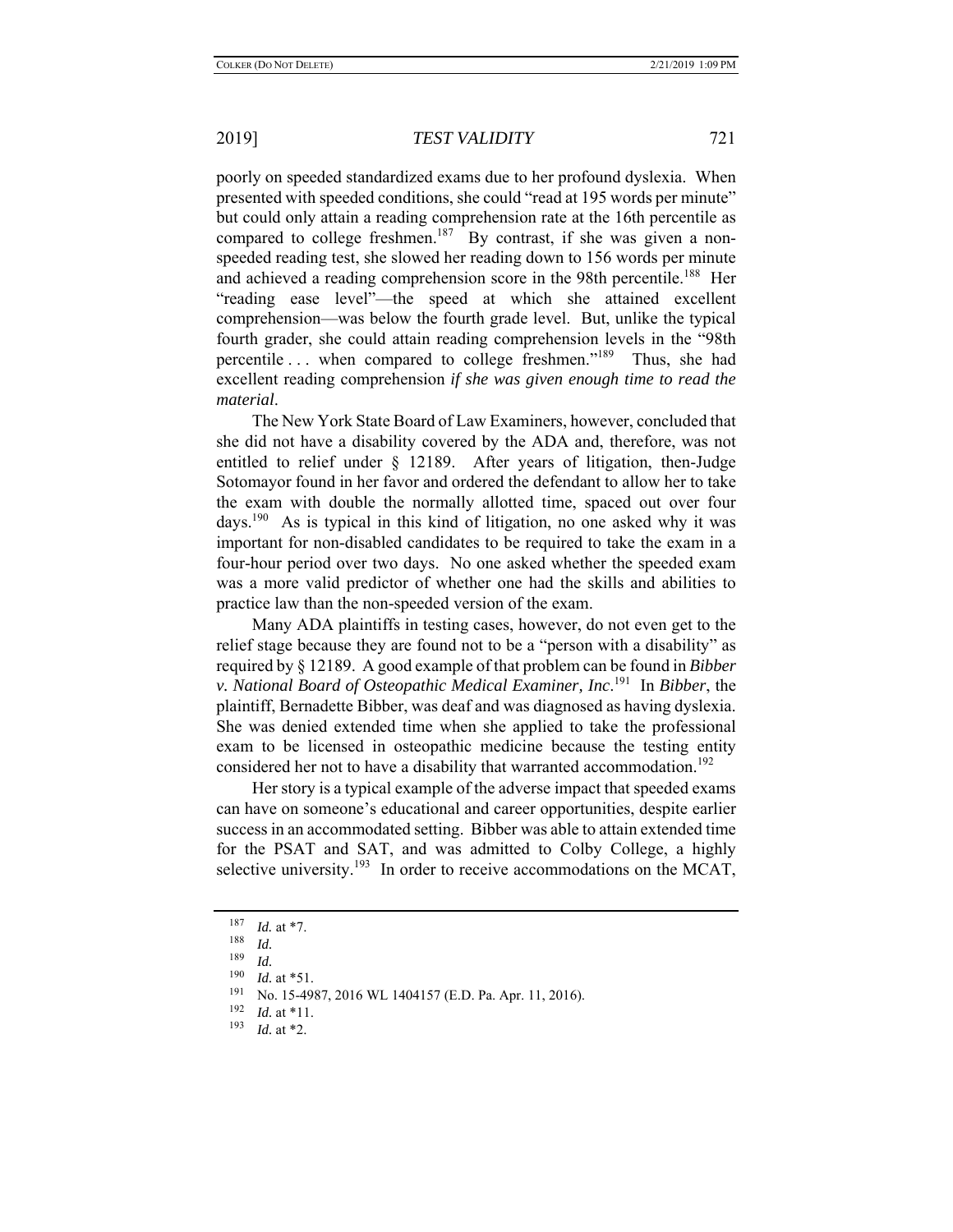poorly on speeded standardized exams due to her profound dyslexia. When presented with speeded conditions, she could "read at 195 words per minute" but could only attain a reading comprehension rate at the 16th percentile as compared to college freshmen.[187] By contrast, if she was given a non-speeded reading test, she slowed her reading down to 156 words per minute and achieved a reading comprehension score in the 98th percentile.[188] Her "reading ease level"—the speed at which she attained excellent comprehension—was below the fourth grade level. But, unlike the typical fourth grader, she could attain reading comprehension levels in the "98th percentile . . . when compared to college freshmen."[189] Thus, she had excellent reading comprehension *if she was given enough time to read the material*.

The New York State Board of Law Examiners, however, concluded that she did not have a disability covered by the ADA and, therefore, was not entitled to relief under § 12189. After years of litigation, then-Judge Sotomayor found in her favor and ordered the defendant to allow her to take the exam with double the normally allotted time, spaced out over four days.[190] As is typical in this kind of litigation, no one asked why it was important for non-disabled candidates to be required to take the exam in a four-hour period over two days. No one asked whether the speeded exam was a more valid predictor of whether one had the skills and abilities to practice law than the non-speeded version of the exam.

Many ADA plaintiffs in testing cases, however, do not even get to the relief stage because they are found not to be a "person with a disability" as required by § 12189. A good example of that problem can be found in *Bibber v. National Board of Osteopathic Medical Examiner, Inc*.[191] In *Bibber*, the plaintiff, Bernadette Bibber, was deaf and was diagnosed as having dyslexia. She was denied extended time when she applied to take the professional exam to be licensed in osteopathic medicine because the testing entity considered her not to have a disability that warranted accommodation.[192]

Her story is a typical example of the adverse impact that speeded exams can have on someone's educational and career opportunities, despite earlier success in an accommodated setting. Bibber was able to attain extended time for the PSAT and SAT, and was admitted to Colby College, a highly selective university.[193] In order to receive accommodations on the MCAT,

---

[187] *Id.* at *7.

[188] *Id.*

[189] *Id.*

[190] *Id.* at *51.

[191] No. 15-4987, 2016 WL 1404157 (E.D. Pa. Apr. 11, 2016).

[192] *Id.* at *11.

[193] *Id.* at *2.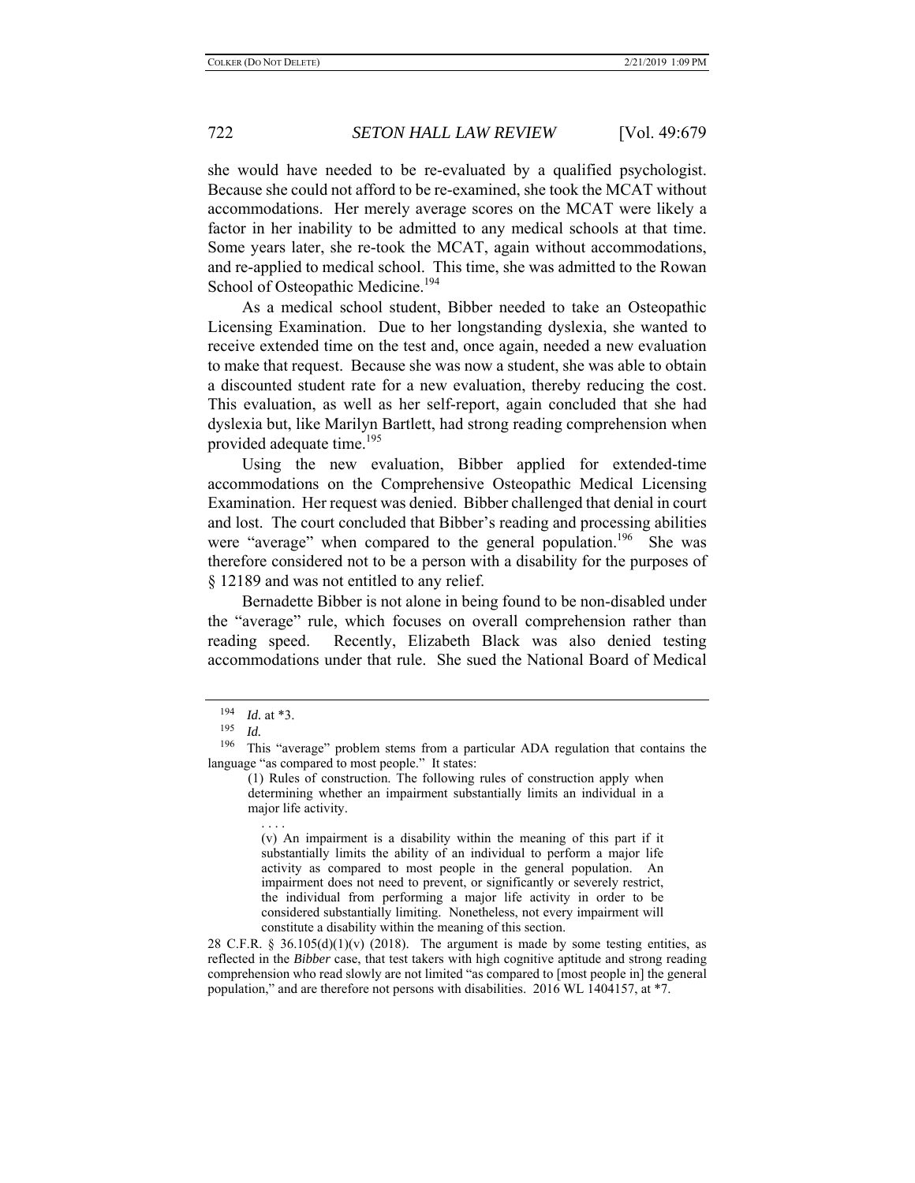she would have needed to be re-evaluated by a qualified psychologist. Because she could not afford to be re-examined, she took the MCAT without accommodations. Her merely average scores on the MCAT were likely a factor in her inability to be admitted to any medical schools at that time. Some years later, she re-took the MCAT, again without accommodations, and re-applied to medical school. This time, she was admitted to the Rowan School of Osteopathic Medicine.[194]

As a medical school student, Bibber needed to take an Osteopathic Licensing Examination. Due to her longstanding dyslexia, she wanted to receive extended time on the test and, once again, needed a new evaluation to make that request. Because she was now a student, she was able to obtain a discounted student rate for a new evaluation, thereby reducing the cost. This evaluation, as well as her self-report, again concluded that she had dyslexia but, like Marilyn Bartlett, had strong reading comprehension when provided adequate time.[195]

Using the new evaluation, Bibber applied for extended-time accommodations on the Comprehensive Osteopathic Medical Licensing Examination. Her request was denied. Bibber challenged that denial in court and lost. The court concluded that Bibber's reading and processing abilities were "average" when compared to the general population.[196] She was therefore considered not to be a person with a disability for the purposes of § 12189 and was not entitled to any relief.

Bernadette Bibber is not alone in being found to be non-disabled under the "average" rule, which focuses on overall comprehension rather than reading speed. Recently, Elizabeth Black was also denied testing accommodations under that rule. She sued the National Board of Medical

---

[194] *Id.* at *3.

[195] *Id.*

[196] This "average" problem stems from a particular ADA regulation that contains the language "as compared to most people." It states:

> (1) Rules of construction. The following rules of construction apply when determining whether an impairment substantially limits an individual in a major life activity.
>
> . . . .
>
> (v) An impairment is a disability within the meaning of this part if it substantially limits the ability of an individual to perform a major life activity as compared to most people in the general population. An impairment does not need to prevent, or significantly or severely restrict, the individual from performing a major life activity in order to be considered substantially limiting. Nonetheless, not every impairment will constitute a disability within the meaning of this section.

28 C.F.R. § 36.105(d)(1)(v) (2018). The argument is made by some testing entities, as reflected in the *Bibber* case, that test takers with high cognitive aptitude and strong reading comprehension who read slowly are not limited "as compared to [most people in] the general population," and are therefore not persons with disabilities. 2016 WL 1404157, at *7.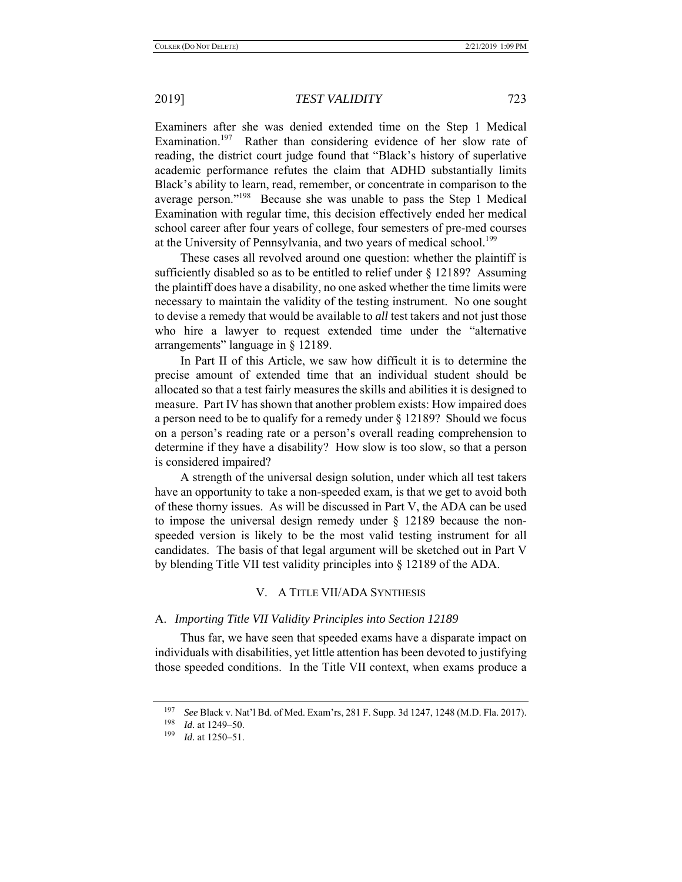Examiners after she was denied extended time on the Step 1 Medical Examination.[197] Rather than considering evidence of her slow rate of reading, the district court judge found that "Black's history of superlative academic performance refutes the claim that ADHD substantially limits Black's ability to learn, read, remember, or concentrate in comparison to the average person."[198] Because she was unable to pass the Step 1 Medical Examination with regular time, this decision effectively ended her medical school career after four years of college, four semesters of pre-med courses at the University of Pennsylvania, and two years of medical school.[199]

These cases all revolved around one question: whether the plaintiff is sufficiently disabled so as to be entitled to relief under § 12189? Assuming the plaintiff does have a disability, no one asked whether the time limits were necessary to maintain the validity of the testing instrument. No one sought to devise a remedy that would be available to *all* test takers and not just those who hire a lawyer to request extended time under the "alternative arrangements" language in § 12189.

In Part II of this Article, we saw how difficult it is to determine the precise amount of extended time that an individual student should be allocated so that a test fairly measures the skills and abilities it is designed to measure. Part IV has shown that another problem exists: How impaired does a person need to be to qualify for a remedy under § 12189? Should we focus on a person's reading rate or a person's overall reading comprehension to determine if they have a disability? How slow is too slow, so that a person is considered impaired?

A strength of the universal design solution, under which all test takers have an opportunity to take a non-speeded exam, is that we get to avoid both of these thorny issues. As will be discussed in Part V, the ADA can be used to impose the universal design remedy under § 12189 because the non-speeded version is likely to be the most valid testing instrument for all candidates. The basis of that legal argument will be sketched out in Part V by blending Title VII test validity principles into § 12189 of the ADA.

## V. A TITLE VII/ADA SYNTHESIS

### A. *Importing Title VII Validity Principles into Section 12189*

Thus far, we have seen that speeded exams have a disparate impact on individuals with disabilities, yet little attention has been devoted to justifying those speeded conditions. In the Title VII context, when exams produce a

---

[197] *See* Black v. Nat'l Bd. of Med. Exam'rs, 281 F. Supp. 3d 1247, 1248 (M.D. Fla. 2017).

[198] *Id.* at 1249–50.

[199] *Id.* at 1250–51.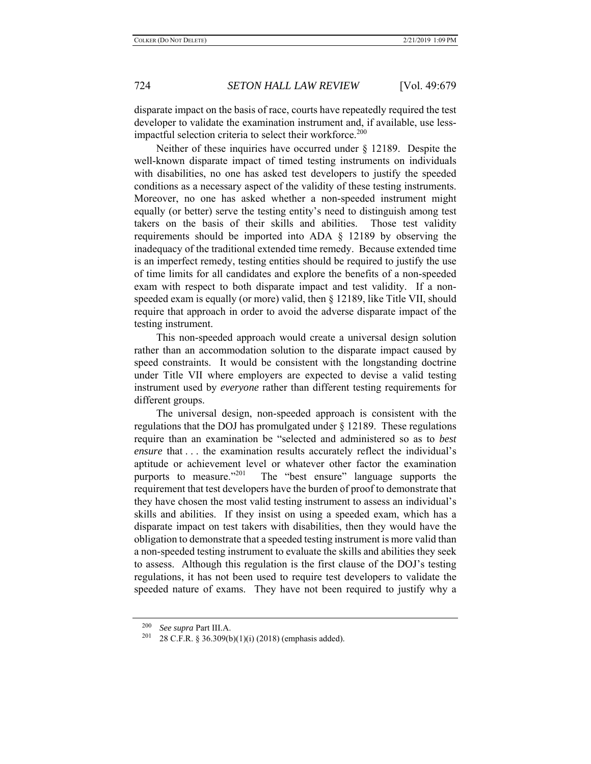disparate impact on the basis of race, courts have repeatedly required the test developer to validate the examination instrument and, if available, use less-impactful selection criteria to select their workforce.[200]

Neither of these inquiries have occurred under § 12189. Despite the well-known disparate impact of timed testing instruments on individuals with disabilities, no one has asked test developers to justify the speeded conditions as a necessary aspect of the validity of these testing instruments. Moreover, no one has asked whether a non-speeded instrument might equally (or better) serve the testing entity's need to distinguish among test takers on the basis of their skills and abilities. Those test validity requirements should be imported into ADA § 12189 by observing the inadequacy of the traditional extended time remedy. Because extended time is an imperfect remedy, testing entities should be required to justify the use of time limits for all candidates and explore the benefits of a non-speeded exam with respect to both disparate impact and test validity. If a non-speeded exam is equally (or more) valid, then § 12189, like Title VII, should require that approach in order to avoid the adverse disparate impact of the testing instrument.

This non-speeded approach would create a universal design solution rather than an accommodation solution to the disparate impact caused by speed constraints. It would be consistent with the longstanding doctrine under Title VII where employers are expected to devise a valid testing instrument used by *everyone* rather than different testing requirements for different groups.

The universal design, non-speeded approach is consistent with the regulations that the DOJ has promulgated under § 12189. These regulations require than an examination be "selected and administered so as to *best ensure* that . . . the examination results accurately reflect the individual's aptitude or achievement level or whatever other factor the examination purports to measure."[201] The "best ensure" language supports the requirement that test developers have the burden of proof to demonstrate that they have chosen the most valid testing instrument to assess an individual's skills and abilities. If they insist on using a speeded exam, which has a disparate impact on test takers with disabilities, then they would have the obligation to demonstrate that a speeded testing instrument is more valid than a non-speeded testing instrument to evaluate the skills and abilities they seek to assess. Although this regulation is the first clause of the DOJ's testing regulations, it has not been used to require test developers to validate the speeded nature of exams. They have not been required to justify why a

---

[200] *See supra* Part III.A.

[201] 28 C.F.R. § 36.309(b)(1)(i) (2018) (emphasis added).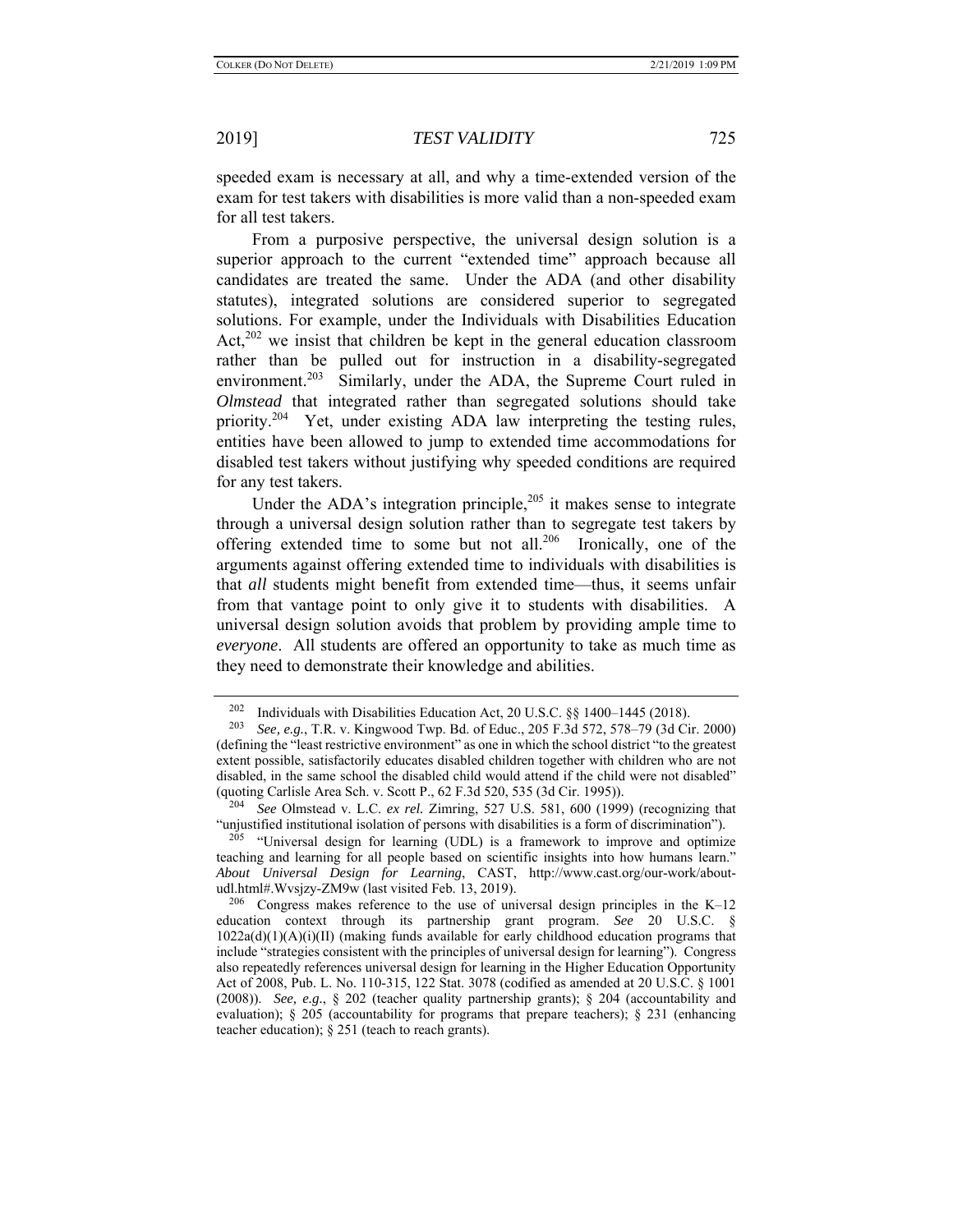speeded exam is necessary at all, and why a time-extended version of the exam for test takers with disabilities is more valid than a non-speeded exam for all test takers.

From a purposive perspective, the universal design solution is a superior approach to the current "extended time" approach because all candidates are treated the same. Under the ADA (and other disability statutes), integrated solutions are considered superior to segregated solutions. For example, under the Individuals with Disabilities Education Act,[202] we insist that children be kept in the general education classroom rather than be pulled out for instruction in a disability-segregated environment.[203] Similarly, under the ADA, the Supreme Court ruled in *Olmstead* that integrated rather than segregated solutions should take priority.[204] Yet, under existing ADA law interpreting the testing rules, entities have been allowed to jump to extended time accommodations for disabled test takers without justifying why speeded conditions are required for any test takers.

Under the ADA's integration principle,[205] it makes sense to integrate through a universal design solution rather than to segregate test takers by offering extended time to some but not all.[206] Ironically, one of the arguments against offering extended time to individuals with disabilities is that *all* students might benefit from extended time—thus, it seems unfair from that vantage point to only give it to students with disabilities. A universal design solution avoids that problem by providing ample time to *everyone*. All students are offered an opportunity to take as much time as they need to demonstrate their knowledge and abilities.

---

[202] Individuals with Disabilities Education Act, 20 U.S.C. §§ 1400–1445 (2018).

[203] *See, e.g.*, T.R. v. Kingwood Twp. Bd. of Educ., 205 F.3d 572, 578–79 (3d Cir. 2000) (defining the "least restrictive environment" as one in which the school district "to the greatest extent possible, satisfactorily educates disabled children together with children who are not disabled, in the same school the disabled child would attend if the child were not disabled" (quoting Carlisle Area Sch. v. Scott P., 62 F.3d 520, 535 (3d Cir. 1995)).

[204] *See* Olmstead v. L.C. *ex rel.* Zimring, 527 U.S. 581, 600 (1999) (recognizing that "unjustified institutional isolation of persons with disabilities is a form of discrimination").

[205] "Universal design for learning (UDL) is a framework to improve and optimize teaching and learning for all people based on scientific insights into how humans learn." *About Universal Design for Learning*, CAST, http://www.cast.org/our-work/about-udl.html#.Wvsjzy-ZM9w (last visited Feb. 13, 2019).

[206] Congress makes reference to the use of universal design principles in the K–12 education context through its partnership grant program. *See* 20 U.S.C. § 1022a(d)(1)(A)(i)(II) (making funds available for early childhood education programs that include "strategies consistent with the principles of universal design for learning"). Congress also repeatedly references universal design for learning in the Higher Education Opportunity Act of 2008, Pub. L. No. 110-315, 122 Stat. 3078 (codified as amended at 20 U.S.C. § 1001 (2008)). *See, e.g.*, § 202 (teacher quality partnership grants); § 204 (accountability and evaluation); § 205 (accountability for programs that prepare teachers); § 231 (enhancing teacher education); § 251 (teach to reach grants).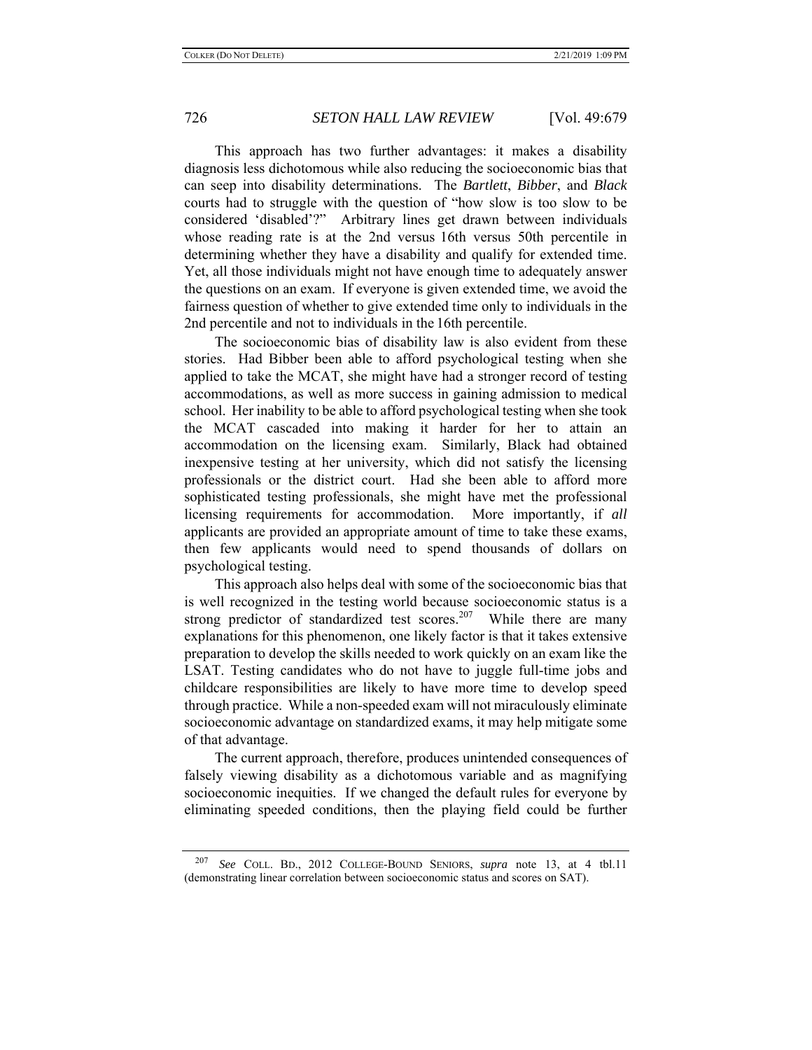This approach has two further advantages: it makes a disability diagnosis less dichotomous while also reducing the socioeconomic bias that can seep into disability determinations. The *Bartlett*, *Bibber*, and *Black* courts had to struggle with the question of "how slow is too slow to be considered 'disabled'?" Arbitrary lines get drawn between individuals whose reading rate is at the 2nd versus 16th versus 50th percentile in determining whether they have a disability and qualify for extended time. Yet, all those individuals might not have enough time to adequately answer the questions on an exam. If everyone is given extended time, we avoid the fairness question of whether to give extended time only to individuals in the 2nd percentile and not to individuals in the 16th percentile.

The socioeconomic bias of disability law is also evident from these stories. Had Bibber been able to afford psychological testing when she applied to take the MCAT, she might have had a stronger record of testing accommodations, as well as more success in gaining admission to medical school. Her inability to be able to afford psychological testing when she took the MCAT cascaded into making it harder for her to attain an accommodation on the licensing exam. Similarly, Black had obtained inexpensive testing at her university, which did not satisfy the licensing professionals or the district court. Had she been able to afford more sophisticated testing professionals, she might have met the professional licensing requirements for accommodation. More importantly, if *all* applicants are provided an appropriate amount of time to take these exams, then few applicants would need to spend thousands of dollars on psychological testing.

This approach also helps deal with some of the socioeconomic bias that is well recognized in the testing world because socioeconomic status is a strong predictor of standardized test scores.[207] While there are many explanations for this phenomenon, one likely factor is that it takes extensive preparation to develop the skills needed to work quickly on an exam like the LSAT. Testing candidates who do not have to juggle full-time jobs and childcare responsibilities are likely to have more time to develop speed through practice. While a non-speeded exam will not miraculously eliminate socioeconomic advantage on standardized exams, it may help mitigate some of that advantage.

The current approach, therefore, produces unintended consequences of falsely viewing disability as a dichotomous variable and as magnifying socioeconomic inequities. If we changed the default rules for everyone by eliminating speeded conditions, then the playing field could be further

---

[207] *See* COLL. BD., 2012 COLLEGE-BOUND SENIORS, *supra* note 13, at 4 tbl.11 (demonstrating linear correlation between socioeconomic status and scores on SAT).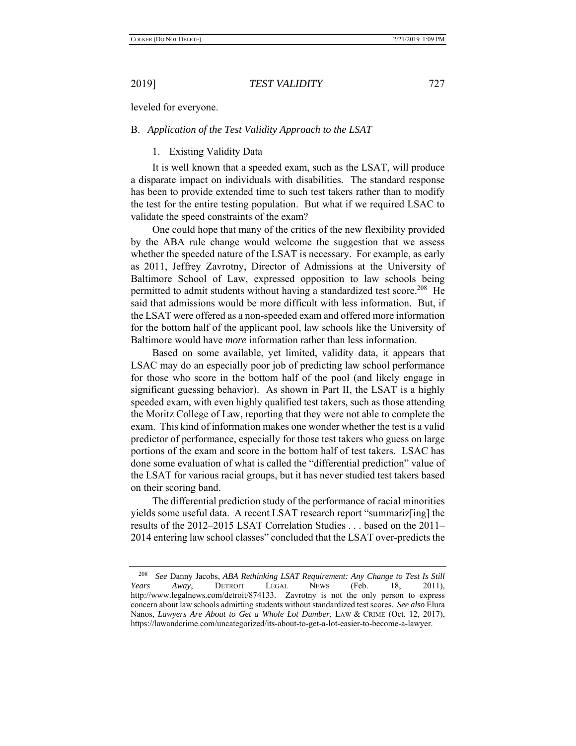leveled for everyone.

### B. *Application of the Test Validity Approach to the LSAT*

#### 1. Existing Validity Data

It is well known that a speeded exam, such as the LSAT, will produce a disparate impact on individuals with disabilities. The standard response has been to provide extended time to such test takers rather than to modify the test for the entire testing population. But what if we required LSAC to validate the speed constraints of the exam?

One could hope that many of the critics of the new flexibility provided by the ABA rule change would welcome the suggestion that we assess whether the speeded nature of the LSAT is necessary. For example, as early as 2011, Jeffrey Zavrotny, Director of Admissions at the University of Baltimore School of Law, expressed opposition to law schools being permitted to admit students without having a standardized test score.[208] He said that admissions would be more difficult with less information. But, if the LSAT were offered as a non-speeded exam and offered more information for the bottom half of the applicant pool, law schools like the University of Baltimore would have *more* information rather than less information.

Based on some available, yet limited, validity data, it appears that LSAC may do an especially poor job of predicting law school performance for those who score in the bottom half of the pool (and likely engage in significant guessing behavior). As shown in Part II, the LSAT is a highly speeded exam, with even highly qualified test takers, such as those attending the Moritz College of Law, reporting that they were not able to complete the exam. This kind of information makes one wonder whether the test is a valid predictor of performance, especially for those test takers who guess on large portions of the exam and score in the bottom half of test takers. LSAC has done some evaluation of what is called the "differential prediction" value of the LSAT for various racial groups, but it has never studied test takers based on their scoring band.

The differential prediction study of the performance of racial minorities yields some useful data. A recent LSAT research report "summariz[ing] the results of the 2012–2015 LSAT Correlation Studies . . . based on the 2011–2014 entering law school classes" concluded that the LSAT over-predicts the

---

[208] *See* Danny Jacobs, *ABA Rethinking LSAT Requirement: Any Change to Test Is Still Years Away*, DETROIT LEGAL NEWS (Feb. 18, 2011), http://www.legalnews.com/detroit/874133. Zavrotny is not the only person to express concern about law schools admitting students without standardized test scores. *See also* Elura Nanos, *Lawyers Are About to Get a Whole Lot Dumber*, LAW & CRIME (Oct. 12, 2017), https://lawandcrime.com/uncategorized/its-about-to-get-a-lot-easier-to-become-a-lawyer.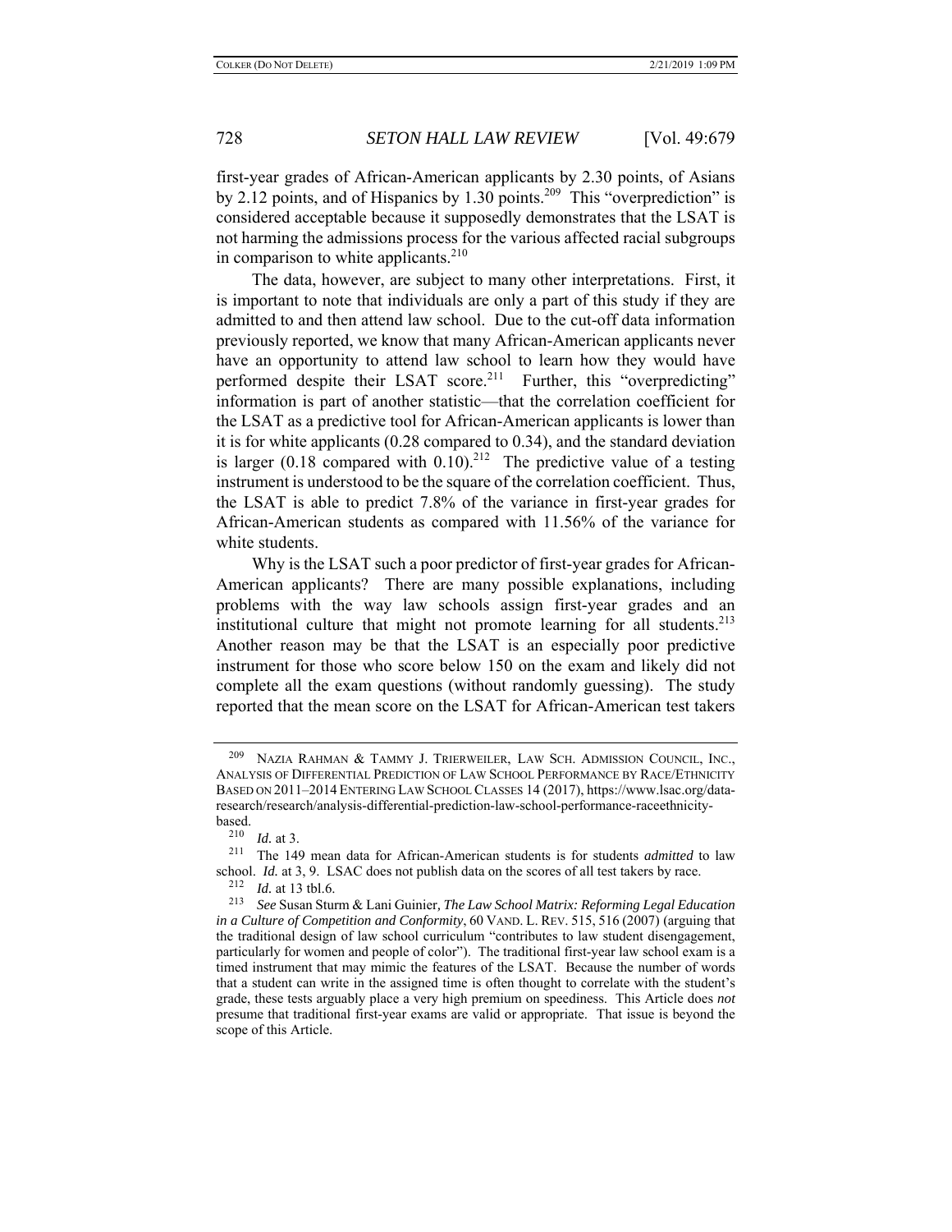first-year grades of African-American applicants by 2.30 points, of Asians by 2.12 points, and of Hispanics by 1.30 points.[209] This "overprediction" is considered acceptable because it supposedly demonstrates that the LSAT is not harming the admissions process for the various affected racial subgroups in comparison to white applicants.[210]

The data, however, are subject to many other interpretations. First, it is important to note that individuals are only a part of this study if they are admitted to and then attend law school. Due to the cut-off data information previously reported, we know that many African-American applicants never have an opportunity to attend law school to learn how they would have performed despite their LSAT score.[211] Further, this "overpredicting" information is part of another statistic—that the correlation coefficient for the LSAT as a predictive tool for African-American applicants is lower than it is for white applicants (0.28 compared to 0.34), and the standard deviation is larger (0.18 compared with 0.10).[212] The predictive value of a testing instrument is understood to be the square of the correlation coefficient. Thus, the LSAT is able to predict 7.8% of the variance in first-year grades for African-American students as compared with 11.56% of the variance for white students.

Why is the LSAT such a poor predictor of first-year grades for African-American applicants? There are many possible explanations, including problems with the way law schools assign first-year grades and an institutional culture that might not promote learning for all students.[213] Another reason may be that the LSAT is an especially poor predictive instrument for those who score below 150 on the exam and likely did not complete all the exam questions (without randomly guessing). The study reported that the mean score on the LSAT for African-American test takers

---

[209] NAZIA RAHMAN & TAMMY J. TRIERWEILER, LAW SCH. ADMISSION COUNCIL, INC., ANALYSIS OF DIFFERENTIAL PREDICTION OF LAW SCHOOL PERFORMANCE BY RACE/ETHNICITY BASED ON 2011–2014 ENTERING LAW SCHOOL CLASSES 14 (2017), https://www.lsac.org/data-research/research/analysis-differential-prediction-law-school-performance-raceethnicity-based.

[210] *Id.* at 3.

[211] The 149 mean data for African-American students is for students *admitted* to law school. *Id.* at 3, 9. LSAC does not publish data on the scores of all test takers by race.

[212] *Id.* at 13 tbl.6.

[213] *See* Susan Sturm & Lani Guinier, *The Law School Matrix: Reforming Legal Education in a Culture of Competition and Conformity*, 60 VAND. L. REV. 515, 516 (2007) (arguing that the traditional design of law school curriculum "contributes to law student disengagement, particularly for women and people of color"). The traditional first-year law school exam is a timed instrument that may mimic the features of the LSAT. Because the number of words that a student can write in the assigned time is often thought to correlate with the student's grade, these tests arguably place a very high premium on speediness. This Article does *not* presume that traditional first-year exams are valid or appropriate. That issue is beyond the scope of this Article.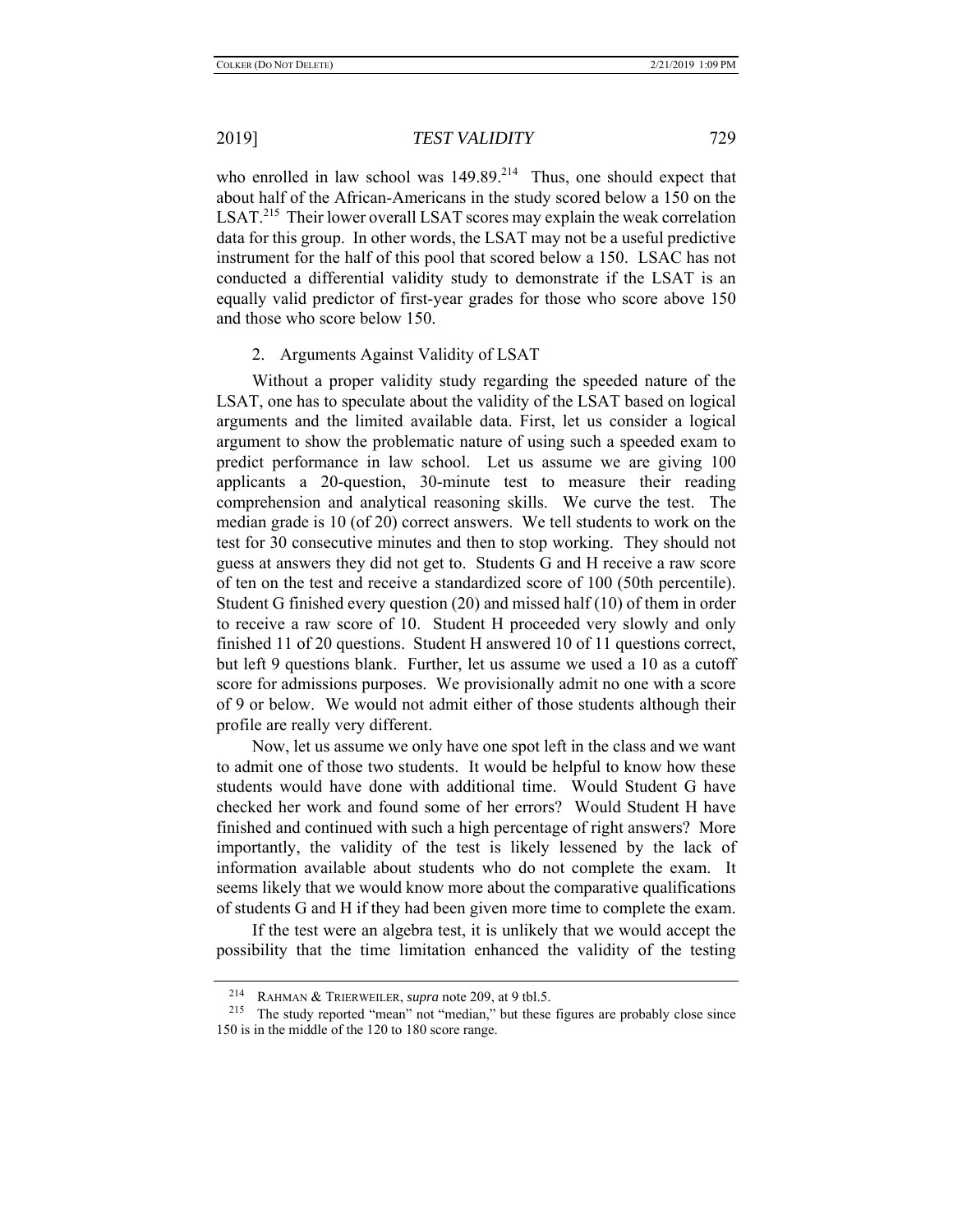who enrolled in law school was 149.89.[214] Thus, one should expect that about half of the African-Americans in the study scored below a 150 on the LSAT.[215] Their lower overall LSAT scores may explain the weak correlation data for this group. In other words, the LSAT may not be a useful predictive instrument for the half of this pool that scored below a 150. LSAC has not conducted a differential validity study to demonstrate if the LSAT is an equally valid predictor of first-year grades for those who score above 150 and those who score below 150.

2. Arguments Against Validity of LSAT

Without a proper validity study regarding the speeded nature of the LSAT, one has to speculate about the validity of the LSAT based on logical arguments and the limited available data. First, let us consider a logical argument to show the problematic nature of using such a speeded exam to predict performance in law school. Let us assume we are giving 100 applicants a 20-question, 30-minute test to measure their reading comprehension and analytical reasoning skills. We curve the test. The median grade is 10 (of 20) correct answers. We tell students to work on the test for 30 consecutive minutes and then to stop working. They should not guess at answers they did not get to. Students G and H receive a raw score of ten on the test and receive a standardized score of 100 (50th percentile). Student G finished every question (20) and missed half (10) of them in order to receive a raw score of 10. Student H proceeded very slowly and only finished 11 of 20 questions. Student H answered 10 of 11 questions correct, but left 9 questions blank. Further, let us assume we used a 10 as a cutoff score for admissions purposes. We provisionally admit no one with a score of 9 or below. We would not admit either of those students although their profile are really very different.

Now, let us assume we only have one spot left in the class and we want to admit one of those two students. It would be helpful to know how these students would have done with additional time. Would Student G have checked her work and found some of her errors? Would Student H have finished and continued with such a high percentage of right answers? More importantly, the validity of the test is likely lessened by the lack of information available about students who do not complete the exam. It seems likely that we would know more about the comparative qualifications of students G and H if they had been given more time to complete the exam.

If the test were an algebra test, it is unlikely that we would accept the possibility that the time limitation enhanced the validity of the testing

---

[214] RAHMAN & TRIERWEILER, *supra* note 209, at 9 tbl.5.

[215] The study reported "mean" not "median," but these figures are probably close since 150 is in the middle of the 120 to 180 score range.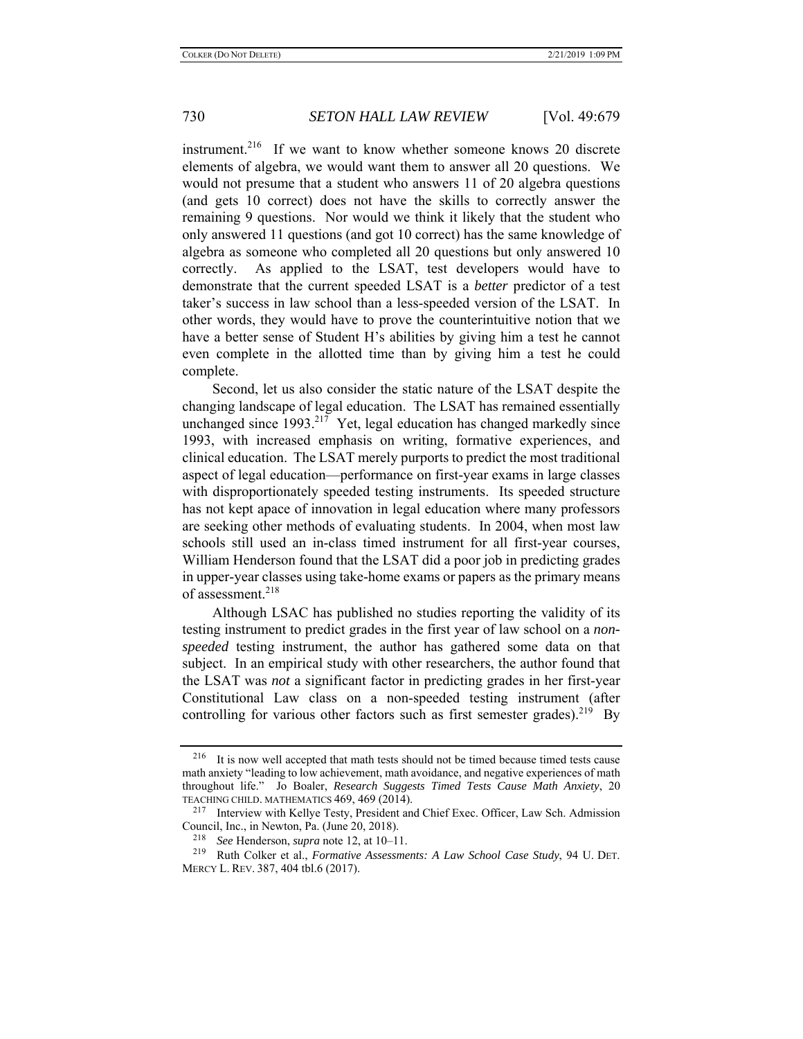instrument.[216] If we want to know whether someone knows 20 discrete elements of algebra, we would want them to answer all 20 questions. We would not presume that a student who answers 11 of 20 algebra questions (and gets 10 correct) does not have the skills to correctly answer the remaining 9 questions. Nor would we think it likely that the student who only answered 11 questions (and got 10 correct) has the same knowledge of algebra as someone who completed all 20 questions but only answered 10 correctly. As applied to the LSAT, test developers would have to demonstrate that the current speeded LSAT is a *better* predictor of a test taker's success in law school than a less-speeded version of the LSAT. In other words, they would have to prove the counterintuitive notion that we have a better sense of Student H's abilities by giving him a test he cannot even complete in the allotted time than by giving him a test he could complete.

Second, let us also consider the static nature of the LSAT despite the changing landscape of legal education. The LSAT has remained essentially unchanged since 1993.[217] Yet, legal education has changed markedly since 1993, with increased emphasis on writing, formative experiences, and clinical education. The LSAT merely purports to predict the most traditional aspect of legal education—performance on first-year exams in large classes with disproportionately speeded testing instruments. Its speeded structure has not kept apace of innovation in legal education where many professors are seeking other methods of evaluating students. In 2004, when most law schools still used an in-class timed instrument for all first-year courses, William Henderson found that the LSAT did a poor job in predicting grades in upper-year classes using take-home exams or papers as the primary means of assessment.[218]

Although LSAC has published no studies reporting the validity of its testing instrument to predict grades in the first year of law school on a *non-speeded* testing instrument, the author has gathered some data on that subject. In an empirical study with other researchers, the author found that the LSAT was *not* a significant factor in predicting grades in her first-year Constitutional Law class on a non-speeded testing instrument (after controlling for various other factors such as first semester grades).[219] By

---

[216] It is now well accepted that math tests should not be timed because timed tests cause math anxiety "leading to low achievement, math avoidance, and negative experiences of math throughout life." Jo Boaler, *Research Suggests Timed Tests Cause Math Anxiety*, 20 TEACHING CHILD. MATHEMATICS 469, 469 (2014).

[217] Interview with Kellye Testy, President and Chief Exec. Officer, Law Sch. Admission Council, Inc., in Newton, Pa. (June 20, 2018).

[218] *See* Henderson, *supra* note 12, at 10–11.

[219] Ruth Colker et al., *Formative Assessments: A Law School Case Study*, 94 U. DET. MERCY L. REV. 387, 404 tbl.6 (2017).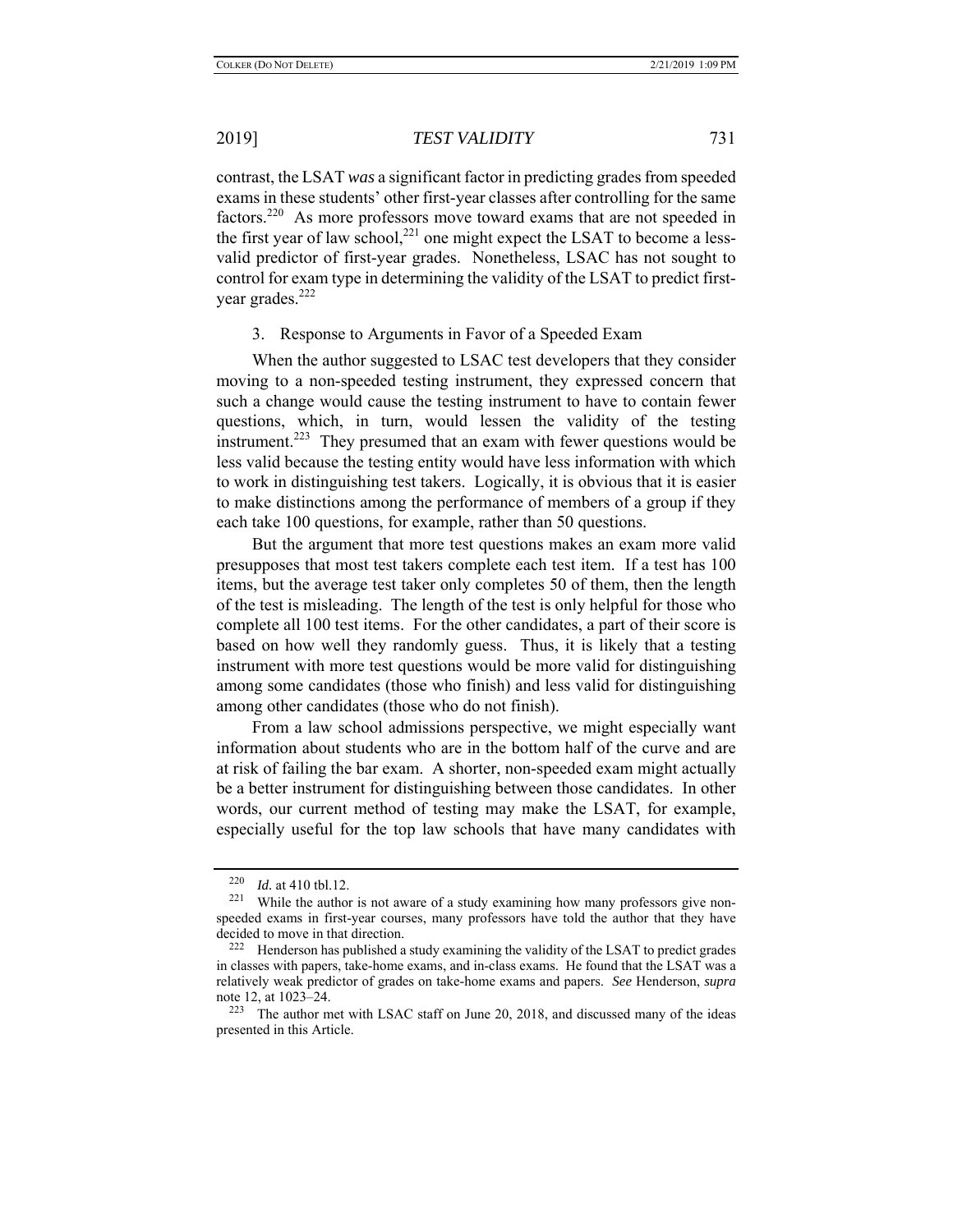contrast, the LSAT *was* a significant factor in predicting grades from speeded exams in these students' other first-year classes after controlling for the same factors.[220] As more professors move toward exams that are not speeded in the first year of law school,[221] one might expect the LSAT to become a less-valid predictor of first-year grades. Nonetheless, LSAC has not sought to control for exam type in determining the validity of the LSAT to predict first-year grades.[222]

3. Response to Arguments in Favor of a Speeded Exam

When the author suggested to LSAC test developers that they consider moving to a non-speeded testing instrument, they expressed concern that such a change would cause the testing instrument to have to contain fewer questions, which, in turn, would lessen the validity of the testing instrument.[223] They presumed that an exam with fewer questions would be less valid because the testing entity would have less information with which to work in distinguishing test takers. Logically, it is obvious that it is easier to make distinctions among the performance of members of a group if they each take 100 questions, for example, rather than 50 questions.

But the argument that more test questions makes an exam more valid presupposes that most test takers complete each test item. If a test has 100 items, but the average test taker only completes 50 of them, then the length of the test is misleading. The length of the test is only helpful for those who complete all 100 test items. For the other candidates, a part of their score is based on how well they randomly guess. Thus, it is likely that a testing instrument with more test questions would be more valid for distinguishing among some candidates (those who finish) and less valid for distinguishing among other candidates (those who do not finish).

From a law school admissions perspective, we might especially want information about students who are in the bottom half of the curve and are at risk of failing the bar exam. A shorter, non-speeded exam might actually be a better instrument for distinguishing between those candidates. In other words, our current method of testing may make the LSAT, for example, especially useful for the top law schools that have many candidates with

---

[220] *Id.* at 410 tbl.12.

[221] While the author is not aware of a study examining how many professors give non-speeded exams in first-year courses, many professors have told the author that they have decided to move in that direction.

[222] Henderson has published a study examining the validity of the LSAT to predict grades in classes with papers, take-home exams, and in-class exams. He found that the LSAT was a relatively weak predictor of grades on take-home exams and papers. *See* Henderson, *supra* note 12, at 1023–24.

[223] The author met with LSAC staff on June 20, 2018, and discussed many of the ideas presented in this Article.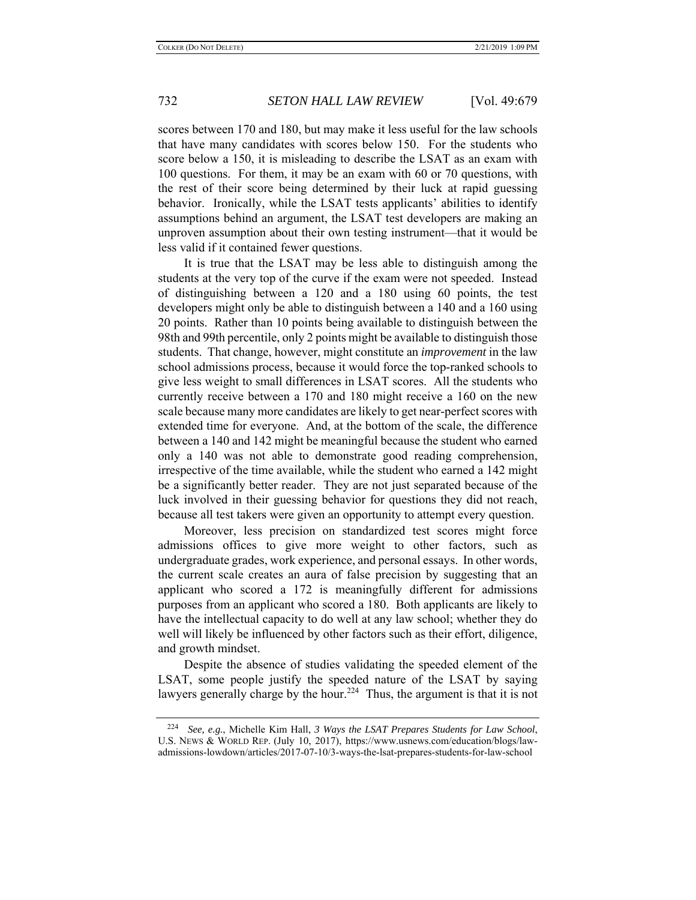scores between 170 and 180, but may make it less useful for the law schools that have many candidates with scores below 150. For the students who score below a 150, it is misleading to describe the LSAT as an exam with 100 questions. For them, it may be an exam with 60 or 70 questions, with the rest of their score being determined by their luck at rapid guessing behavior. Ironically, while the LSAT tests applicants' abilities to identify assumptions behind an argument, the LSAT test developers are making an unproven assumption about their own testing instrument—that it would be less valid if it contained fewer questions.

It is true that the LSAT may be less able to distinguish among the students at the very top of the curve if the exam were not speeded. Instead of distinguishing between a 120 and a 180 using 60 points, the test developers might only be able to distinguish between a 140 and a 160 using 20 points. Rather than 10 points being available to distinguish between the 98th and 99th percentile, only 2 points might be available to distinguish those students. That change, however, might constitute an *improvement* in the law school admissions process, because it would force the top-ranked schools to give less weight to small differences in LSAT scores. All the students who currently receive between a 170 and 180 might receive a 160 on the new scale because many more candidates are likely to get near-perfect scores with extended time for everyone. And, at the bottom of the scale, the difference between a 140 and 142 might be meaningful because the student who earned only a 140 was not able to demonstrate good reading comprehension, irrespective of the time available, while the student who earned a 142 might be a significantly better reader. They are not just separated because of the luck involved in their guessing behavior for questions they did not reach, because all test takers were given an opportunity to attempt every question.

Moreover, less precision on standardized test scores might force admissions offices to give more weight to other factors, such as undergraduate grades, work experience, and personal essays. In other words, the current scale creates an aura of false precision by suggesting that an applicant who scored a 172 is meaningfully different for admissions purposes from an applicant who scored a 180. Both applicants are likely to have the intellectual capacity to do well at any law school; whether they do well will likely be influenced by other factors such as their effort, diligence, and growth mindset.

Despite the absence of studies validating the speeded element of the LSAT, some people justify the speeded nature of the LSAT by saying lawyers generally charge by the hour.[224] Thus, the argument is that it is not

---

[224] *See, e.g.*, Michelle Kim Hall, *3 Ways the LSAT Prepares Students for Law School*, U.S. NEWS & WORLD REP. (July 10, 2017), https://www.usnews.com/education/blogs/law-admissions-lowdown/articles/2017-07-10/3-ways-the-lsat-prepares-students-for-law-school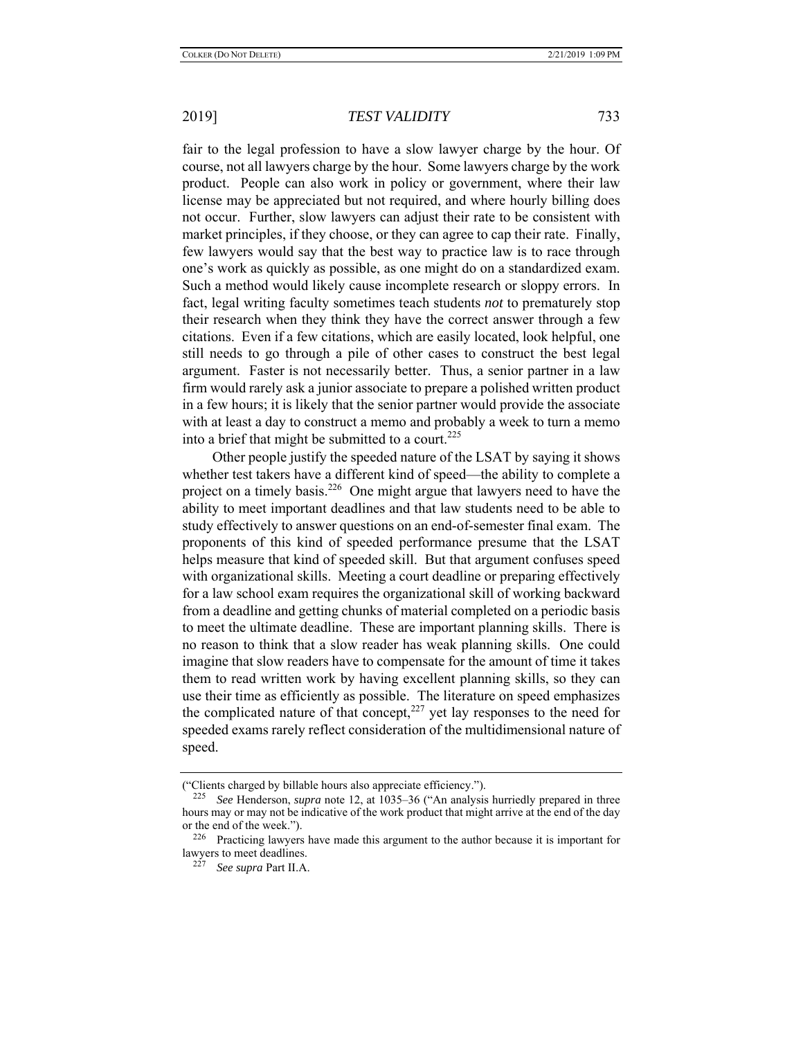fair to the legal profession to have a slow lawyer charge by the hour. Of course, not all lawyers charge by the hour. Some lawyers charge by the work product. People can also work in policy or government, where their law license may be appreciated but not required, and where hourly billing does not occur. Further, slow lawyers can adjust their rate to be consistent with market principles, if they choose, or they can agree to cap their rate. Finally, few lawyers would say that the best way to practice law is to race through one's work as quickly as possible, as one might do on a standardized exam. Such a method would likely cause incomplete research or sloppy errors. In fact, legal writing faculty sometimes teach students *not* to prematurely stop their research when they think they have the correct answer through a few citations. Even if a few citations, which are easily located, look helpful, one still needs to go through a pile of other cases to construct the best legal argument. Faster is not necessarily better. Thus, a senior partner in a law firm would rarely ask a junior associate to prepare a polished written product in a few hours; it is likely that the senior partner would provide the associate with at least a day to construct a memo and probably a week to turn a memo into a brief that might be submitted to a court.[225]

Other people justify the speeded nature of the LSAT by saying it shows whether test takers have a different kind of speed—the ability to complete a project on a timely basis.[226] One might argue that lawyers need to have the ability to meet important deadlines and that law students need to be able to study effectively to answer questions on an end-of-semester final exam. The proponents of this kind of speeded performance presume that the LSAT helps measure that kind of speeded skill. But that argument confuses speed with organizational skills. Meeting a court deadline or preparing effectively for a law school exam requires the organizational skill of working backward from a deadline and getting chunks of material completed on a periodic basis to meet the ultimate deadline. These are important planning skills. There is no reason to think that a slow reader has weak planning skills. One could imagine that slow readers have to compensate for the amount of time it takes them to read written work by having excellent planning skills, so they can use their time as efficiently as possible. The literature on speed emphasizes the complicated nature of that concept,[227] yet lay responses to the need for speeded exams rarely reflect consideration of the multidimensional nature of speed.

---

("Clients charged by billable hours also appreciate efficiency.").

[225] *See* Henderson, *supra* note 12, at 1035–36 ("An analysis hurriedly prepared in three hours may or may not be indicative of the work product that might arrive at the end of the day or the end of the week.").

[226] Practicing lawyers have made this argument to the author because it is important for lawyers to meet deadlines.

[227] *See supra* Part II.A.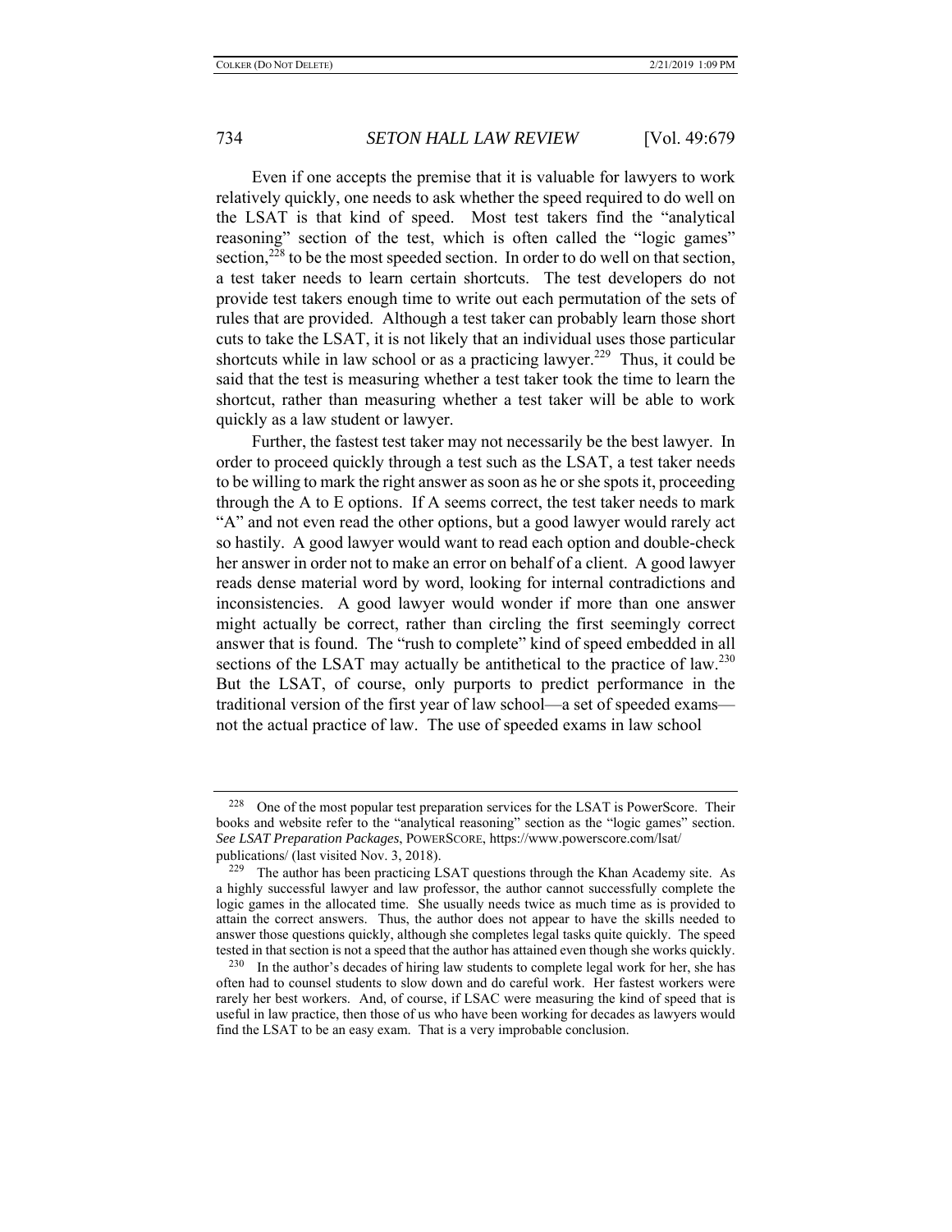Even if one accepts the premise that it is valuable for lawyers to work relatively quickly, one needs to ask whether the speed required to do well on the LSAT is that kind of speed. Most test takers find the "analytical reasoning" section of the test, which is often called the "logic games" section,[228] to be the most speeded section. In order to do well on that section, a test taker needs to learn certain shortcuts. The test developers do not provide test takers enough time to write out each permutation of the sets of rules that are provided. Although a test taker can probably learn those short cuts to take the LSAT, it is not likely that an individual uses those particular shortcuts while in law school or as a practicing lawyer.[229] Thus, it could be said that the test is measuring whether a test taker took the time to learn the shortcut, rather than measuring whether a test taker will be able to work quickly as a law student or lawyer.

Further, the fastest test taker may not necessarily be the best lawyer. In order to proceed quickly through a test such as the LSAT, a test taker needs to be willing to mark the right answer as soon as he or she spots it, proceeding through the A to E options. If A seems correct, the test taker needs to mark "A" and not even read the other options, but a good lawyer would rarely act so hastily. A good lawyer would want to read each option and double-check her answer in order not to make an error on behalf of a client. A good lawyer reads dense material word by word, looking for internal contradictions and inconsistencies. A good lawyer would wonder if more than one answer might actually be correct, rather than circling the first seemingly correct answer that is found. The "rush to complete" kind of speed embedded in all sections of the LSAT may actually be antithetical to the practice of law.[230] But the LSAT, of course, only purports to predict performance in the traditional version of the first year of law school—a set of speeded exams—not the actual practice of law. The use of speeded exams in law school

---

[228] One of the most popular test preparation services for the LSAT is PowerScore. Their books and website refer to the "analytical reasoning" section as the "logic games" section. *See LSAT Preparation Packages*, POWERSCORE, https://www.powerscore.com/lsat/publications/ (last visited Nov. 3, 2018).

[229] The author has been practicing LSAT questions through the Khan Academy site. As a highly successful lawyer and law professor, the author cannot successfully complete the logic games in the allocated time. She usually needs twice as much time as is provided to attain the correct answers. Thus, the author does not appear to have the skills needed to answer those questions quickly, although she completes legal tasks quite quickly. The speed tested in that section is not a speed that the author has attained even though she works quickly.

[230] In the author's decades of hiring law students to complete legal work for her, she has often had to counsel students to slow down and do careful work. Her fastest workers were rarely her best workers. And, of course, if LSAC were measuring the kind of speed that is useful in law practice, then those of us who have been working for decades as lawyers would find the LSAT to be an easy exam. That is a very improbable conclusion.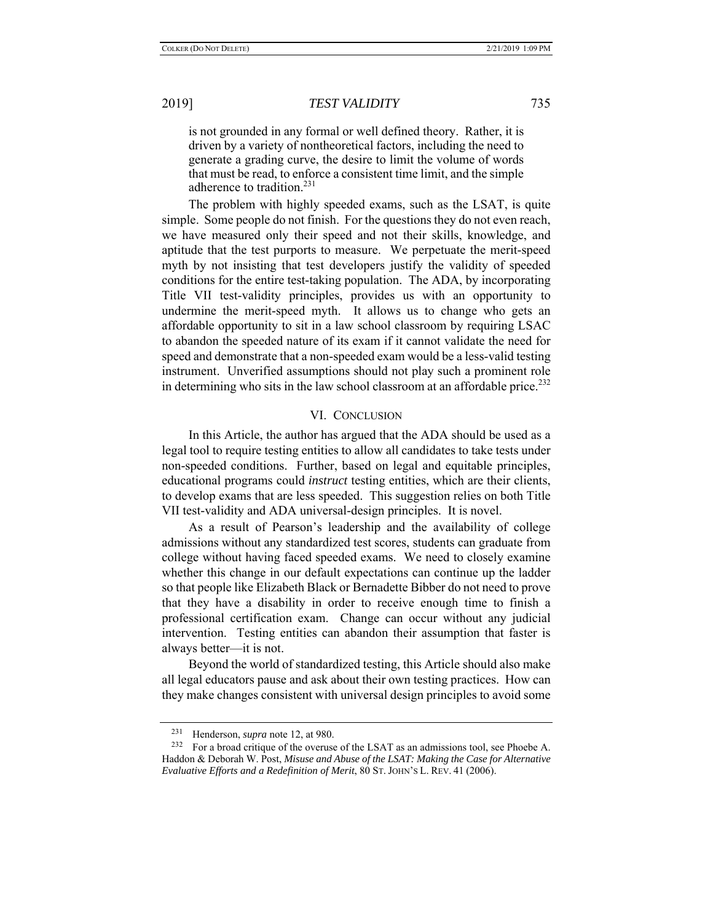> is not grounded in any formal or well defined theory. Rather, it is driven by a variety of nontheoretical factors, including the need to generate a grading curve, the desire to limit the volume of words that must be read, to enforce a consistent time limit, and the simple adherence to tradition.[231]

The problem with highly speeded exams, such as the LSAT, is quite simple. Some people do not finish. For the questions they do not even reach, we have measured only their speed and not their skills, knowledge, and aptitude that the test purports to measure. We perpetuate the merit-speed myth by not insisting that test developers justify the validity of speeded conditions for the entire test-taking population. The ADA, by incorporating Title VII test-validity principles, provides us with an opportunity to undermine the merit-speed myth. It allows us to change who gets an affordable opportunity to sit in a law school classroom by requiring LSAC to abandon the speeded nature of its exam if it cannot validate the need for speed and demonstrate that a non-speeded exam would be a less-valid testing instrument. Unverified assumptions should not play such a prominent role in determining who sits in the law school classroom at an affordable price.[232]

## VI. CONCLUSION

In this Article, the author has argued that the ADA should be used as a legal tool to require testing entities to allow all candidates to take tests under non-speeded conditions. Further, based on legal and equitable principles, educational programs could *instruct* testing entities, which are their clients, to develop exams that are less speeded. This suggestion relies on both Title VII test-validity and ADA universal-design principles. It is novel.

As a result of Pearson's leadership and the availability of college admissions without any standardized test scores, students can graduate from college without having faced speeded exams. We need to closely examine whether this change in our default expectations can continue up the ladder so that people like Elizabeth Black or Bernadette Bibber do not need to prove that they have a disability in order to receive enough time to finish a professional certification exam. Change can occur without any judicial intervention. Testing entities can abandon their assumption that faster is always better—it is not.

Beyond the world of standardized testing, this Article should also make all legal educators pause and ask about their own testing practices. How can they make changes consistent with universal design principles to avoid some

---

[231] Henderson, *supra* note 12, at 980.

[232] For a broad critique of the overuse of the LSAT as an admissions tool, see Phoebe A. Haddon & Deborah W. Post, *Misuse and Abuse of the LSAT: Making the Case for Alternative Evaluative Efforts and a Redefinition of Merit*, 80 ST. JOHN'S L. REV. 41 (2006).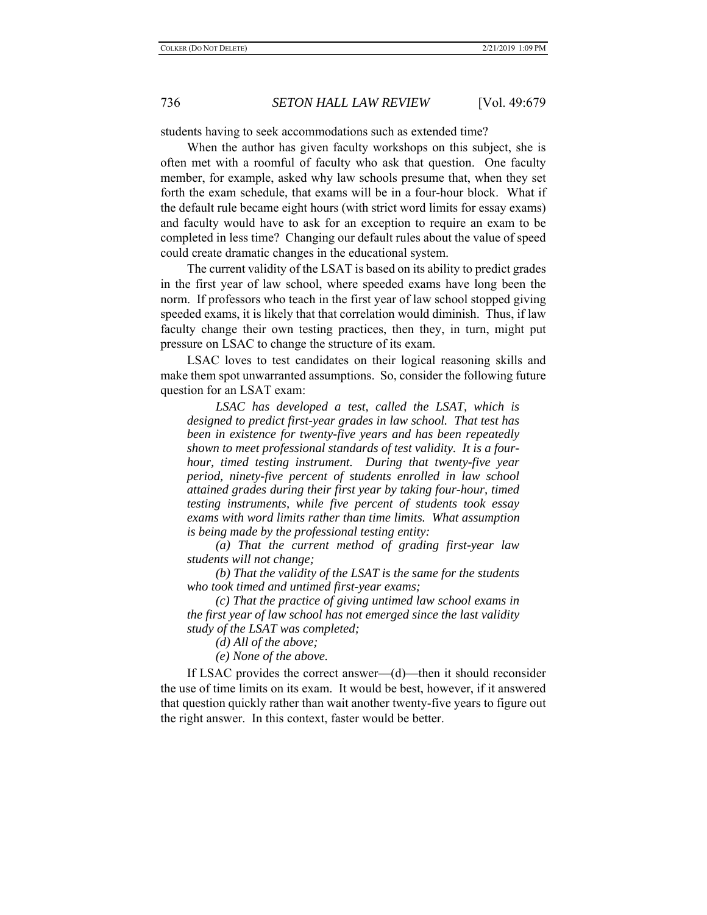students having to seek accommodations such as extended time?

When the author has given faculty workshops on this subject, she is often met with a roomful of faculty who ask that question. One faculty member, for example, asked why law schools presume that, when they set forth the exam schedule, that exams will be in a four-hour block. What if the default rule became eight hours (with strict word limits for essay exams) and faculty would have to ask for an exception to require an exam to be completed in less time? Changing our default rules about the value of speed could create dramatic changes in the educational system.

The current validity of the LSAT is based on its ability to predict grades in the first year of law school, where speeded exams have long been the norm. If professors who teach in the first year of law school stopped giving speeded exams, it is likely that that correlation would diminish. Thus, if law faculty change their own testing practices, then they, in turn, might put pressure on LSAC to change the structure of its exam.

LSAC loves to test candidates on their logical reasoning skills and make them spot unwarranted assumptions. So, consider the following future question for an LSAT exam:

> *LSAC has developed a test, called the LSAT, which is designed to predict first-year grades in law school. That test has been in existence for twenty-five years and has been repeatedly shown to meet professional standards of test validity. It is a four-hour, timed testing instrument. During that twenty-five year period, ninety-five percent of students enrolled in law school attained grades during their first year by taking four-hour, timed testing instruments, while five percent of students took essay exams with word limits rather than time limits. What assumption is being made by the professional testing entity:*
>
> *(a) That the current method of grading first-year law students will not change;*
>
> *(b) That the validity of the LSAT is the same for the students who took timed and untimed first-year exams;*
>
> *(c) That the practice of giving untimed law school exams in the first year of law school has not emerged since the last validity study of the LSAT was completed;*
>
> *(d) All of the above;*
>
> *(e) None of the above.*

If LSAC provides the correct answer—(d)—then it should reconsider the use of time limits on its exam. It would be best, however, if it answered that question quickly rather than wait another twenty-five years to figure out the right answer. In this context, faster would be better.